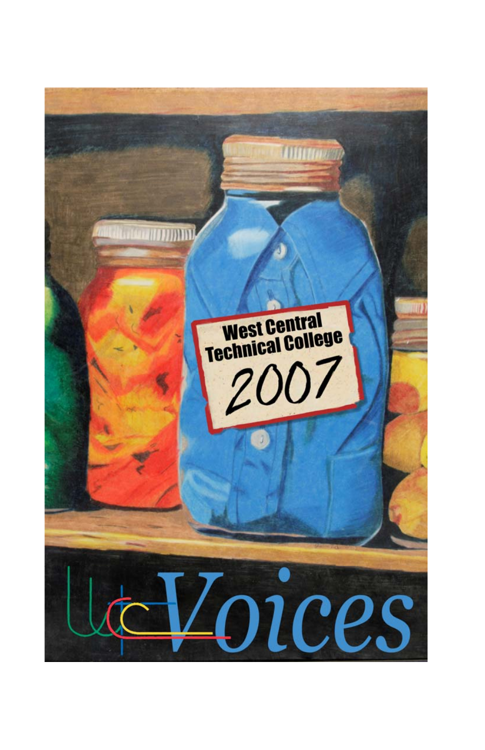West Central Technical College

2007

# Voices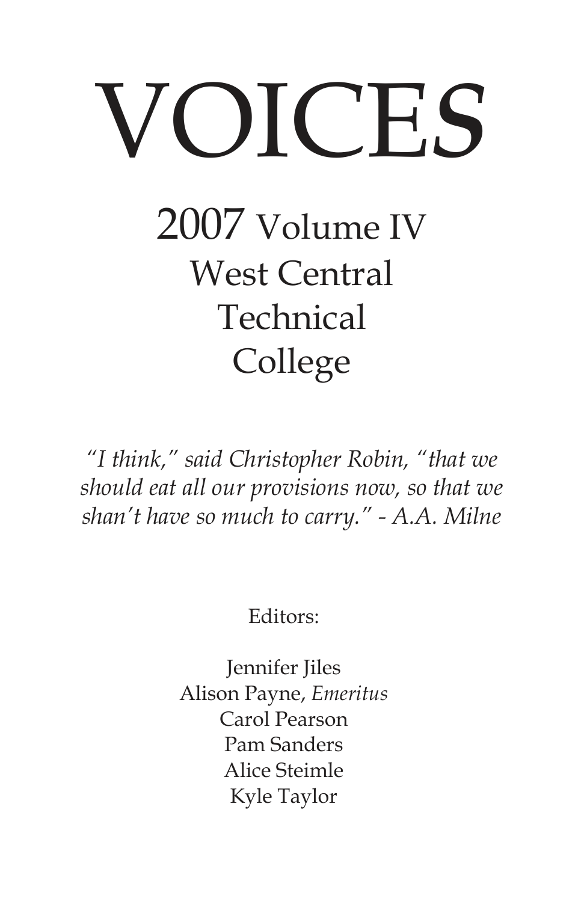# VOICES

## 2007 Volume IV
## West Central Technical College

*"I think," said Christopher Robin, "that we should eat all our provisions now, so that we shan't have so much to carry." - A.A. Milne*

Editors:

Jennifer Jiles
Alison Payne, *Emeritus*
Carol Pearson
Pam Sanders
Alice Steimle
Kyle Taylor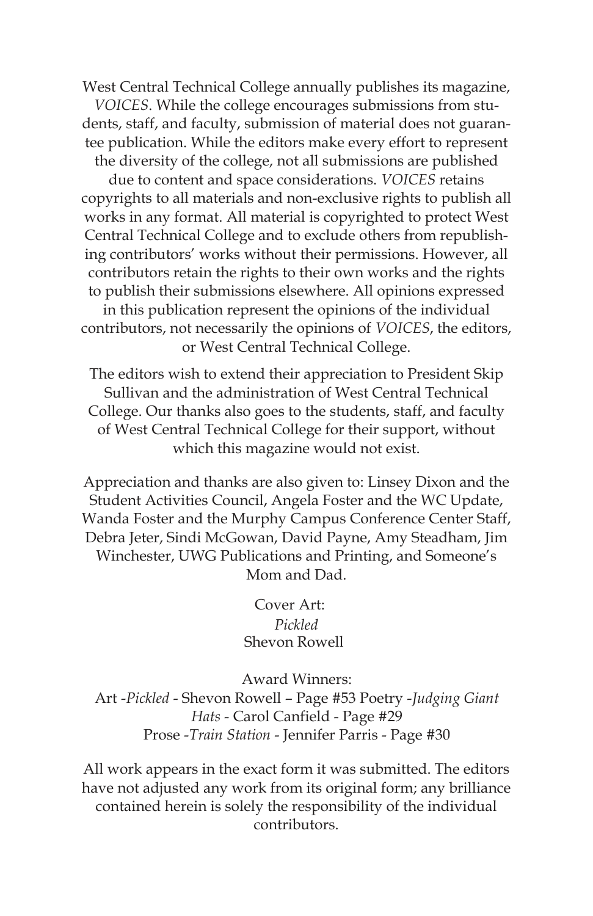West Central Technical College annually publishes its magazine, *VOICES*. While the college encourages submissions from students, staff, and faculty, submission of material does not guarantee publication. While the editors make every effort to represent the diversity of the college, not all submissions are published due to content and space considerations. *VOICES* retains copyrights to all materials and non-exclusive rights to publish all works in any format. All material is copyrighted to protect West Central Technical College and to exclude others from republishing contributors' works without their permissions. However, all contributors retain the rights to their own works and the rights to publish their submissions elsewhere. All opinions expressed in this publication represent the opinions of the individual contributors, not necessarily the opinions of *VOICES*, the editors, or West Central Technical College.

The editors wish to extend their appreciation to President Skip Sullivan and the administration of West Central Technical College. Our thanks also goes to the students, staff, and faculty of West Central Technical College for their support, without which this magazine would not exist.

Appreciation and thanks are also given to: Linsey Dixon and the Student Activities Council, Angela Foster and the WC Update, Wanda Foster and the Murphy Campus Conference Center Staff, Debra Jeter, Sindi McGowan, David Payne, Amy Steadham, Jim Winchester, UWG Publications and Printing, and Someone's Mom and Dad.

Cover Art:
*Pickled*
Shevon Rowell

Award Winners:
Art -*Pickled* - Shevon Rowell – Page #53 Poetry -*Judging Giant Hats* - Carol Canfield - Page #29
Prose -*Train Station* - Jennifer Parris - Page #30

All work appears in the exact form it was submitted. The editors have not adjusted any work from its original form; any brilliance contained herein is solely the responsibility of the individual contributors.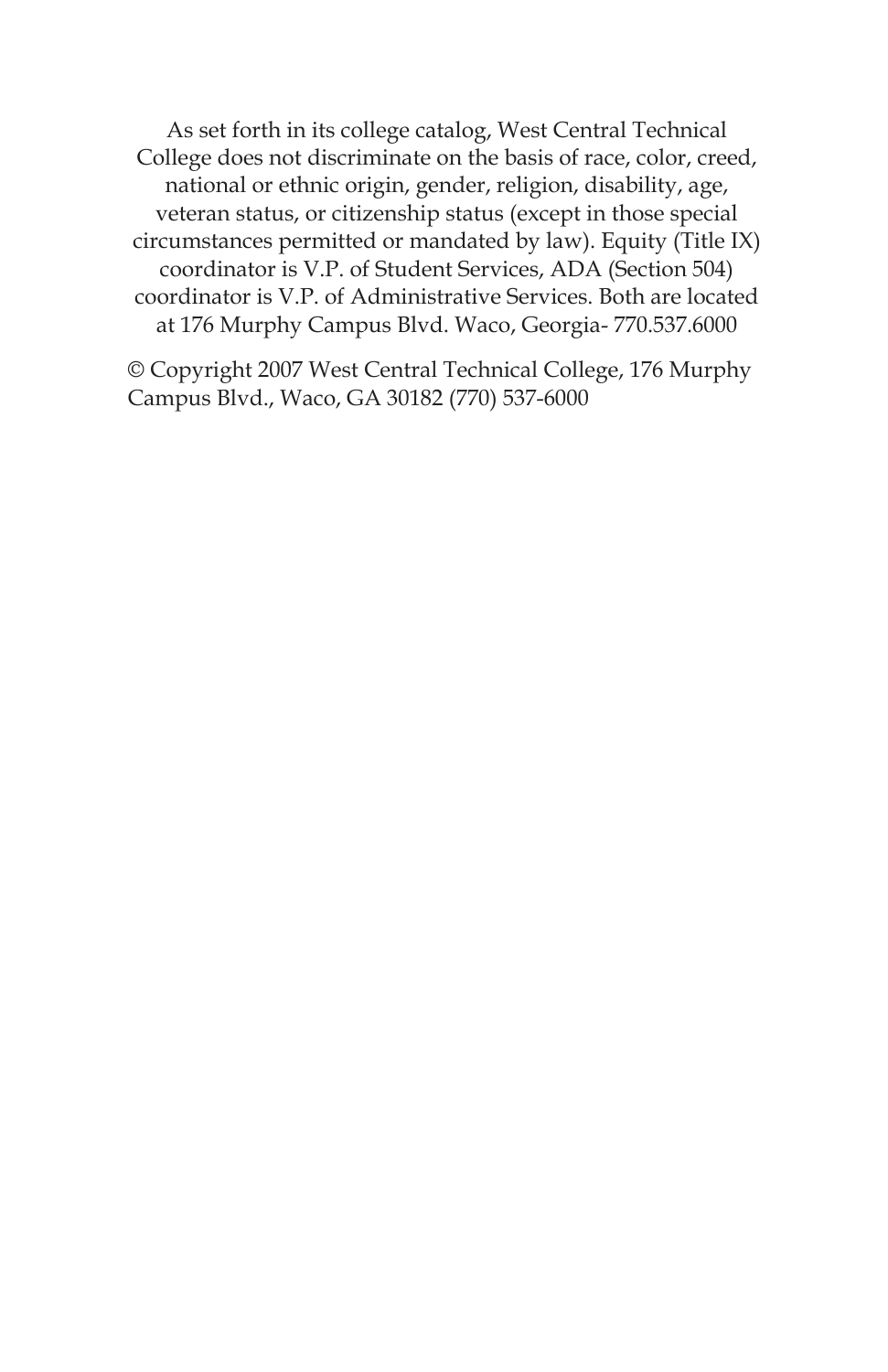As set forth in its college catalog, West Central Technical College does not discriminate on the basis of race, color, creed, national or ethnic origin, gender, religion, disability, age, veteran status, or citizenship status (except in those special circumstances permitted or mandated by law). Equity (Title IX) coordinator is V.P. of Student Services, ADA (Section 504) coordinator is V.P. of Administrative Services. Both are located at 176 Murphy Campus Blvd. Waco, Georgia- 770.537.6000

© Copyright 2007 West Central Technical College, 176 Murphy Campus Blvd., Waco, GA 30182 (770) 537-6000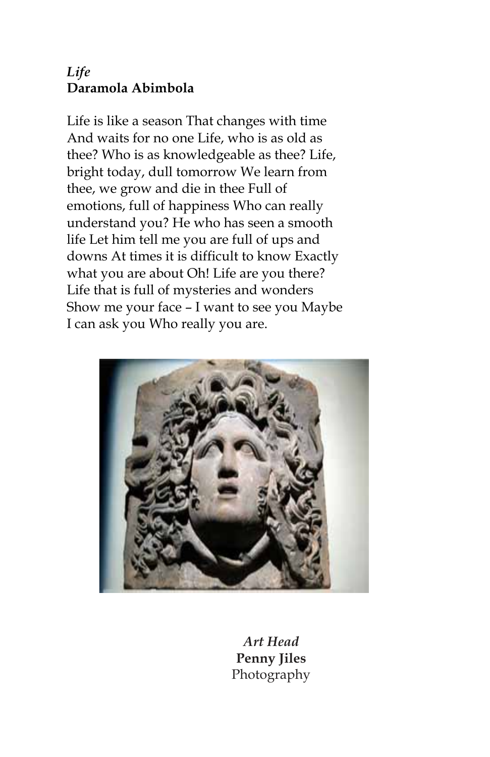*Life*
**Daramola Abimbola**

Life is like a season That changes with time And waits for no one Life, who is as old as thee? Who is as knowledgeable as thee? Life, bright today, dull tomorrow We learn from thee, we grow and die in thee Full of emotions, full of happiness Who can really understand you? He who has seen a smooth life Let him tell me you are full of ups and downs At times it is difficult to know Exactly what you are about Oh! Life are you there? Life that is full of mysteries and wonders Show me your face – I want to see you Maybe I can ask you Who really you are.

*Art Head*
**Penny Jiles**
Photography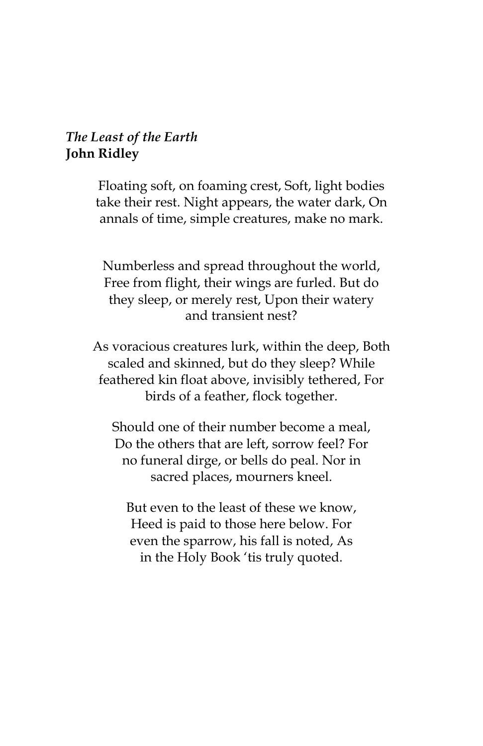*The Least of the Earth*
**John Ridley**

Floating soft, on foaming crest, Soft, light bodies take their rest. Night appears, the water dark, On annals of time, simple creatures, make no mark.

Numberless and spread throughout the world, Free from flight, their wings are furled. But do they sleep, or merely rest, Upon their watery and transient nest?

As voracious creatures lurk, within the deep, Both scaled and skinned, but do they sleep? While feathered kin float above, invisibly tethered, For birds of a feather, flock together.

Should one of their number become a meal, Do the others that are left, sorrow feel? For no funeral dirge, or bells do peal. Nor in sacred places, mourners kneel.

But even to the least of these we know, Heed is paid to those here below. For even the sparrow, his fall is noted, As in the Holy Book 'tis truly quoted.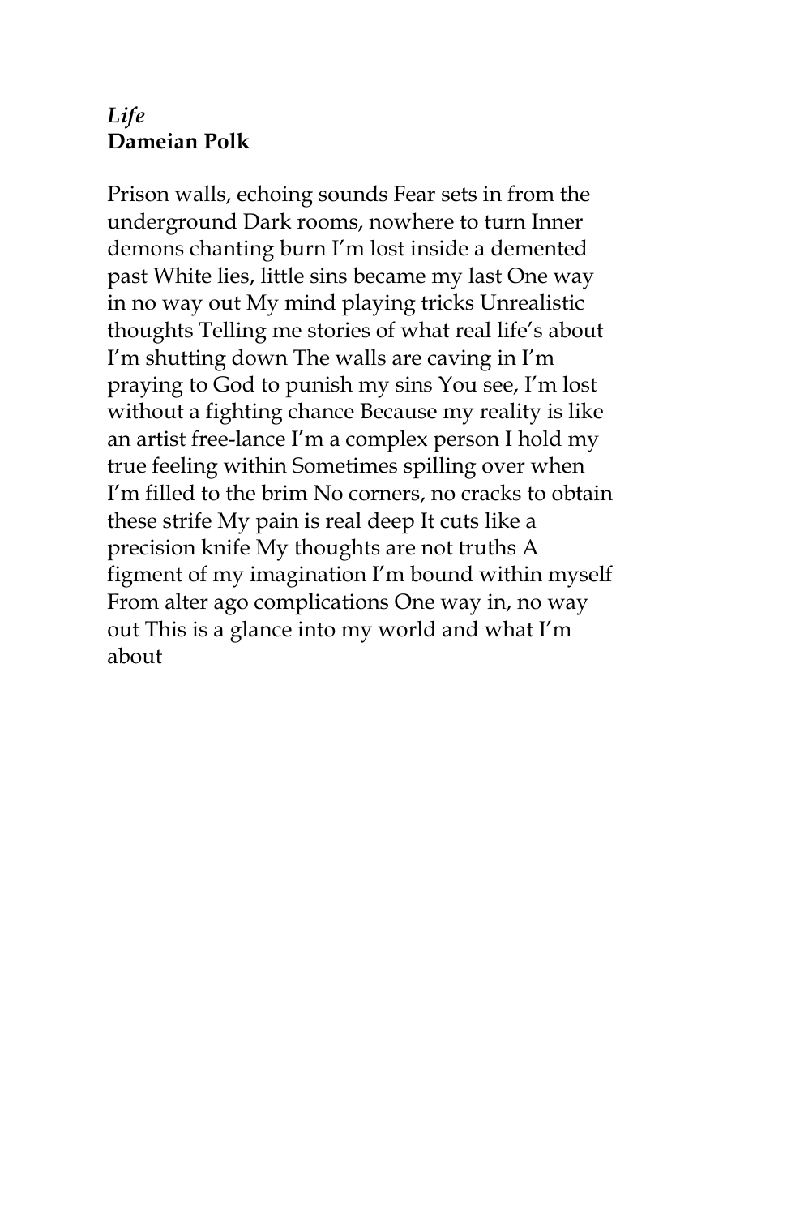*Life*
**Dameian Polk**

Prison walls, echoing sounds Fear sets in from the underground Dark rooms, nowhere to turn Inner demons chanting burn I'm lost inside a demented past White lies, little sins became my last One way in no way out My mind playing tricks Unrealistic thoughts Telling me stories of what real life's about I'm shutting down The walls are caving in I'm praying to God to punish my sins You see, I'm lost without a fighting chance Because my reality is like an artist free-lance I'm a complex person I hold my true feeling within Sometimes spilling over when I'm filled to the brim No corners, no cracks to obtain these strife My pain is real deep It cuts like a precision knife My thoughts are not truths A figment of my imagination I'm bound within myself From alter ago complications One way in, no way out This is a glance into my world and what I'm about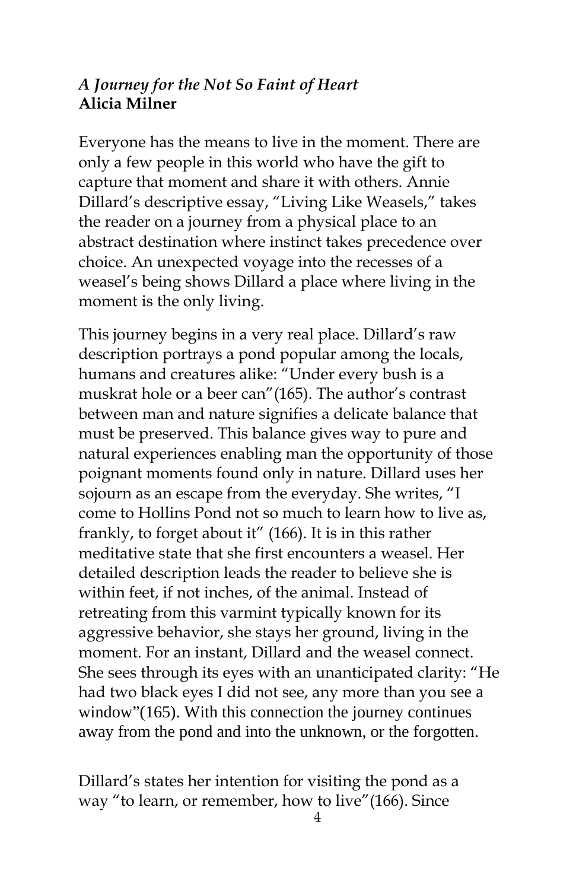### *A Journey for the Not So Faint of Heart*
**Alicia Milner**

Everyone has the means to live in the moment. There are only a few people in this world who have the gift to capture that moment and share it with others. Annie Dillard's descriptive essay, "Living Like Weasels," takes the reader on a journey from a physical place to an abstract destination where instinct takes precedence over choice. An unexpected voyage into the recesses of a weasel's being shows Dillard a place where living in the moment is the only living.

This journey begins in a very real place. Dillard's raw description portrays a pond popular among the locals, humans and creatures alike: "Under every bush is a muskrat hole or a beer can"(165). The author's contrast between man and nature signifies a delicate balance that must be preserved. This balance gives way to pure and natural experiences enabling man the opportunity of those poignant moments found only in nature. Dillard uses her sojourn as an escape from the everyday. She writes, "I come to Hollins Pond not so much to learn how to live as, frankly, to forget about it" (166). It is in this rather meditative state that she first encounters a weasel. Her detailed description leads the reader to believe she is within feet, if not inches, of the animal. Instead of retreating from this varmint typically known for its aggressive behavior, she stays her ground, living in the moment. For an instant, Dillard and the weasel connect. She sees through its eyes with an unanticipated clarity: "He had two black eyes I did not see, any more than you see a window"(165). With this connection the journey continues away from the pond and into the unknown, or the forgotten.

Dillard's states her intention for visiting the pond as a way "to learn, or remember, how to live"(166). Since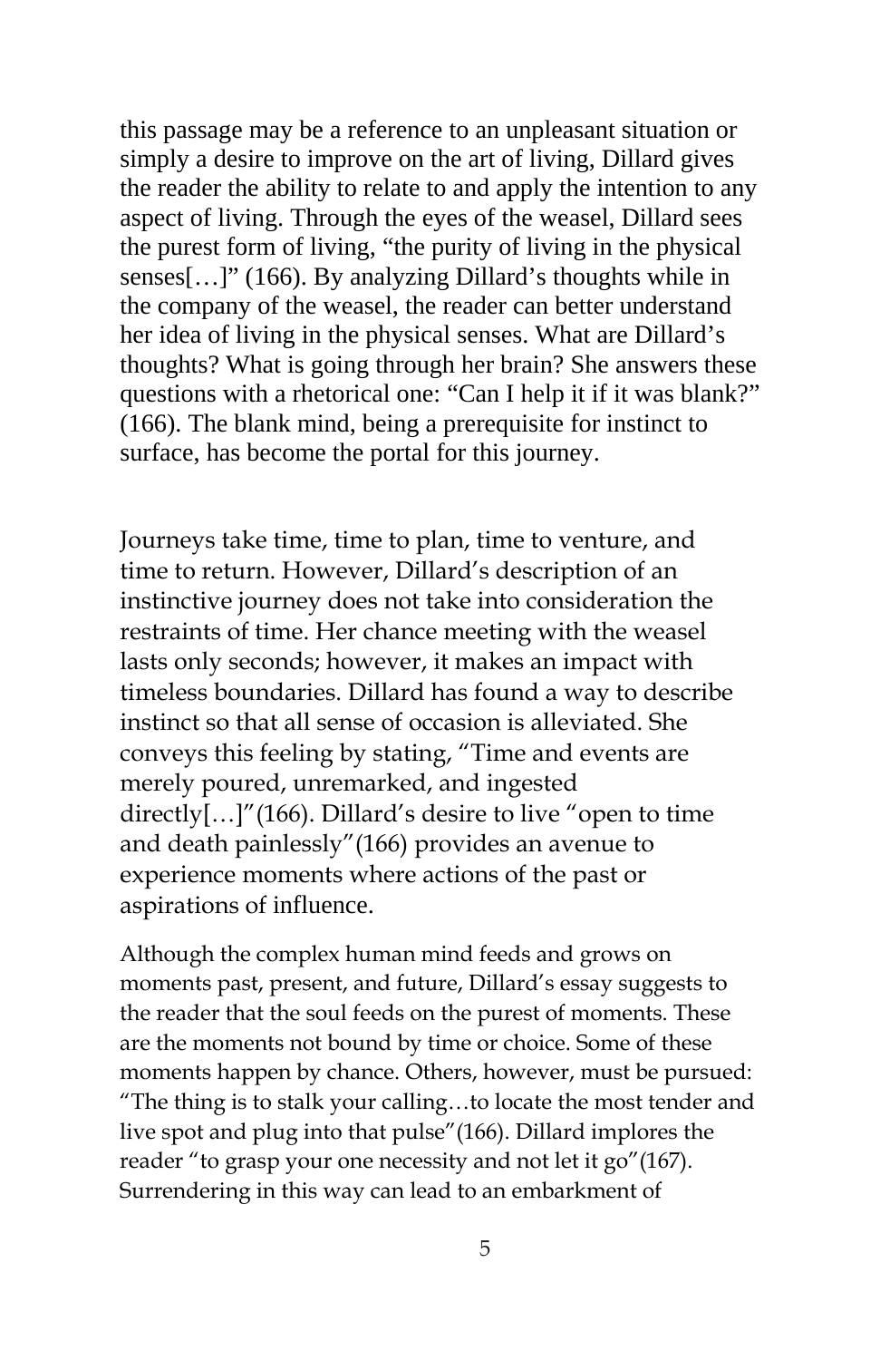this passage may be a reference to an unpleasant situation or simply a desire to improve on the art of living, Dillard gives the reader the ability to relate to and apply the intention to any aspect of living. Through the eyes of the weasel, Dillard sees the purest form of living, "the purity of living in the physical senses[…]" (166). By analyzing Dillard's thoughts while in the company of the weasel, the reader can better understand her idea of living in the physical senses. What are Dillard's thoughts? What is going through her brain? She answers these questions with a rhetorical one: "Can I help it if it was blank?" (166). The blank mind, being a prerequisite for instinct to surface, has become the portal for this journey.

Journeys take time, time to plan, time to venture, and time to return. However, Dillard's description of an instinctive journey does not take into consideration the restraints of time. Her chance meeting with the weasel lasts only seconds; however, it makes an impact with timeless boundaries. Dillard has found a way to describe instinct so that all sense of occasion is alleviated. She conveys this feeling by stating, "Time and events are merely poured, unremarked, and ingested directly[…]"(166). Dillard's desire to live "open to time and death painlessly"(166) provides an avenue to experience moments where actions of the past or aspirations of influence.

Although the complex human mind feeds and grows on moments past, present, and future, Dillard's essay suggests to the reader that the soul feeds on the purest of moments. These are the moments not bound by time or choice. Some of these moments happen by chance. Others, however, must be pursued: "The thing is to stalk your calling…to locate the most tender and live spot and plug into that pulse"(166). Dillard implores the reader "to grasp your one necessity and not let it go"(167). Surrendering in this way can lead to an embarkment of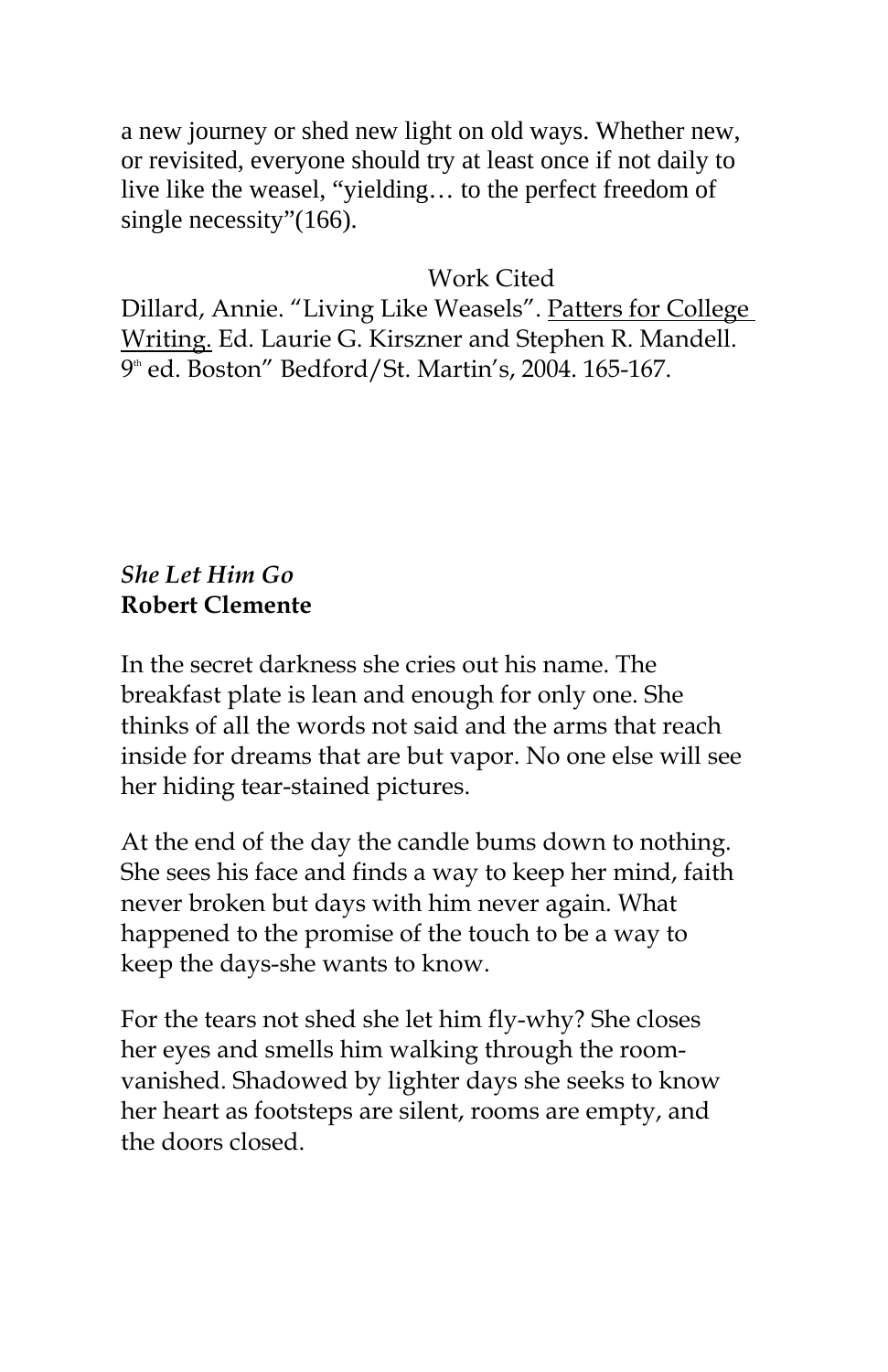a new journey or shed new light on old ways. Whether new, or revisited, everyone should try at least once if not daily to live like the weasel, "yielding… to the perfect freedom of single necessity"(166).

Work Cited

Dillard, Annie. "Living Like Weasels". Patters for College Writing. Ed. Laurie G. Kirszner and Stephen R. Mandell. 9th ed. Boston" Bedford/St. Martin's, 2004. 165-167.

***She Let Him Go***
**Robert Clemente**

In the secret darkness she cries out his name. The breakfast plate is lean and enough for only one. She thinks of all the words not said and the arms that reach inside for dreams that are but vapor. No one else will see her hiding tear-stained pictures.

At the end of the day the candle bums down to nothing. She sees his face and finds a way to keep her mind, faith never broken but days with him never again. What happened to the promise of the touch to be a way to keep the days-she wants to know.

For the tears not shed she let him fly-why? She closes her eyes and smells him walking through the room-vanished. Shadowed by lighter days she seeks to know her heart as footsteps are silent, rooms are empty, and the doors closed.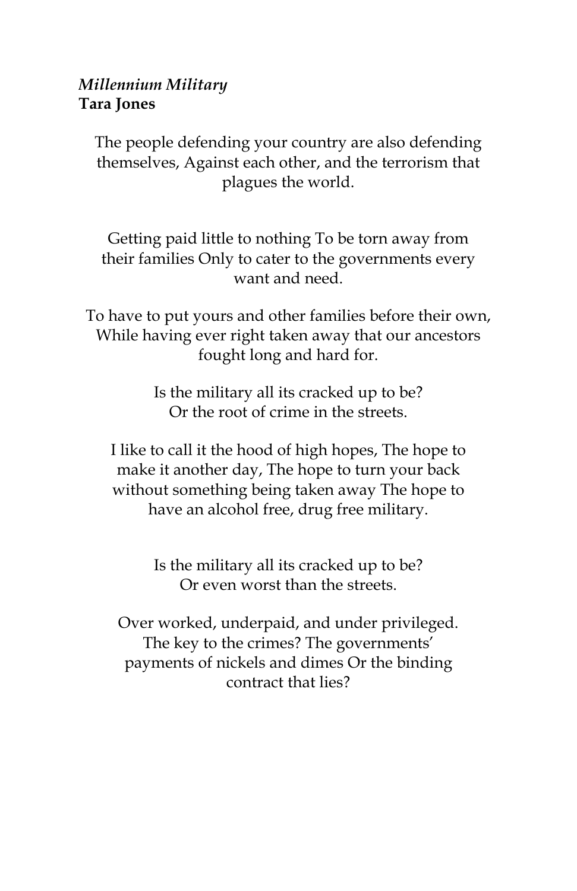*Millennium Military*
**Tara Jones**

The people defending your country are also defending themselves, Against each other, and the terrorism that plagues the world.

Getting paid little to nothing To be torn away from their families Only to cater to the governments every want and need.

To have to put yours and other families before their own, While having ever right taken away that our ancestors fought long and hard for.

Is the military all its cracked up to be?
Or the root of crime in the streets.

I like to call it the hood of high hopes, The hope to make it another day, The hope to turn your back without something being taken away The hope to have an alcohol free, drug free military.

Is the military all its cracked up to be?
Or even worst than the streets.

Over worked, underpaid, and under privileged. The key to the crimes? The governments' payments of nickels and dimes Or the binding contract that lies?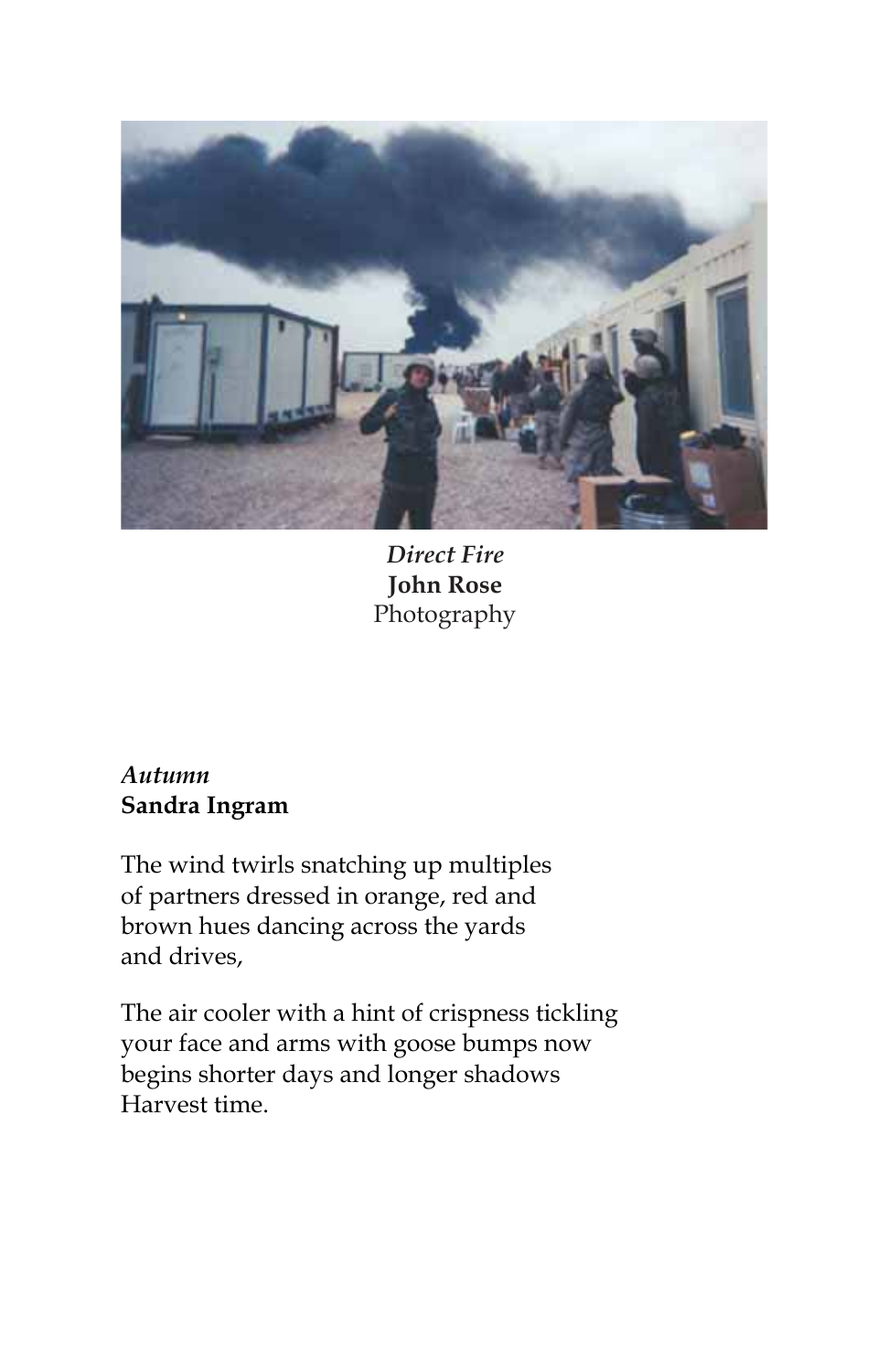*Direct Fire*
**John Rose**
Photography

*Autumn*
**Sandra Ingram**

The wind twirls snatching up multiples
of partners dressed in orange, red and
brown hues dancing across the yards
and drives,

The air cooler with a hint of crispness tickling
your face and arms with goose bumps now
begins shorter days and longer shadows
Harvest time.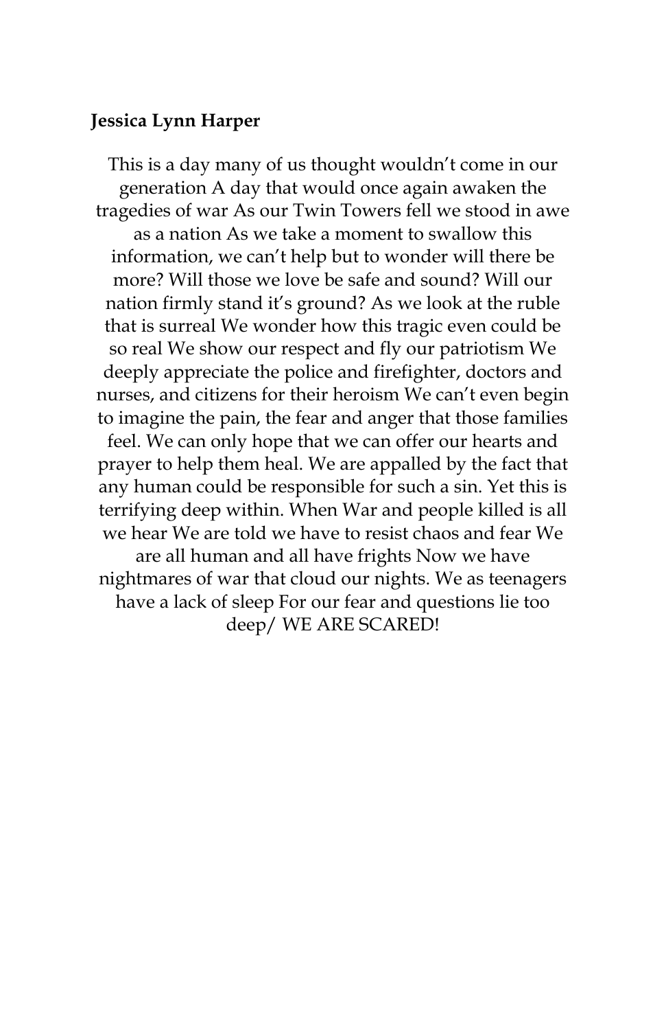**Jessica Lynn Harper**

This is a day many of us thought wouldn't come in our generation A day that would once again awaken the tragedies of war As our Twin Towers fell we stood in awe as a nation As we take a moment to swallow this information, we can't help but to wonder will there be more? Will those we love be safe and sound? Will our nation firmly stand it's ground? As we look at the ruble that is surreal We wonder how this tragic even could be so real We show our respect and fly our patriotism We deeply appreciate the police and firefighter, doctors and nurses, and citizens for their heroism We can't even begin to imagine the pain, the fear and anger that those families feel. We can only hope that we can offer our hearts and prayer to help them heal. We are appalled by the fact that any human could be responsible for such a sin. Yet this is terrifying deep within. When War and people killed is all we hear We are told we have to resist chaos and fear We are all human and all have frights Now we have nightmares of war that cloud our nights. We as teenagers have a lack of sleep For our fear and questions lie too deep/ WE ARE SCARED!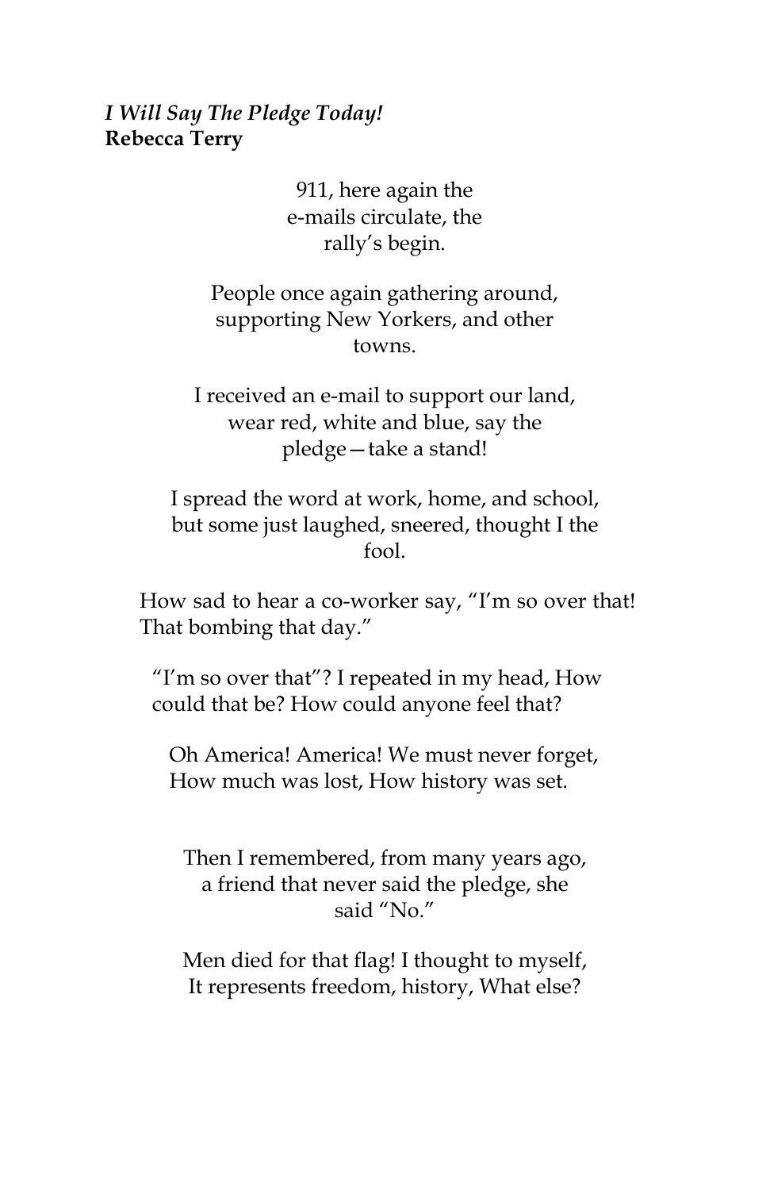*I Will Say The Pledge Today!*
**Rebecca Terry**

911, here again the
e-mails circulate, the
rally's begin.

People once again gathering around,
supporting New Yorkers, and other
towns.

I received an e-mail to support our land,
wear red, white and blue, say the
pledge—take a stand!

I spread the word at work, home, and school,
but some just laughed, sneered, thought I the
fool.

How sad to hear a co-worker say, "I'm so over that!
That bombing that day."

"I'm so over that"? I repeated in my head, How
could that be? How could anyone feel that?

Oh America! America! We must never forget,
How much was lost, How history was set.

Then I remembered, from many years ago,
a friend that never said the pledge, she
said "No."

Men died for that flag! I thought to myself,
It represents freedom, history, What else?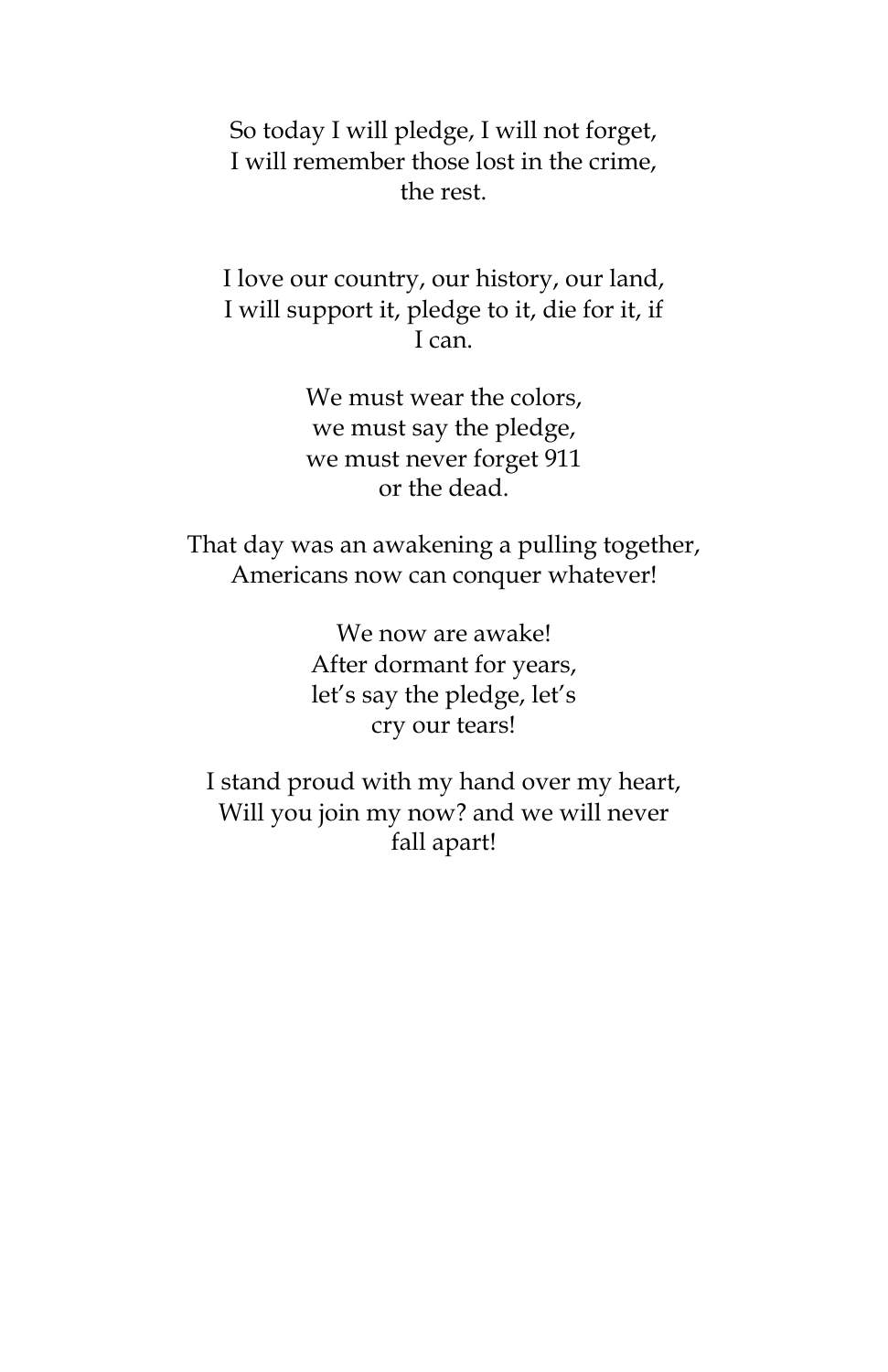So today I will pledge, I will not forget,  
I will remember those lost in the crime,  
the rest.

I love our country, our history, our land,  
I will support it, pledge to it, die for it, if  
I can.

We must wear the colors,  
we must say the pledge,  
we must never forget 911  
or the dead.

That day was an awakening a pulling together,  
Americans now can conquer whatever!

We now are awake!  
After dormant for years,  
let's say the pledge, let's  
cry our tears!

I stand proud with my hand over my heart,  
Will you join my now? and we will never  
fall apart!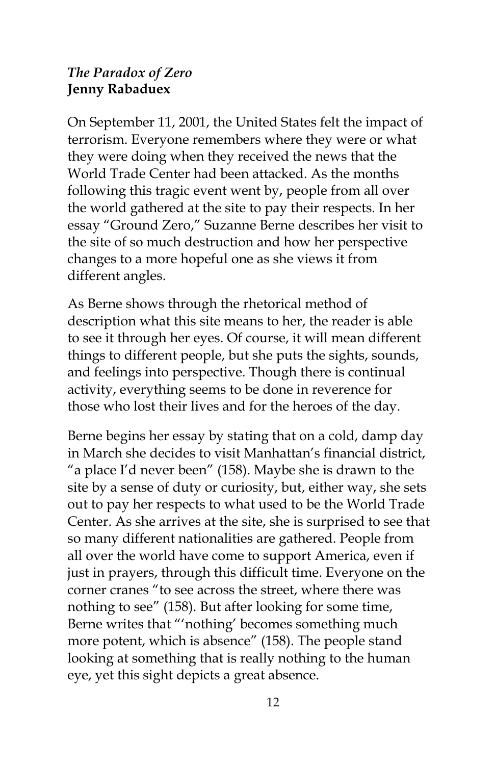*The Paradox of Zero*
**Jenny Rabaduex**

On September 11, 2001, the United States felt the impact of terrorism. Everyone remembers where they were or what they were doing when they received the news that the World Trade Center had been attacked. As the months following this tragic event went by, people from all over the world gathered at the site to pay their respects. In her essay "Ground Zero," Suzanne Berne describes her visit to the site of so much destruction and how her perspective changes to a more hopeful one as she views it from different angles.

As Berne shows through the rhetorical method of description what this site means to her, the reader is able to see it through her eyes. Of course, it will mean different things to different people, but she puts the sights, sounds, and feelings into perspective. Though there is continual activity, everything seems to be done in reverence for those who lost their lives and for the heroes of the day.

Berne begins her essay by stating that on a cold, damp day in March she decides to visit Manhattan's financial district, "a place I'd never been" (158). Maybe she is drawn to the site by a sense of duty or curiosity, but, either way, she sets out to pay her respects to what used to be the World Trade Center. As she arrives at the site, she is surprised to see that so many different nationalities are gathered. People from all over the world have come to support America, even if just in prayers, through this difficult time. Everyone on the corner cranes "to see across the street, where there was nothing to see" (158). But after looking for some time, Berne writes that "'nothing' becomes something much more potent, which is absence" (158). The people stand looking at something that is really nothing to the human eye, yet this sight depicts a great absence.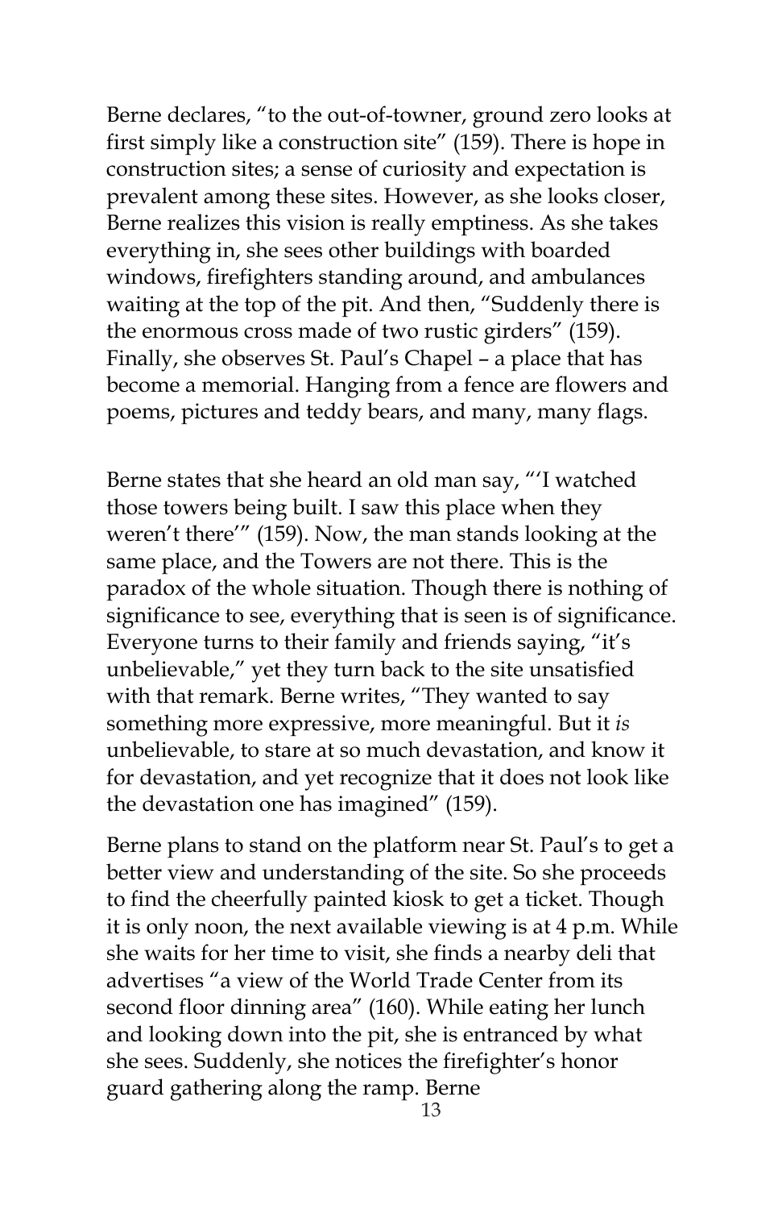Berne declares, "to the out-of-towner, ground zero looks at first simply like a construction site" (159). There is hope in construction sites; a sense of curiosity and expectation is prevalent among these sites. However, as she looks closer, Berne realizes this vision is really emptiness. As she takes everything in, she sees other buildings with boarded windows, firefighters standing around, and ambulances waiting at the top of the pit. And then, "Suddenly there is the enormous cross made of two rustic girders" (159). Finally, she observes St. Paul's Chapel – a place that has become a memorial. Hanging from a fence are flowers and poems, pictures and teddy bears, and many, many flags.

Berne states that she heard an old man say, "'I watched those towers being built. I saw this place when they weren't there'" (159). Now, the man stands looking at the same place, and the Towers are not there. This is the paradox of the whole situation. Though there is nothing of significance to see, everything that is seen is of significance. Everyone turns to their family and friends saying, "it's unbelievable," yet they turn back to the site unsatisfied with that remark. Berne writes, "They wanted to say something more expressive, more meaningful. But it *is* unbelievable, to stare at so much devastation, and know it for devastation, and yet recognize that it does not look like the devastation one has imagined" (159).

Berne plans to stand on the platform near St. Paul's to get a better view and understanding of the site. So she proceeds to find the cheerfully painted kiosk to get a ticket. Though it is only noon, the next available viewing is at 4 p.m. While she waits for her time to visit, she finds a nearby deli that advertises "a view of the World Trade Center from its second floor dinning area" (160). While eating her lunch and looking down into the pit, she is entranced by what she sees. Suddenly, she notices the firefighter's honor guard gathering along the ramp. Berne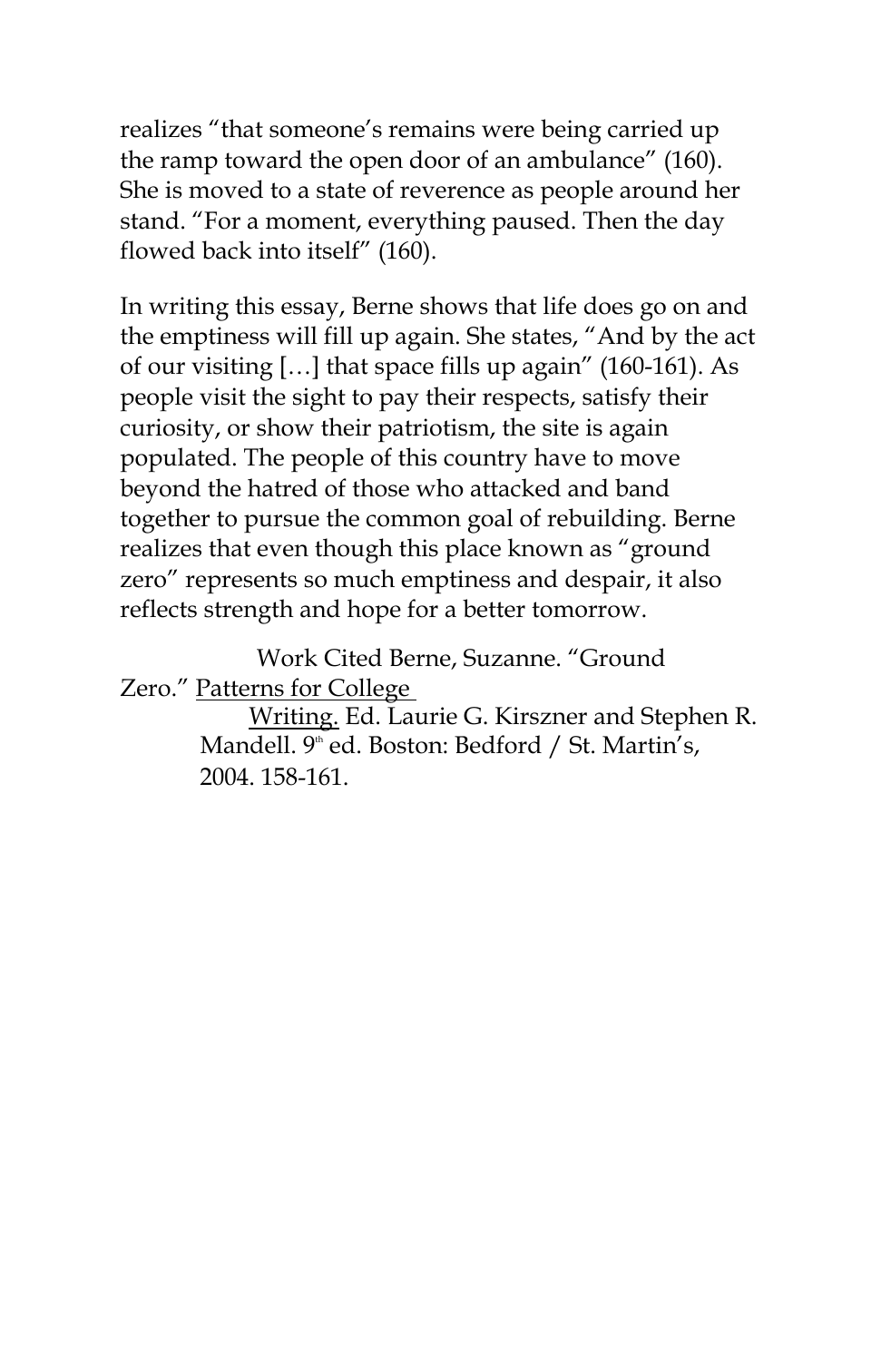realizes "that someone's remains were being carried up the ramp toward the open door of an ambulance" (160). She is moved to a state of reverence as people around her stand. "For a moment, everything paused. Then the day flowed back into itself" (160).

In writing this essay, Berne shows that life does go on and the emptiness will fill up again. She states, "And by the act of our visiting […] that space fills up again" (160-161). As people visit the sight to pay their respects, satisfy their curiosity, or show their patriotism, the site is again populated. The people of this country have to move beyond the hatred of those who attacked and band together to pursue the common goal of rebuilding. Berne realizes that even though this place known as "ground zero" represents so much emptiness and despair, it also reflects strength and hope for a better tomorrow.

Work Cited Berne, Suzanne. "Ground Zero." Patterns for College Writing. Ed. Laurie G. Kirszner and Stephen R. Mandell. 9th ed. Boston: Bedford / St. Martin's, 2004. 158-161.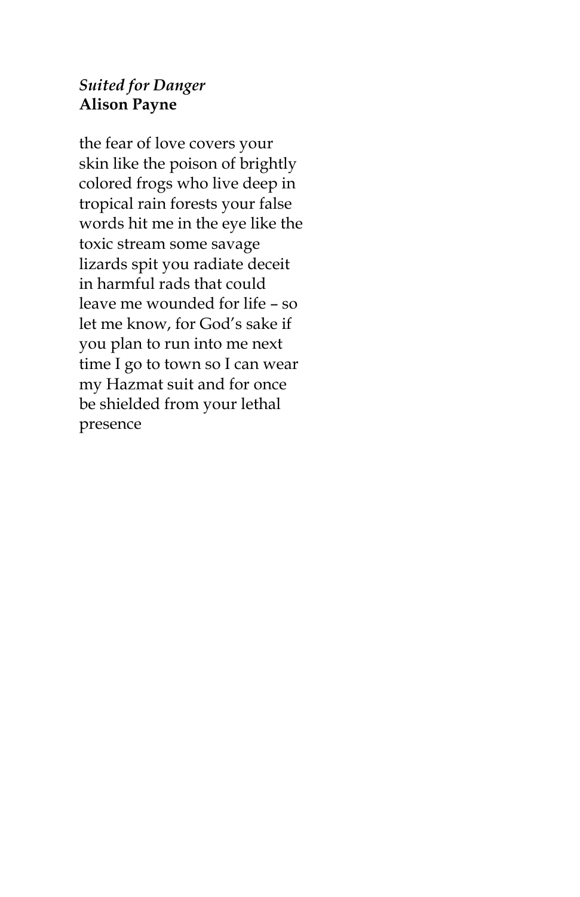*Suited for Danger*
**Alison Payne**

the fear of love covers your
skin like the poison of brightly
colored frogs who live deep in
tropical rain forests your false
words hit me in the eye like the
toxic stream some savage
lizards spit you radiate deceit
in harmful rads that could
leave me wounded for life – so
let me know, for God's sake if
you plan to run into me next
time I go to town so I can wear
my Hazmat suit and for once
be shielded from your lethal
presence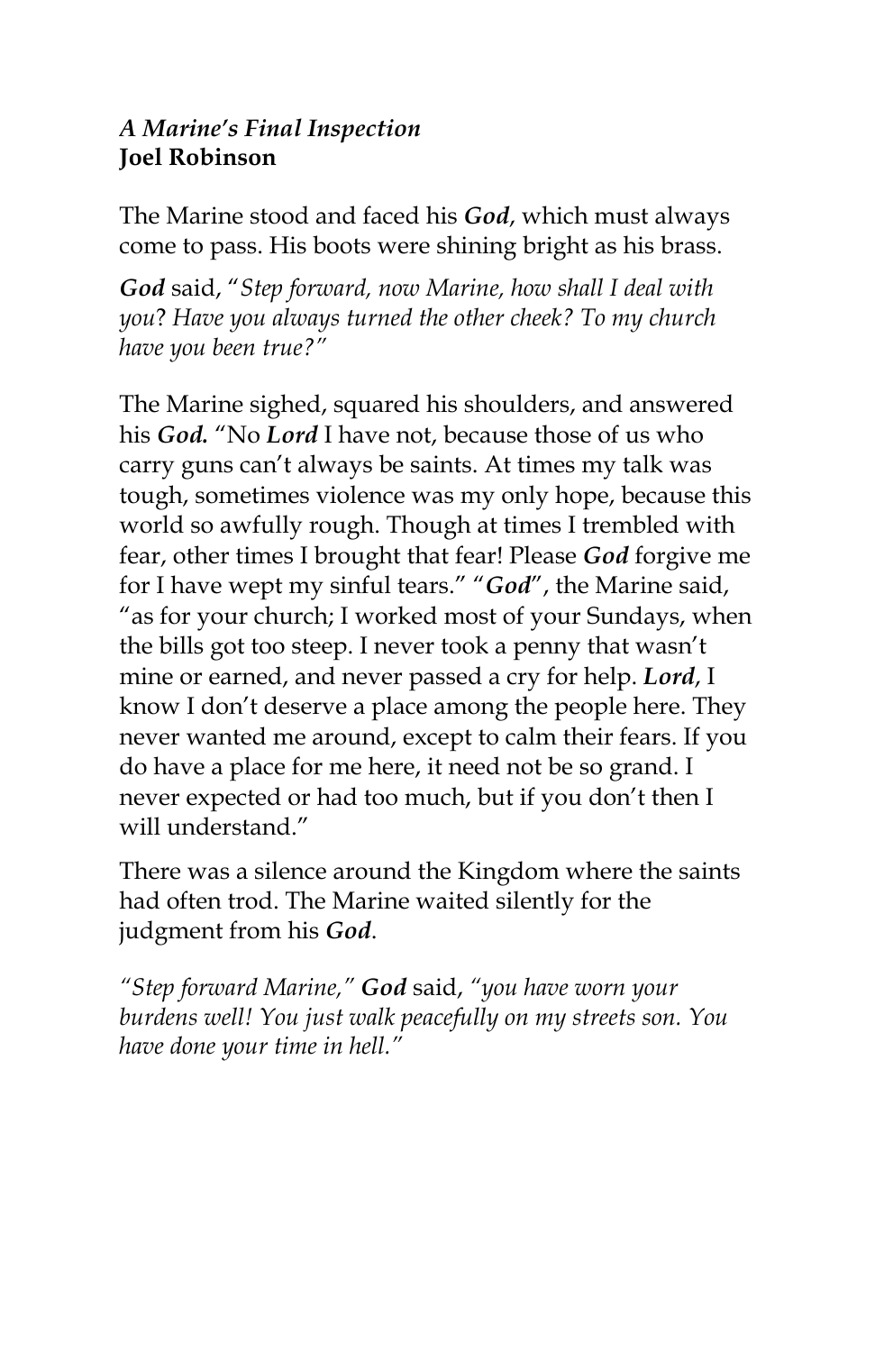*A Marine's Final Inspection*
**Joel Robinson**

The Marine stood and faced his ***God***, which must always come to pass. His boots were shining bright as his brass.

***God*** said, "*Step forward, now Marine, how shall I deal with you*? *Have you always turned the other cheek? To my church have you been true?*"

The Marine sighed, squared his shoulders, and answered his ***God.*** "No ***Lord*** I have not, because those of us who carry guns can't always be saints. At times my talk was tough, sometimes violence was my only hope, because this world so awfully rough. Though at times I trembled with fear, other times I brought that fear! Please ***God*** forgive me for I have wept my sinful tears." "***God***", the Marine said, "as for your church; I worked most of your Sundays, when the bills got too steep. I never took a penny that wasn't mine or earned, and never passed a cry for help. ***Lord***, I know I don't deserve a place among the people here. They never wanted me around, except to calm their fears. If you do have a place for me here, it need not be so grand. I never expected or had too much, but if you don't then I will understand."

There was a silence around the Kingdom where the saints had often trod. The Marine waited silently for the judgment from his ***God***.

*"Step forward Marine,"* ***God*** said, *"you have worn your burdens well! You just walk peacefully on my streets son. You have done your time in hell."*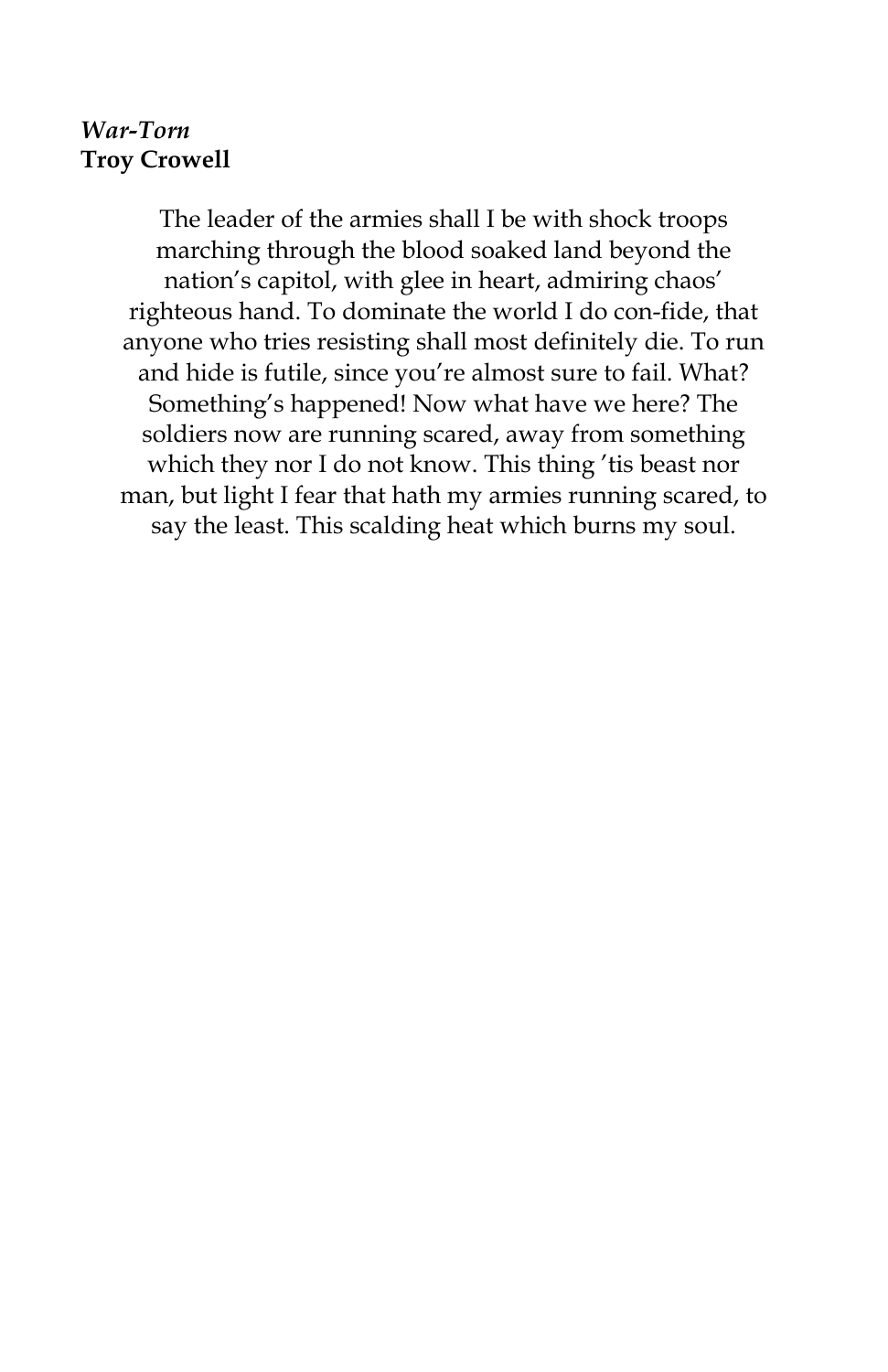*War-Torn*
**Troy Crowell**

The leader of the armies shall I be with shock troops marching through the blood soaked land beyond the nation's capitol, with glee in heart, admiring chaos' righteous hand. To dominate the world I do con-fide, that anyone who tries resisting shall most definitely die. To run and hide is futile, since you're almost sure to fail. What? Something's happened! Now what have we here? The soldiers now are running scared, away from something which they nor I do not know. This thing 'tis beast nor man, but light I fear that hath my armies running scared, to say the least. This scalding heat which burns my soul.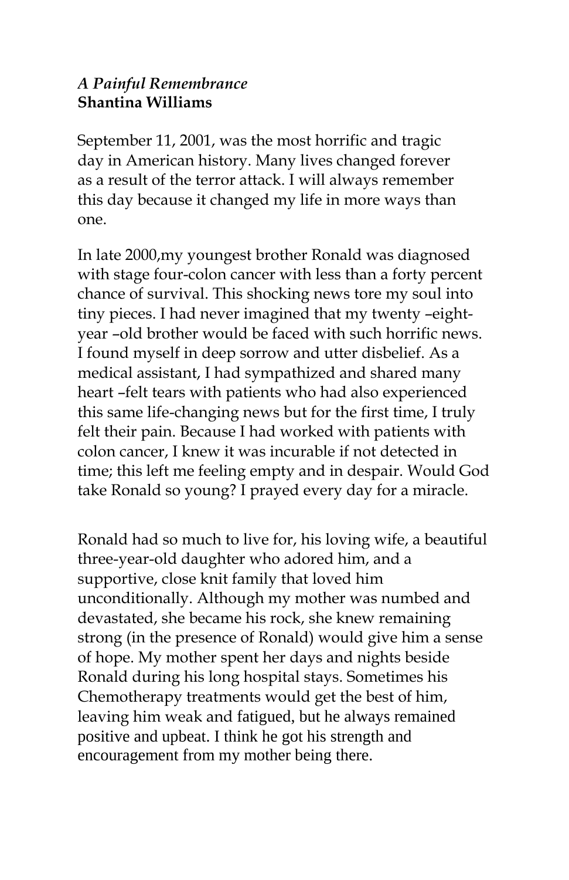*A Painful Remembrance*
**Shantina Williams**

September 11, 2001, was the most horrific and tragic day in American history. Many lives changed forever as a result of the terror attack. I will always remember this day because it changed my life in more ways than one.

In late 2000,my youngest brother Ronald was diagnosed with stage four-colon cancer with less than a forty percent chance of survival. This shocking news tore my soul into tiny pieces. I had never imagined that my twenty –eight-year –old brother would be faced with such horrific news. I found myself in deep sorrow and utter disbelief. As a medical assistant, I had sympathized and shared many heart –felt tears with patients who had also experienced this same life-changing news but for the first time, I truly felt their pain. Because I had worked with patients with colon cancer, I knew it was incurable if not detected in time; this left me feeling empty and in despair. Would God take Ronald so young? I prayed every day for a miracle.

Ronald had so much to live for, his loving wife, a beautiful three-year-old daughter who adored him, and a supportive, close knit family that loved him unconditionally. Although my mother was numbed and devastated, she became his rock, she knew remaining strong (in the presence of Ronald) would give him a sense of hope. My mother spent her days and nights beside Ronald during his long hospital stays. Sometimes his Chemotherapy treatments would get the best of him, leaving him weak and fatigued, but he always remained positive and upbeat. I think he got his strength and encouragement from my mother being there.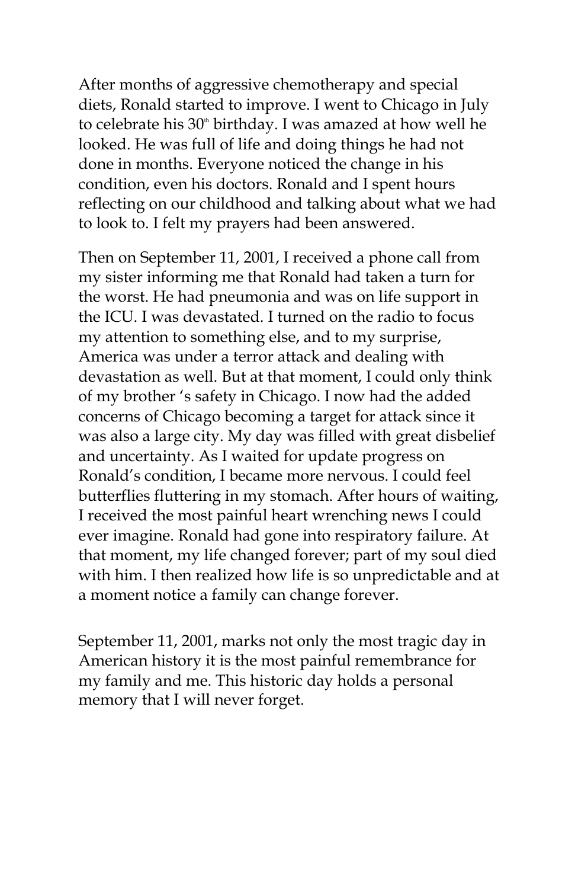After months of aggressive chemotherapy and special diets, Ronald started to improve. I went to Chicago in July to celebrate his 30th birthday. I was amazed at how well he looked. He was full of life and doing things he had not done in months. Everyone noticed the change in his condition, even his doctors. Ronald and I spent hours reflecting on our childhood and talking about what we had to look to. I felt my prayers had been answered.

Then on September 11, 2001, I received a phone call from my sister informing me that Ronald had taken a turn for the worst. He had pneumonia and was on life support in the ICU. I was devastated. I turned on the radio to focus my attention to something else, and to my surprise, America was under a terror attack and dealing with devastation as well. But at that moment, I could only think of my brother 's safety in Chicago. I now had the added concerns of Chicago becoming a target for attack since it was also a large city. My day was filled with great disbelief and uncertainty. As I waited for update progress on Ronald's condition, I became more nervous. I could feel butterflies fluttering in my stomach. After hours of waiting, I received the most painful heart wrenching news I could ever imagine. Ronald had gone into respiratory failure. At that moment, my life changed forever; part of my soul died with him. I then realized how life is so unpredictable and at a moment notice a family can change forever.

September 11, 2001, marks not only the most tragic day in American history it is the most painful remembrance for my family and me. This historic day holds a personal memory that I will never forget.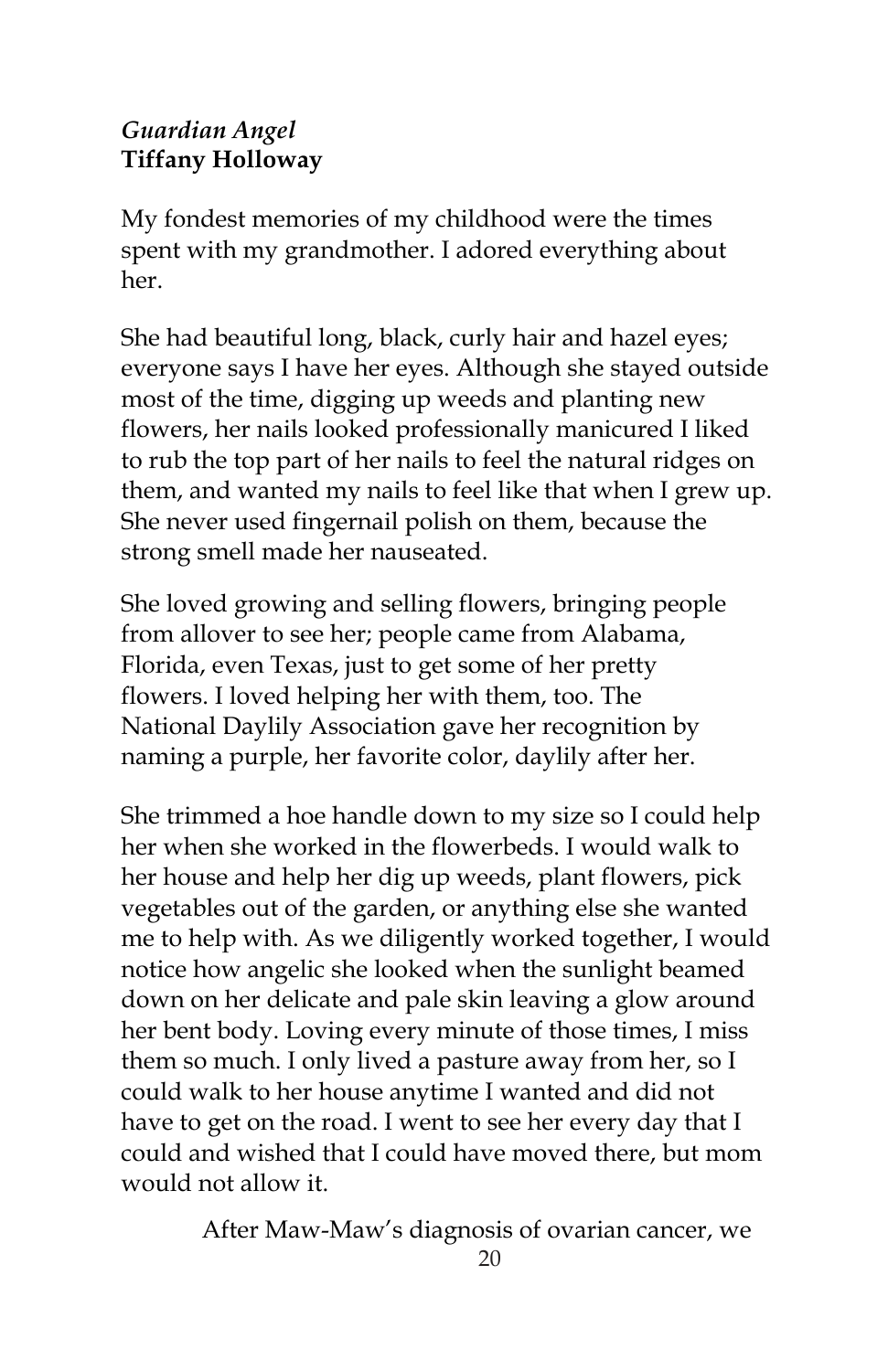*Guardian Angel*
**Tiffany Holloway**

My fondest memories of my childhood were the times spent with my grandmother. I adored everything about her.

She had beautiful long, black, curly hair and hazel eyes; everyone says I have her eyes. Although she stayed outside most of the time, digging up weeds and planting new flowers, her nails looked professionally manicured I liked to rub the top part of her nails to feel the natural ridges on them, and wanted my nails to feel like that when I grew up. She never used fingernail polish on them, because the strong smell made her nauseated.

She loved growing and selling flowers, bringing people from allover to see her; people came from Alabama, Florida, even Texas, just to get some of her pretty flowers. I loved helping her with them, too. The National Daylily Association gave her recognition by naming a purple, her favorite color, daylily after her.

She trimmed a hoe handle down to my size so I could help her when she worked in the flowerbeds. I would walk to her house and help her dig up weeds, plant flowers, pick vegetables out of the garden, or anything else she wanted me to help with. As we diligently worked together, I would notice how angelic she looked when the sunlight beamed down on her delicate and pale skin leaving a glow around her bent body. Loving every minute of those times, I miss them so much. I only lived a pasture away from her, so I could walk to her house anytime I wanted and did not have to get on the road. I went to see her every day that I could and wished that I could have moved there, but mom would not allow it.

After Maw-Maw's diagnosis of ovarian cancer, we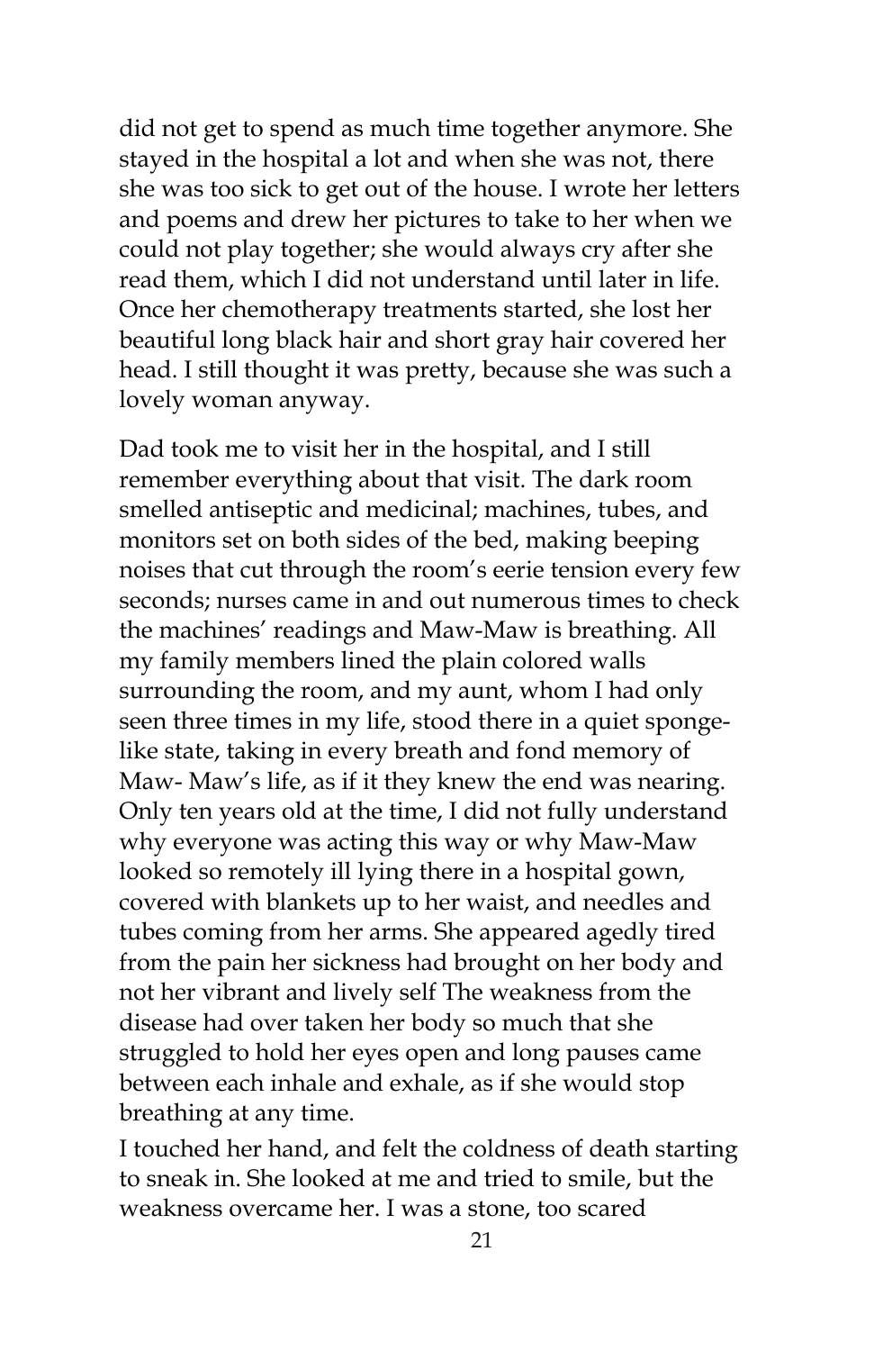did not get to spend as much time together anymore. She stayed in the hospital a lot and when she was not, there she was too sick to get out of the house. I wrote her letters and poems and drew her pictures to take to her when we could not play together; she would always cry after she read them, which I did not understand until later in life. Once her chemotherapy treatments started, she lost her beautiful long black hair and short gray hair covered her head. I still thought it was pretty, because she was such a lovely woman anyway.

Dad took me to visit her in the hospital, and I still remember everything about that visit. The dark room smelled antiseptic and medicinal; machines, tubes, and monitors set on both sides of the bed, making beeping noises that cut through the room's eerie tension every few seconds; nurses came in and out numerous times to check the machines' readings and Maw-Maw is breathing. All my family members lined the plain colored walls surrounding the room, and my aunt, whom I had only seen three times in my life, stood there in a quiet sponge-like state, taking in every breath and fond memory of Maw- Maw's life, as if it they knew the end was nearing. Only ten years old at the time, I did not fully understand why everyone was acting this way or why Maw-Maw looked so remotely ill lying there in a hospital gown, covered with blankets up to her waist, and needles and tubes coming from her arms. She appeared agedly tired from the pain her sickness had brought on her body and not her vibrant and lively self The weakness from the disease had over taken her body so much that she struggled to hold her eyes open and long pauses came between each inhale and exhale, as if she would stop breathing at any time.

I touched her hand, and felt the coldness of death starting to sneak in. She looked at me and tried to smile, but the weakness overcame her. I was a stone, too scared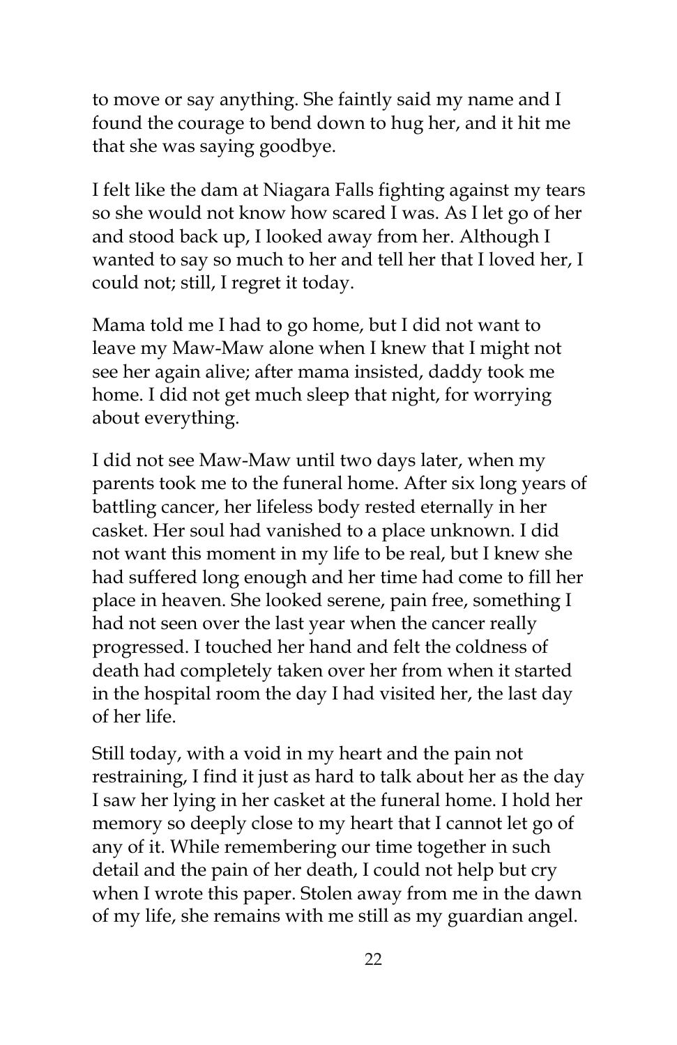to move or say anything. She faintly said my name and I found the courage to bend down to hug her, and it hit me that she was saying goodbye.

I felt like the dam at Niagara Falls fighting against my tears so she would not know how scared I was. As I let go of her and stood back up, I looked away from her. Although I wanted to say so much to her and tell her that I loved her, I could not; still, I regret it today.

Mama told me I had to go home, but I did not want to leave my Maw-Maw alone when I knew that I might not see her again alive; after mama insisted, daddy took me home. I did not get much sleep that night, for worrying about everything.

I did not see Maw-Maw until two days later, when my parents took me to the funeral home. After six long years of battling cancer, her lifeless body rested eternally in her casket. Her soul had vanished to a place unknown. I did not want this moment in my life to be real, but I knew she had suffered long enough and her time had come to fill her place in heaven. She looked serene, pain free, something I had not seen over the last year when the cancer really progressed. I touched her hand and felt the coldness of death had completely taken over her from when it started in the hospital room the day I had visited her, the last day of her life.

Still today, with a void in my heart and the pain not restraining, I find it just as hard to talk about her as the day I saw her lying in her casket at the funeral home. I hold her memory so deeply close to my heart that I cannot let go of any of it. While remembering our time together in such detail and the pain of her death, I could not help but cry when I wrote this paper. Stolen away from me in the dawn of my life, she remains with me still as my guardian angel.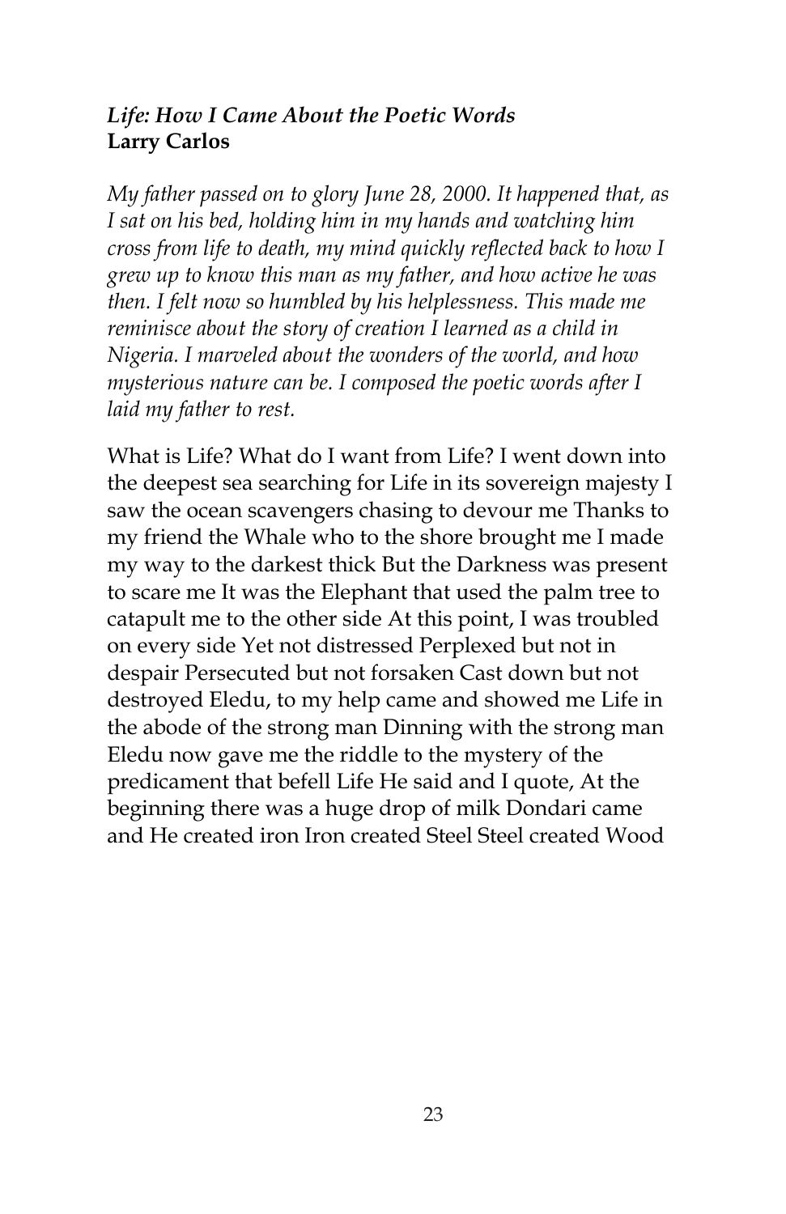***Life: How I Came About the Poetic Words***
**Larry Carlos**

*My father passed on to glory June 28, 2000. It happened that, as I sat on his bed, holding him in my hands and watching him cross from life to death, my mind quickly reflected back to how I grew up to know this man as my father, and how active he was then. I felt now so humbled by his helplessness. This made me reminisce about the story of creation I learned as a child in Nigeria. I marveled about the wonders of the world, and how mysterious nature can be. I composed the poetic words after I laid my father to rest.*

What is Life? What do I want from Life? I went down into the deepest sea searching for Life in its sovereign majesty I saw the ocean scavengers chasing to devour me Thanks to my friend the Whale who to the shore brought me I made my way to the darkest thick But the Darkness was present to scare me It was the Elephant that used the palm tree to catapult me to the other side At this point, I was troubled on every side Yet not distressed Perplexed but not in despair Persecuted but not forsaken Cast down but not destroyed Eledu, to my help came and showed me Life in the abode of the strong man Dinning with the strong man Eledu now gave me the riddle to the mystery of the predicament that befell Life He said and I quote, At the beginning there was a huge drop of milk Dondari came and He created iron Iron created Steel Steel created Wood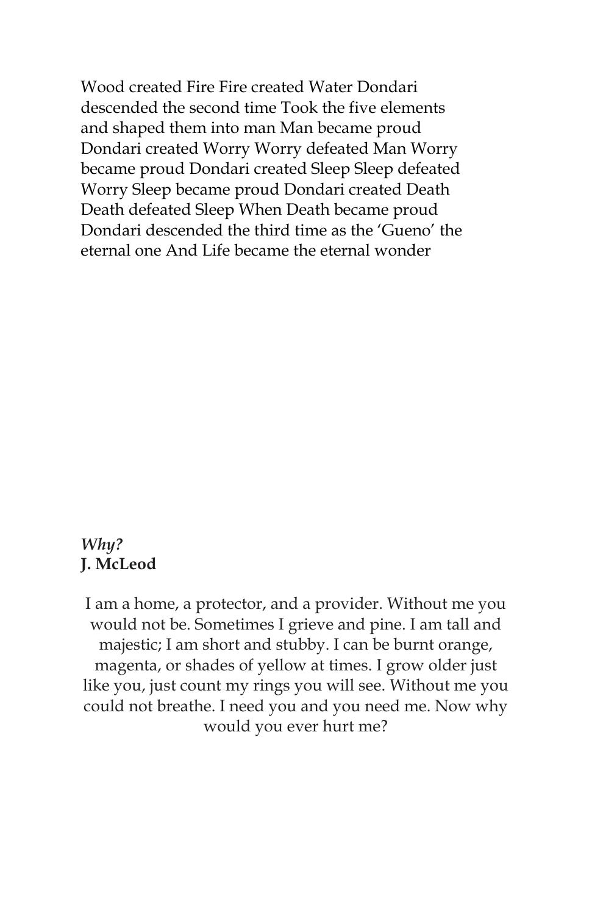Wood created Fire Fire created Water Dondari descended the second time Took the five elements and shaped them into man Man became proud Dondari created Worry Worry defeated Man Worry became proud Dondari created Sleep Sleep defeated Worry Sleep became proud Dondari created Death Death defeated Sleep When Death became proud Dondari descended the third time as the 'Gueno' the eternal one And Life became the eternal wonder

***Why?***
**J. McLeod**

I am a home, a protector, and a provider. Without me you would not be. Sometimes I grieve and pine. I am tall and majestic; I am short and stubby. I can be burnt orange, magenta, or shades of yellow at times. I grow older just like you, just count my rings you will see. Without me you could not breathe. I need you and you need me. Now why would you ever hurt me?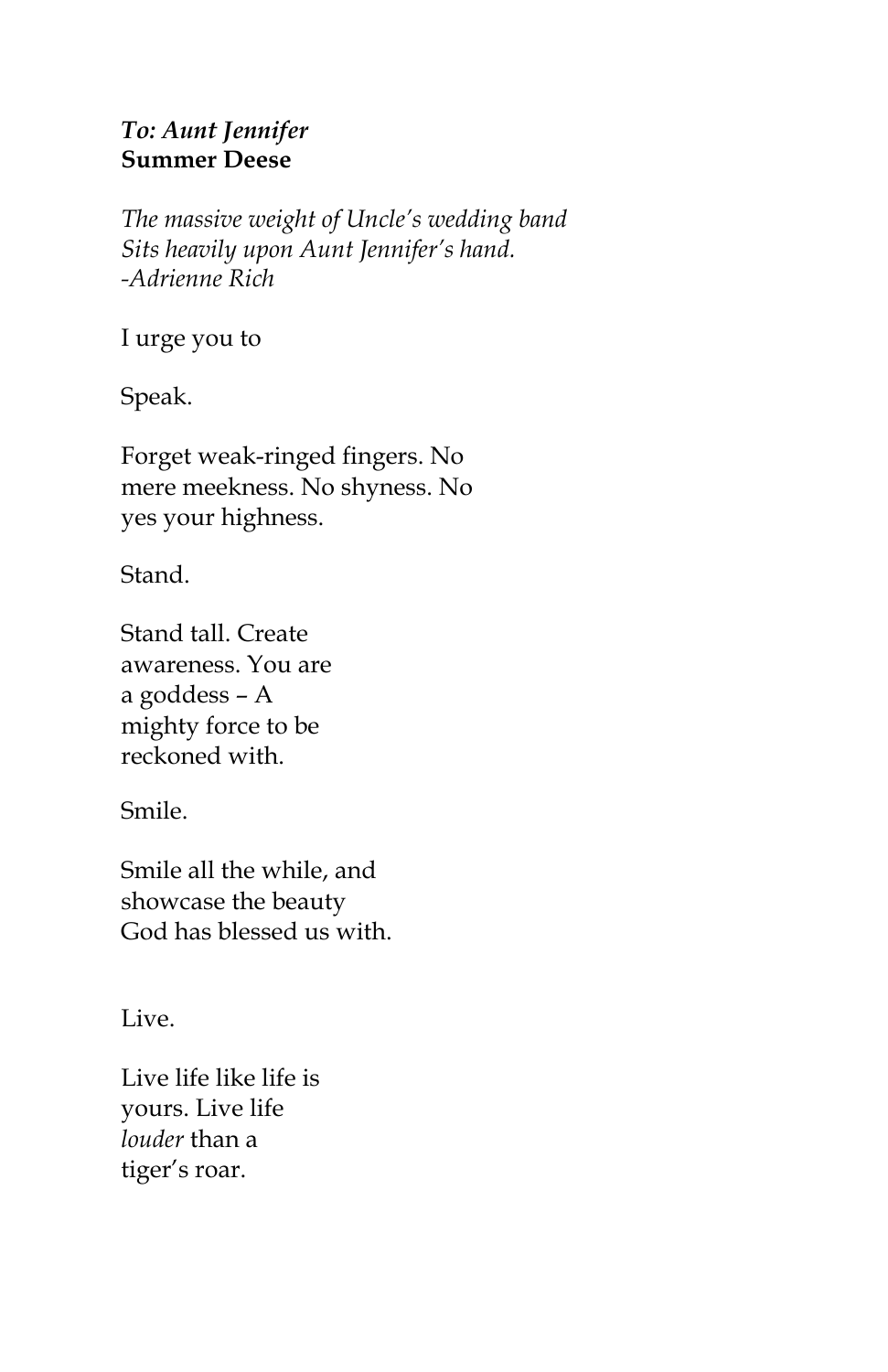***To: Aunt Jennifer***
**Summer Deese**

*The massive weight of Uncle's wedding band*
*Sits heavily upon Aunt Jennifer's hand.*
*-Adrienne Rich*

I urge you to

Speak.

Forget weak-ringed fingers. No
mere meekness. No shyness. No
yes your highness.

Stand.

Stand tall. Create
awareness. You are
a goddess – A
mighty force to be
reckoned with.

Smile.

Smile all the while, and
showcase the beauty
God has blessed us with.

Live.

Live life like life is
yours. Live life
*louder* than a
tiger's roar.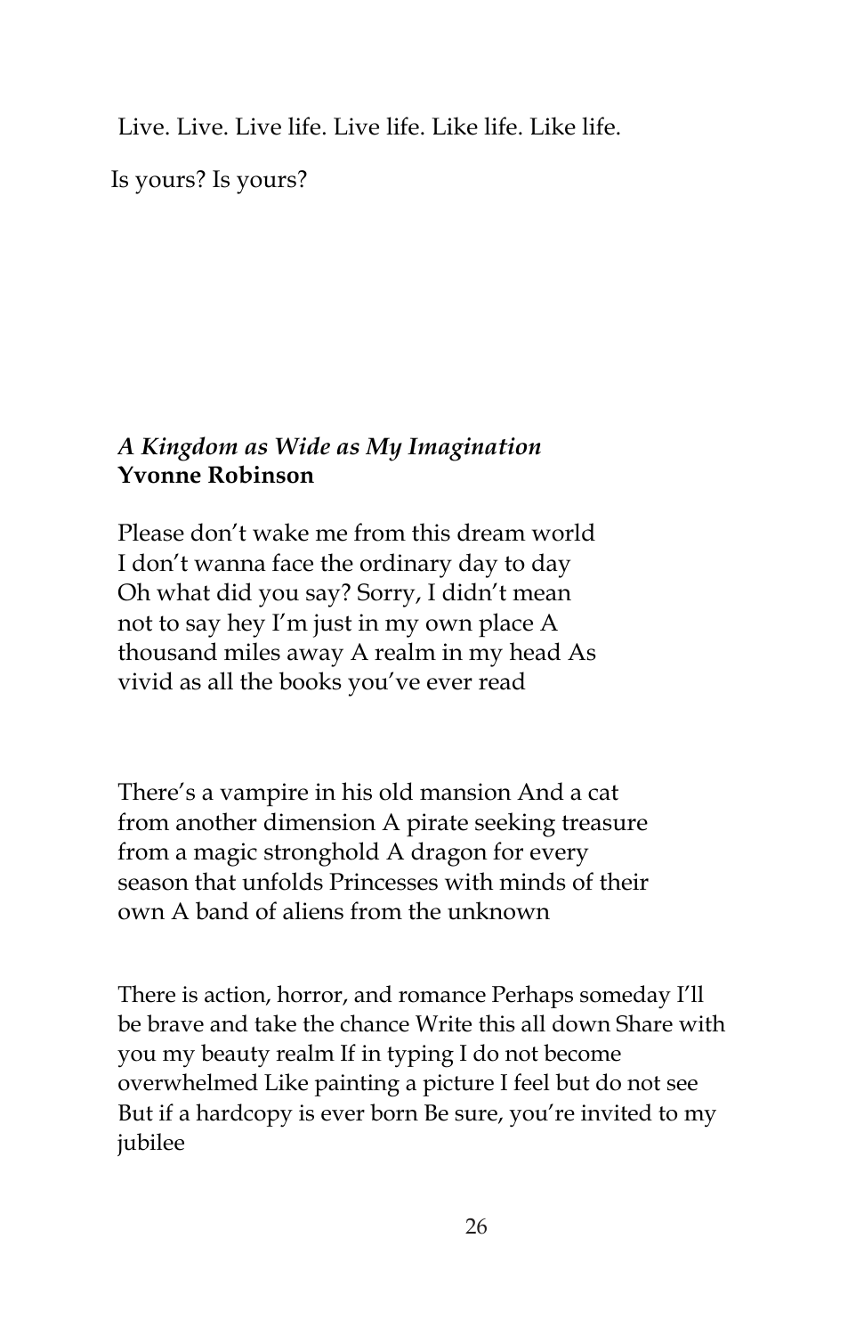Live. Live. Live life. Live life. Like life. Like life.

Is yours? Is yours?

### *A Kingdom as Wide as My Imagination*
**Yvonne Robinson**

Please don't wake me from this dream world I don't wanna face the ordinary day to day Oh what did you say? Sorry, I didn't mean not to say hey I'm just in my own place A thousand miles away A realm in my head As vivid as all the books you've ever read

There's a vampire in his old mansion And a cat from another dimension A pirate seeking treasure from a magic stronghold A dragon for every season that unfolds Princesses with minds of their own A band of aliens from the unknown

There is action, horror, and romance Perhaps someday I'll be brave and take the chance Write this all down Share with you my beauty realm If in typing I do not become overwhelmed Like painting a picture I feel but do not see But if a hardcopy is ever born Be sure, you're invited to my jubilee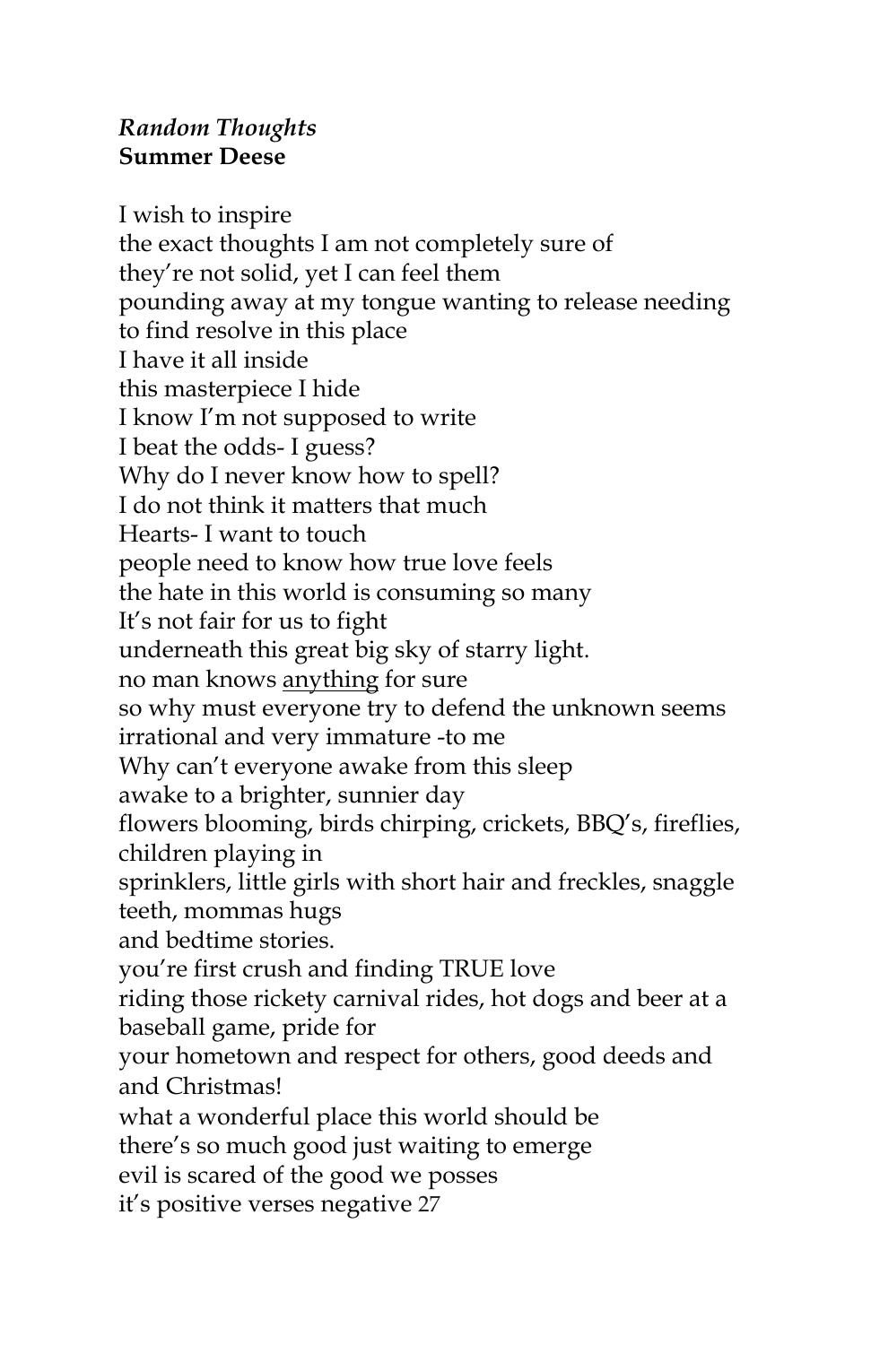*Random Thoughts*
**Summer Deese**

I wish to inspire
the exact thoughts I am not completely sure of
they're not solid, yet I can feel them
pounding away at my tongue wanting to release needing
to find resolve in this place
I have it all inside
this masterpiece I hide
I know I'm not supposed to write
I beat the odds- I guess?
Why do I never know how to spell?
I do not think it matters that much
Hearts- I want to touch
people need to know how true love feels
the hate in this world is consuming so many
It's not fair for us to fight
underneath this great big sky of starry light.
no man knows <u>anything</u> for sure
so why must everyone try to defend the unknown seems
irrational and very immature -to me
Why can't everyone awake from this sleep
awake to a brighter, sunnier day
flowers blooming, birds chirping, crickets, BBQ's, fireflies,
children playing in
sprinklers, little girls with short hair and freckles, snaggle
teeth, mommas hugs
and bedtime stories.
you're first crush and finding TRUE love
riding those rickety carnival rides, hot dogs and beer at a
baseball game, pride for
your hometown and respect for others, good deeds and
and Christmas!
what a wonderful place this world should be
there's so much good just waiting to emerge
evil is scared of the good we posses
it's positive verses negative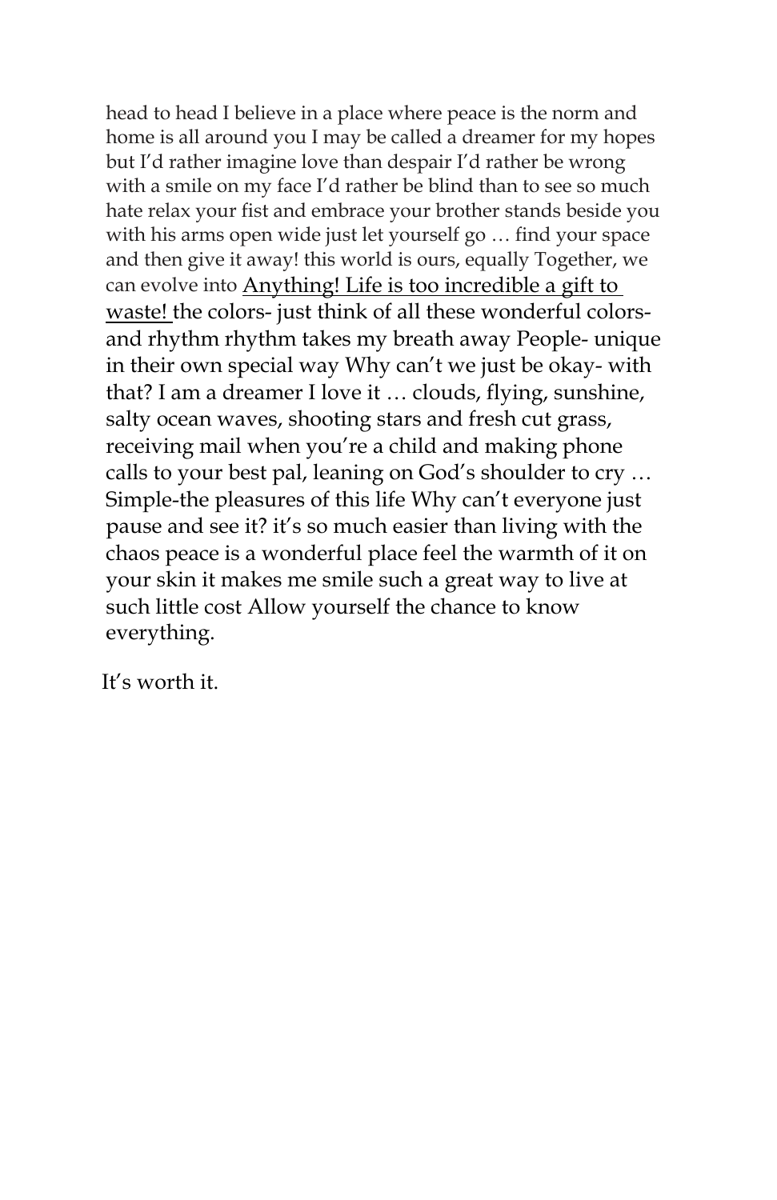head to head I believe in a place where peace is the norm and home is all around you I may be called a dreamer for my hopes but I'd rather imagine love than despair I'd rather be wrong with a smile on my face I'd rather be blind than to see so much hate relax your fist and embrace your brother stands beside you with his arms open wide just let yourself go … find your space and then give it away! this world is ours, equally Together, we can evolve into <u>Anything! Life is too incredible a gift to waste!</u> the colors- just think of all these wonderful colors- and rhythm rhythm takes my breath away People- unique in their own special way Why can't we just be okay- with that? I am a dreamer I love it … clouds, flying, sunshine, salty ocean waves, shooting stars and fresh cut grass, receiving mail when you're a child and making phone calls to your best pal, leaning on God's shoulder to cry … Simple-the pleasures of this life Why can't everyone just pause and see it? it's so much easier than living with the chaos peace is a wonderful place feel the warmth of it on your skin it makes me smile such a great way to live at such little cost Allow yourself the chance to know everything.

It's worth it.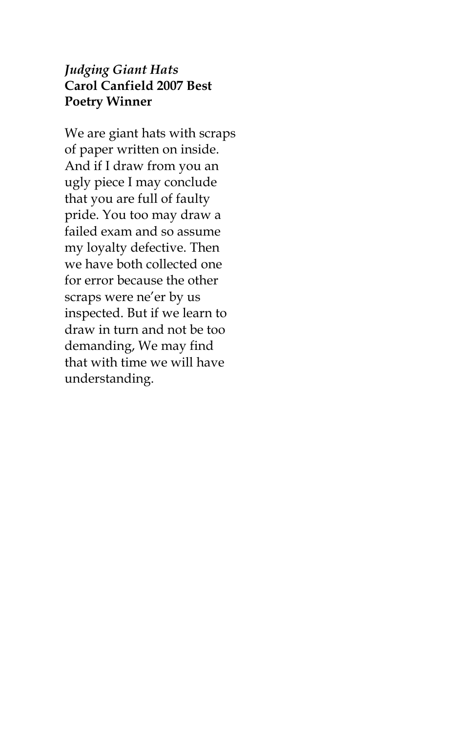*Judging Giant Hats*
**Carol Canfield 2007 Best Poetry Winner**

We are giant hats with scraps of paper written on inside. And if I draw from you an ugly piece I may conclude that you are full of faulty pride. You too may draw a failed exam and so assume my loyalty defective. Then we have both collected one for error because the other scraps were ne'er by us inspected. But if we learn to draw in turn and not be too demanding, We may find that with time we will have understanding.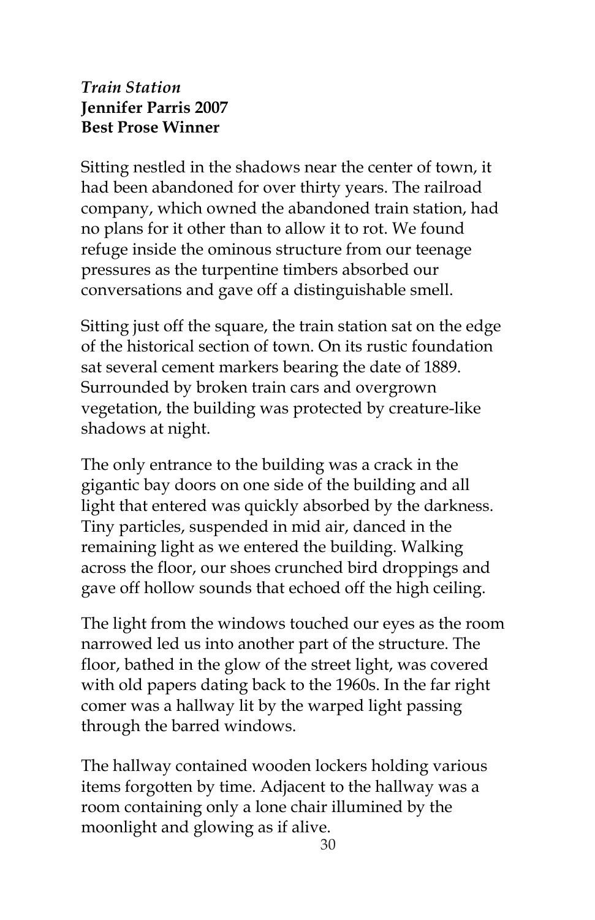*Train Station*
**Jennifer Parris 2007**
**Best Prose Winner**

Sitting nestled in the shadows near the center of town, it had been abandoned for over thirty years. The railroad company, which owned the abandoned train station, had no plans for it other than to allow it to rot. We found refuge inside the ominous structure from our teenage pressures as the turpentine timbers absorbed our conversations and gave off a distinguishable smell.

Sitting just off the square, the train station sat on the edge of the historical section of town. On its rustic foundation sat several cement markers bearing the date of 1889. Surrounded by broken train cars and overgrown vegetation, the building was protected by creature-like shadows at night.

The only entrance to the building was a crack in the gigantic bay doors on one side of the building and all light that entered was quickly absorbed by the darkness. Tiny particles, suspended in mid air, danced in the remaining light as we entered the building. Walking across the floor, our shoes crunched bird droppings and gave off hollow sounds that echoed off the high ceiling.

The light from the windows touched our eyes as the room narrowed led us into another part of the structure. The floor, bathed in the glow of the street light, was covered with old papers dating back to the 1960s. In the far right comer was a hallway lit by the warped light passing through the barred windows.

The hallway contained wooden lockers holding various items forgotten by time. Adjacent to the hallway was a room containing only a lone chair illumined by the moonlight and glowing as if alive.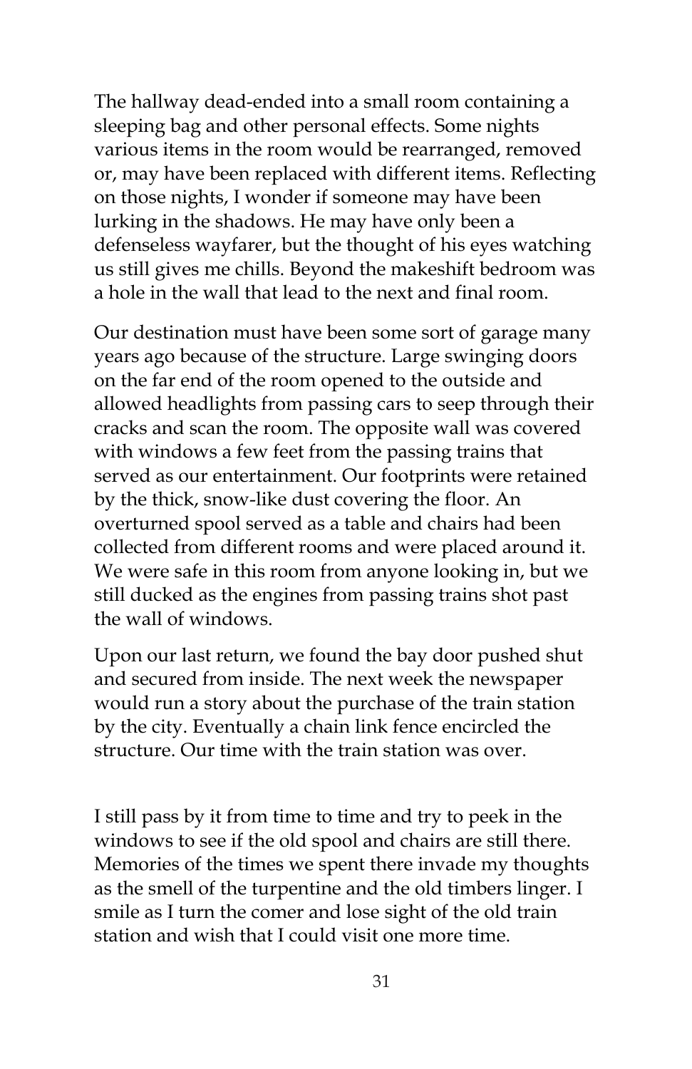The hallway dead-ended into a small room containing a sleeping bag and other personal effects. Some nights various items in the room would be rearranged, removed or, may have been replaced with different items. Reflecting on those nights, I wonder if someone may have been lurking in the shadows. He may have only been a defenseless wayfarer, but the thought of his eyes watching us still gives me chills. Beyond the makeshift bedroom was a hole in the wall that lead to the next and final room.

Our destination must have been some sort of garage many years ago because of the structure. Large swinging doors on the far end of the room opened to the outside and allowed headlights from passing cars to seep through their cracks and scan the room. The opposite wall was covered with windows a few feet from the passing trains that served as our entertainment. Our footprints were retained by the thick, snow-like dust covering the floor. An overturned spool served as a table and chairs had been collected from different rooms and were placed around it. We were safe in this room from anyone looking in, but we still ducked as the engines from passing trains shot past the wall of windows.

Upon our last return, we found the bay door pushed shut and secured from inside. The next week the newspaper would run a story about the purchase of the train station by the city. Eventually a chain link fence encircled the structure. Our time with the train station was over.

I still pass by it from time to time and try to peek in the windows to see if the old spool and chairs are still there. Memories of the times we spent there invade my thoughts as the smell of the turpentine and the old timbers linger. I smile as I turn the comer and lose sight of the old train station and wish that I could visit one more time.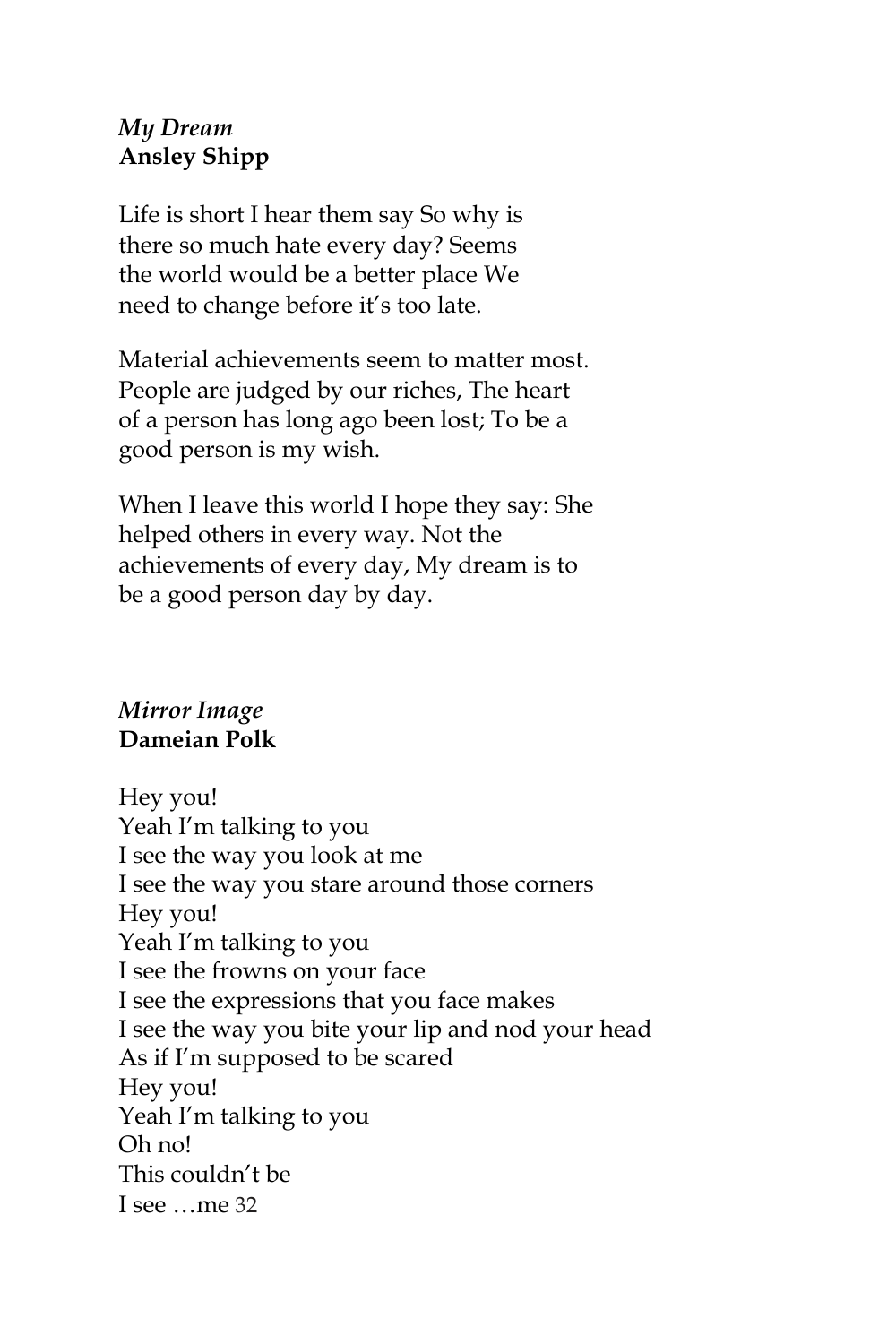*My Dream*
**Ansley Shipp**

Life is short I hear them say So why is there so much hate every day? Seems the world would be a better place We need to change before it's too late.

Material achievements seem to matter most. People are judged by our riches, The heart of a person has long ago been lost; To be a good person is my wish.

When I leave this world I hope they say: She helped others in every way. Not the achievements of every day, My dream is to be a good person day by day.

*Mirror Image*
**Dameian Polk**

Hey you!
Yeah I'm talking to you
I see the way you look at me
I see the way you stare around those corners
Hey you!
Yeah I'm talking to you
I see the frowns on your face
I see the expressions that you face makes
I see the way you bite your lip and nod your head
As if I'm supposed to be scared
Hey you!
Yeah I'm talking to you
Oh no!
This couldn't be
I see …me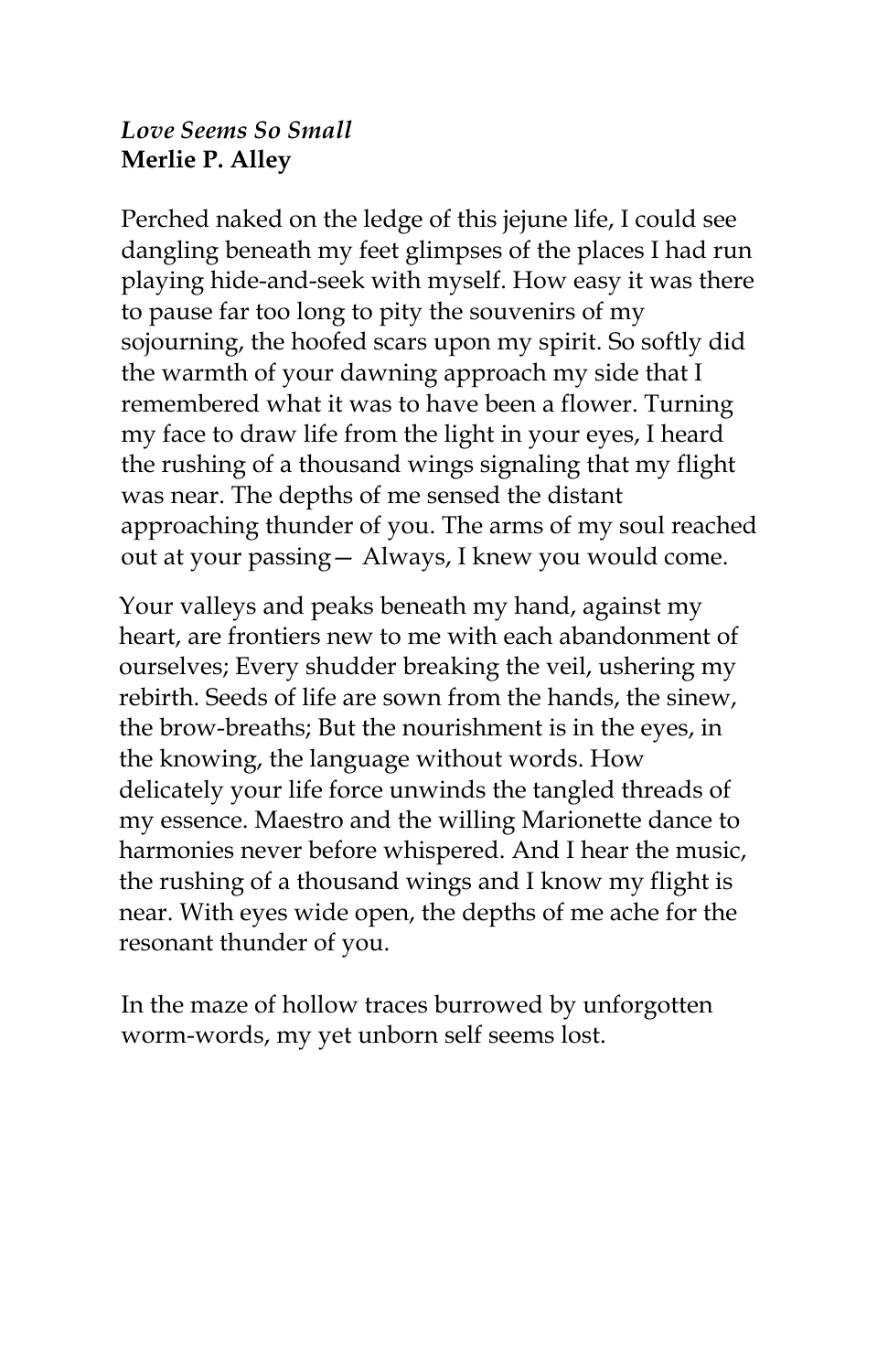*Love Seems So Small*
**Merlie P. Alley**

Perched naked on the ledge of this jejune life, I could see dangling beneath my feet glimpses of the places I had run playing hide-and-seek with myself. How easy it was there to pause far too long to pity the souvenirs of my sojourning, the hoofed scars upon my spirit. So softly did the warmth of your dawning approach my side that I remembered what it was to have been a flower. Turning my face to draw life from the light in your eyes, I heard the rushing of a thousand wings signaling that my flight was near. The depths of me sensed the distant approaching thunder of you. The arms of my soul reached out at your passing— Always, I knew you would come.

Your valleys and peaks beneath my hand, against my heart, are frontiers new to me with each abandonment of ourselves; Every shudder breaking the veil, ushering my rebirth. Seeds of life are sown from the hands, the sinew, the brow-breaths; But the nourishment is in the eyes, in the knowing, the language without words. How delicately your life force unwinds the tangled threads of my essence. Maestro and the willing Marionette dance to harmonies never before whispered. And I hear the music, the rushing of a thousand wings and I know my flight is near. With eyes wide open, the depths of me ache for the resonant thunder of you.

In the maze of hollow traces burrowed by unforgotten worm-words, my yet unborn self seems lost.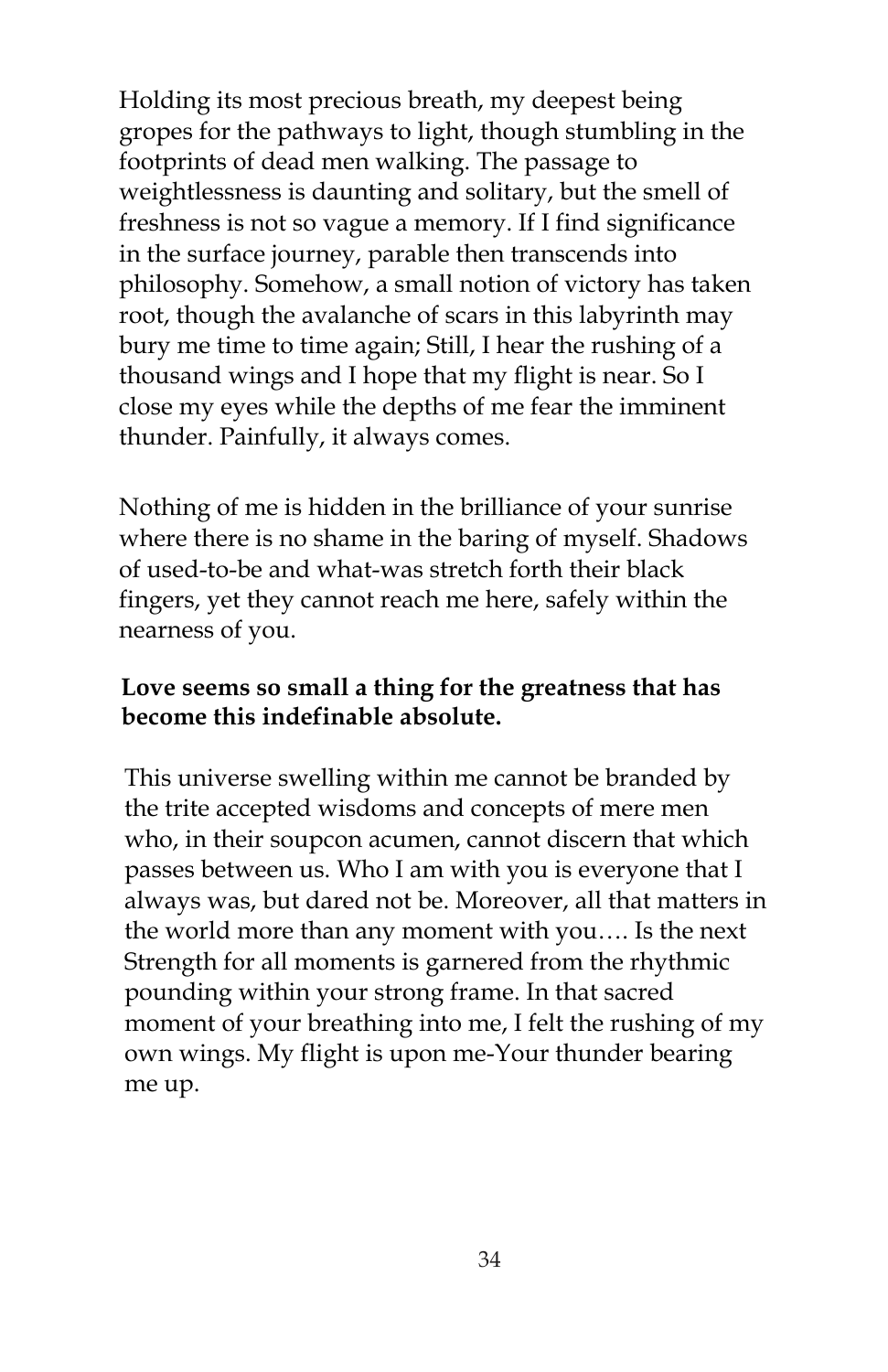Holding its most precious breath, my deepest being gropes for the pathways to light, though stumbling in the footprints of dead men walking. The passage to weightlessness is daunting and solitary, but the smell of freshness is not so vague a memory. If I find significance in the surface journey, parable then transcends into philosophy. Somehow, a small notion of victory has taken root, though the avalanche of scars in this labyrinth may bury me time to time again; Still, I hear the rushing of a thousand wings and I hope that my flight is near. So I close my eyes while the depths of me fear the imminent thunder. Painfully, it always comes.

Nothing of me is hidden in the brilliance of your sunrise where there is no shame in the baring of myself. Shadows of used-to-be and what-was stretch forth their black fingers, yet they cannot reach me here, safely within the nearness of you.

**Love seems so small a thing for the greatness that has become this indefinable absolute.**

This universe swelling within me cannot be branded by the trite accepted wisdoms and concepts of mere men who, in their soupcon acumen, cannot discern that which passes between us. Who I am with you is everyone that I always was, but dared not be. Moreover, all that matters in the world more than any moment with you…. Is the next Strength for all moments is garnered from the rhythmic pounding within your strong frame. In that sacred moment of your breathing into me, I felt the rushing of my own wings. My flight is upon me-Your thunder bearing me up.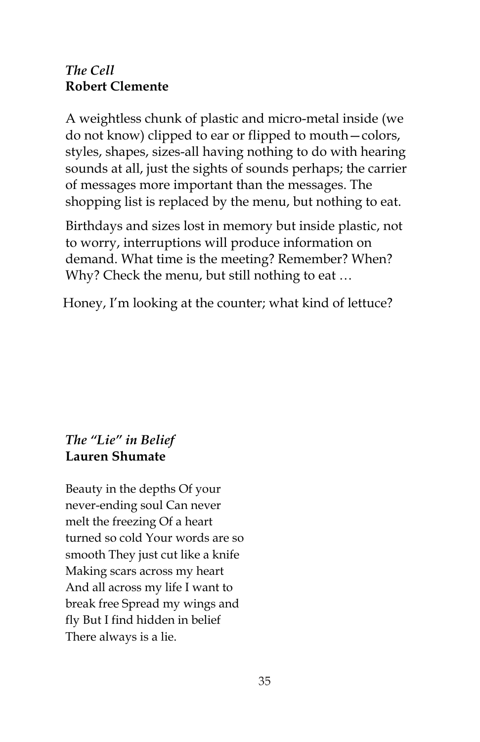*The Cell*
**Robert Clemente**

A weightless chunk of plastic and micro-metal inside (we do not know) clipped to ear or flipped to mouth—colors, styles, shapes, sizes-all having nothing to do with hearing sounds at all, just the sights of sounds perhaps; the carrier of messages more important than the messages. The shopping list is replaced by the menu, but nothing to eat.

Birthdays and sizes lost in memory but inside plastic, not to worry, interruptions will produce information on demand. What time is the meeting? Remember? When? Why? Check the menu, but still nothing to eat …

Honey, I'm looking at the counter; what kind of lettuce?

*The "Lie" in Belief*
**Lauren Shumate**

Beauty in the depths Of your never-ending soul Can never melt the freezing Of a heart turned so cold Your words are so smooth They just cut like a knife Making scars across my heart And all across my life I want to break free Spread my wings and fly But I find hidden in belief There always is a lie.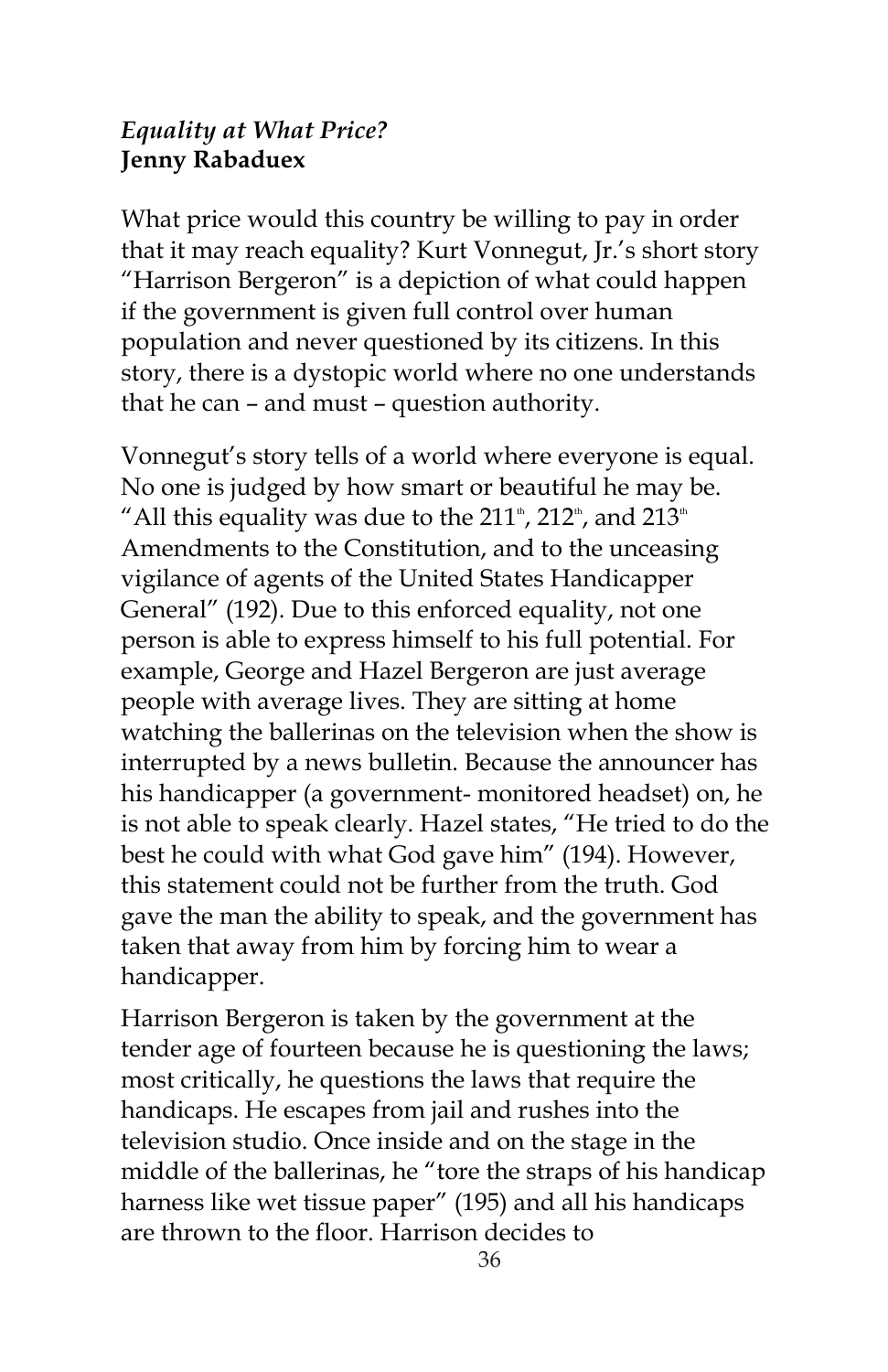*Equality at What Price?*
**Jenny Rabaduex**

What price would this country be willing to pay in order that it may reach equality? Kurt Vonnegut, Jr.'s short story "Harrison Bergeron" is a depiction of what could happen if the government is given full control over human population and never questioned by its citizens. In this story, there is a dystopic world where no one understands that he can – and must – question authority.

Vonnegut's story tells of a world where everyone is equal. No one is judged by how smart or beautiful he may be. "All this equality was due to the 211th, 212th, and 213th Amendments to the Constitution, and to the unceasing vigilance of agents of the United States Handicapper General" (192). Due to this enforced equality, not one person is able to express himself to his full potential. For example, George and Hazel Bergeron are just average people with average lives. They are sitting at home watching the ballerinas on the television when the show is interrupted by a news bulletin. Because the announcer has his handicapper (a government- monitored headset) on, he is not able to speak clearly. Hazel states, "He tried to do the best he could with what God gave him" (194). However, this statement could not be further from the truth. God gave the man the ability to speak, and the government has taken that away from him by forcing him to wear a handicapper.

Harrison Bergeron is taken by the government at the tender age of fourteen because he is questioning the laws; most critically, he questions the laws that require the handicaps. He escapes from jail and rushes into the television studio. Once inside and on the stage in the middle of the ballerinas, he "tore the straps of his handicap harness like wet tissue paper" (195) and all his handicaps are thrown to the floor. Harrison decides to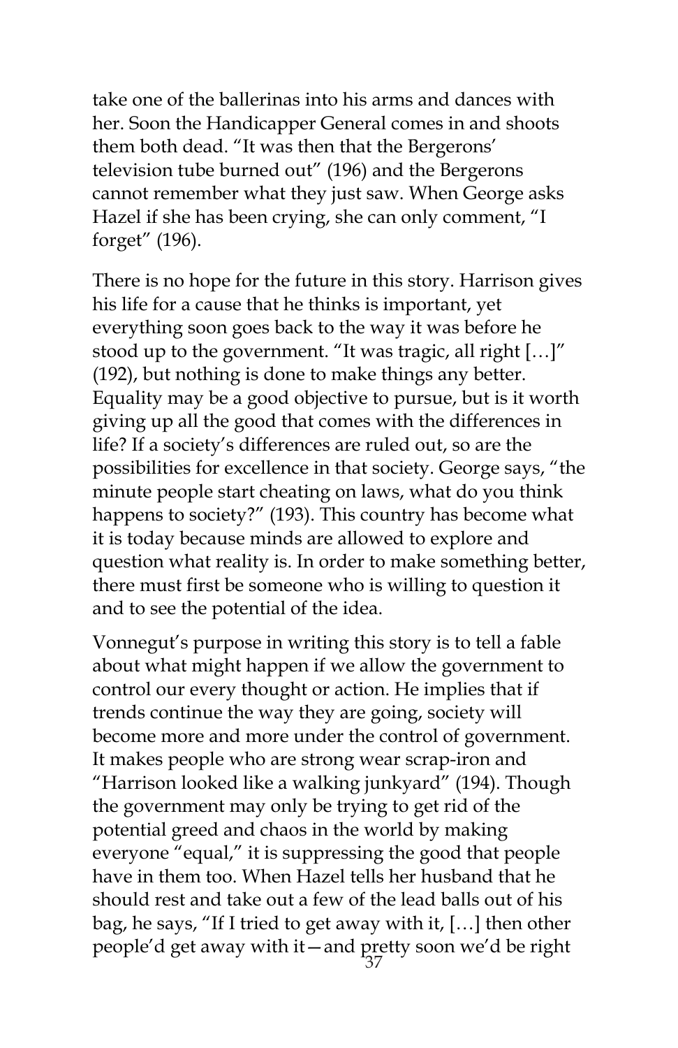take one of the ballerinas into his arms and dances with her. Soon the Handicapper General comes in and shoots them both dead. "It was then that the Bergerons' television tube burned out" (196) and the Bergerons cannot remember what they just saw. When George asks Hazel if she has been crying, she can only comment, "I forget" (196).

There is no hope for the future in this story. Harrison gives his life for a cause that he thinks is important, yet everything soon goes back to the way it was before he stood up to the government. "It was tragic, all right […]" (192), but nothing is done to make things any better. Equality may be a good objective to pursue, but is it worth giving up all the good that comes with the differences in life? If a society's differences are ruled out, so are the possibilities for excellence in that society. George says, "the minute people start cheating on laws, what do you think happens to society?" (193). This country has become what it is today because minds are allowed to explore and question what reality is. In order to make something better, there must first be someone who is willing to question it and to see the potential of the idea.

Vonnegut's purpose in writing this story is to tell a fable about what might happen if we allow the government to control our every thought or action. He implies that if trends continue the way they are going, society will become more and more under the control of government. It makes people who are strong wear scrap-iron and "Harrison looked like a walking junkyard" (194). Though the government may only be trying to get rid of the potential greed and chaos in the world by making everyone "equal," it is suppressing the good that people have in them too. When Hazel tells her husband that he should rest and take out a few of the lead balls out of his bag, he says, "If I tried to get away with it, […] then other people'd get away with it—and pretty soon we'd be right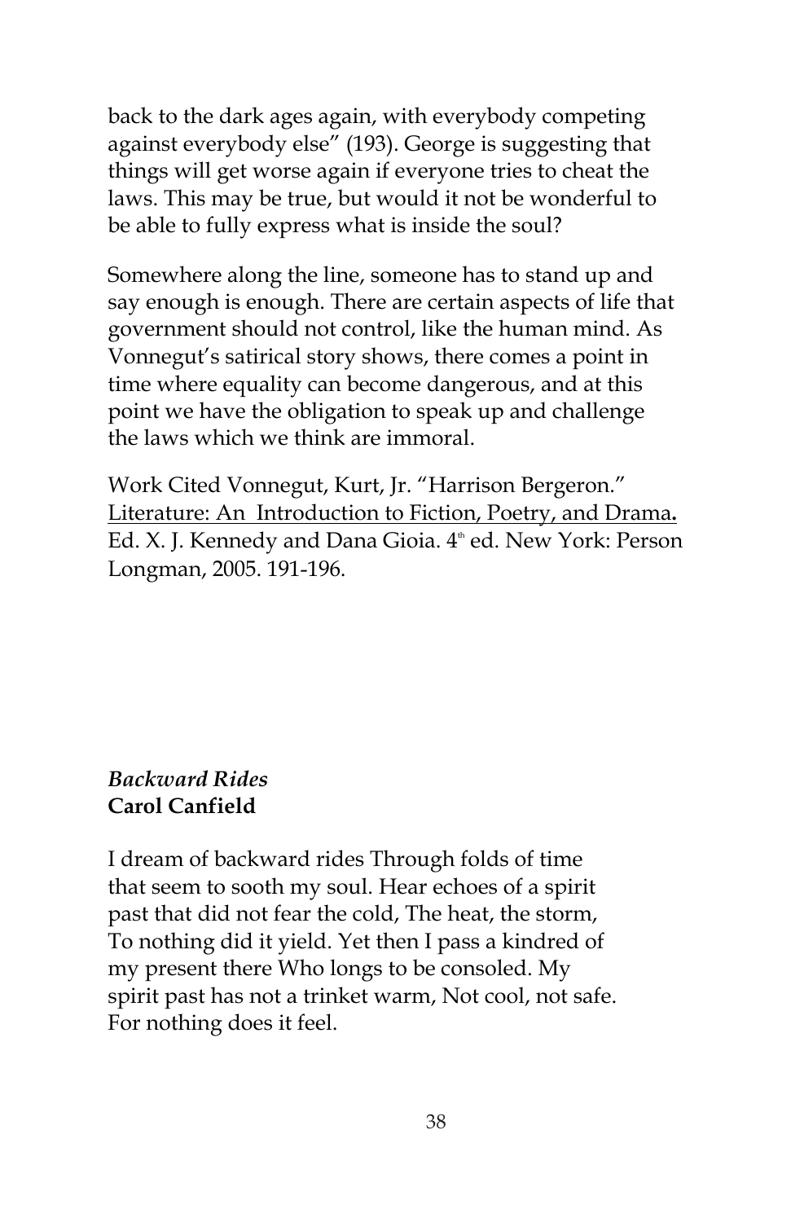back to the dark ages again, with everybody competing against everybody else" (193). George is suggesting that things will get worse again if everyone tries to cheat the laws. This may be true, but would it not be wonderful to be able to fully express what is inside the soul?

Somewhere along the line, someone has to stand up and say enough is enough. There are certain aspects of life that government should not control, like the human mind. As Vonnegut's satirical story shows, there comes a point in time where equality can become dangerous, and at this point we have the obligation to speak up and challenge the laws which we think are immoral.

Work Cited Vonnegut, Kurt, Jr. "Harrison Bergeron." Literature: An Introduction to Fiction, Poetry, and Drama**.** Ed. X. J. Kennedy and Dana Gioia. 4th ed. New York: Person Longman, 2005. 191-196.

### *Backward Rides*
**Carol Canfield**

I dream of backward rides Through folds of time that seem to sooth my soul. Hear echoes of a spirit past that did not fear the cold, The heat, the storm, To nothing did it yield. Yet then I pass a kindred of my present there Who longs to be consoled. My spirit past has not a trinket warm, Not cool, not safe. For nothing does it feel.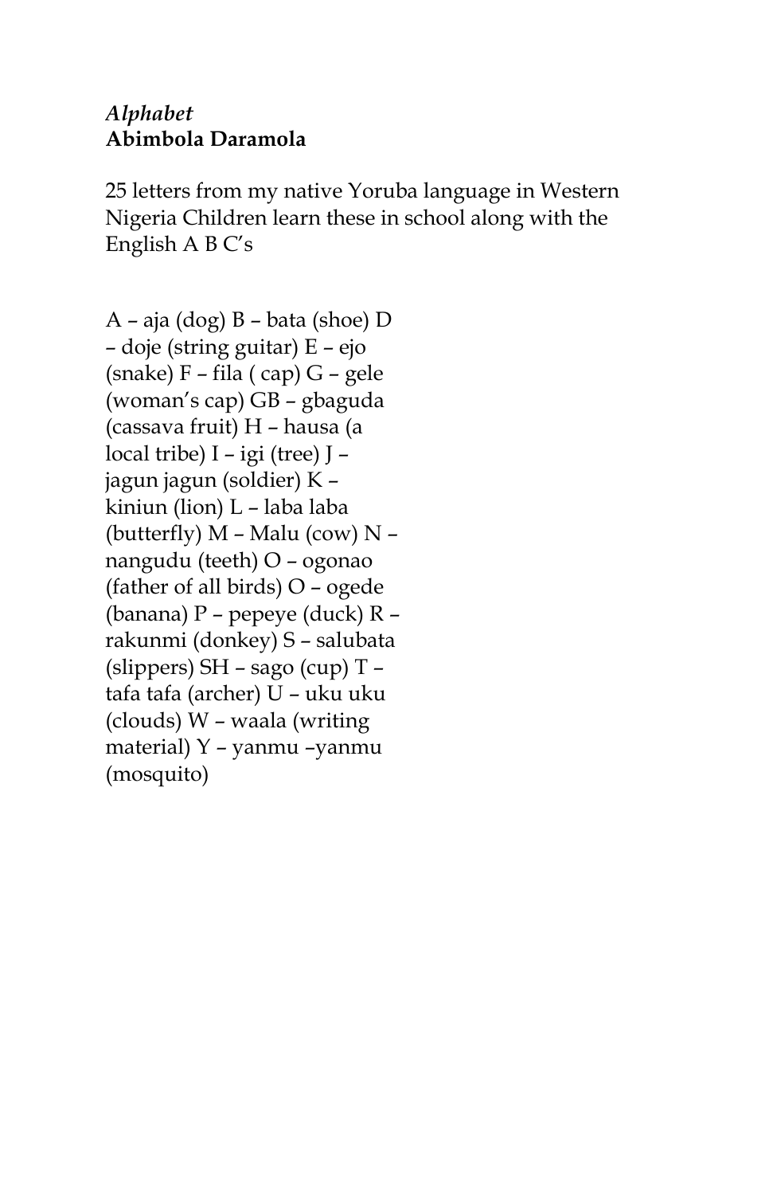*Alphabet*
**Abimbola Daramola**

25 letters from my native Yoruba language in Western Nigeria Children learn these in school along with the English A B C's

A – aja (dog) B – bata (shoe) D – doje (string guitar) E – ejo (snake) F – fila ( cap) G – gele (woman's cap) GB – gbaguda (cassava fruit) H – hausa (a local tribe) I – igi (tree) J – jagun jagun (soldier) K – kiniun (lion) L – laba laba (butterfly) M – Malu (cow) N – nangudu (teeth) O – ogonao (father of all birds) O – ogede (banana) P – pepeye (duck) R – rakunmi (donkey) S – salubata (slippers) SH – sago (cup) T – tafa tafa (archer) U – uku uku (clouds) W – waala (writing material) Y – yanmu –yanmu (mosquito)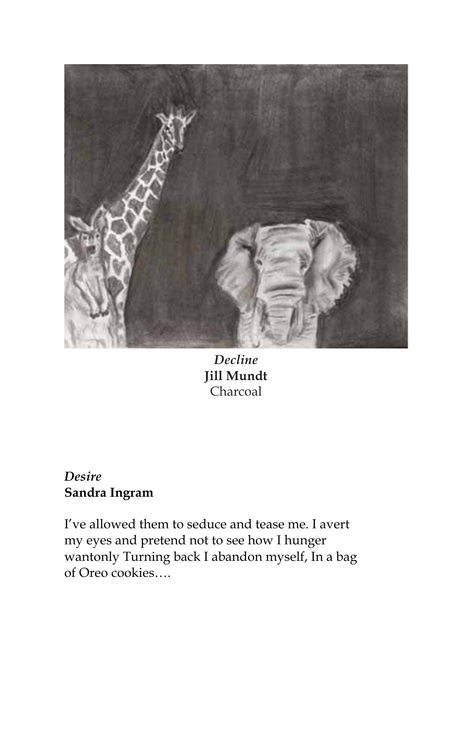*Decline*
**Jill Mundt**
Charcoal

*Desire*
**Sandra Ingram**

I've allowed them to seduce and tease me. I avert my eyes and pretend not to see how I hunger wantonly Turning back I abandon myself, In a bag of Oreo cookies….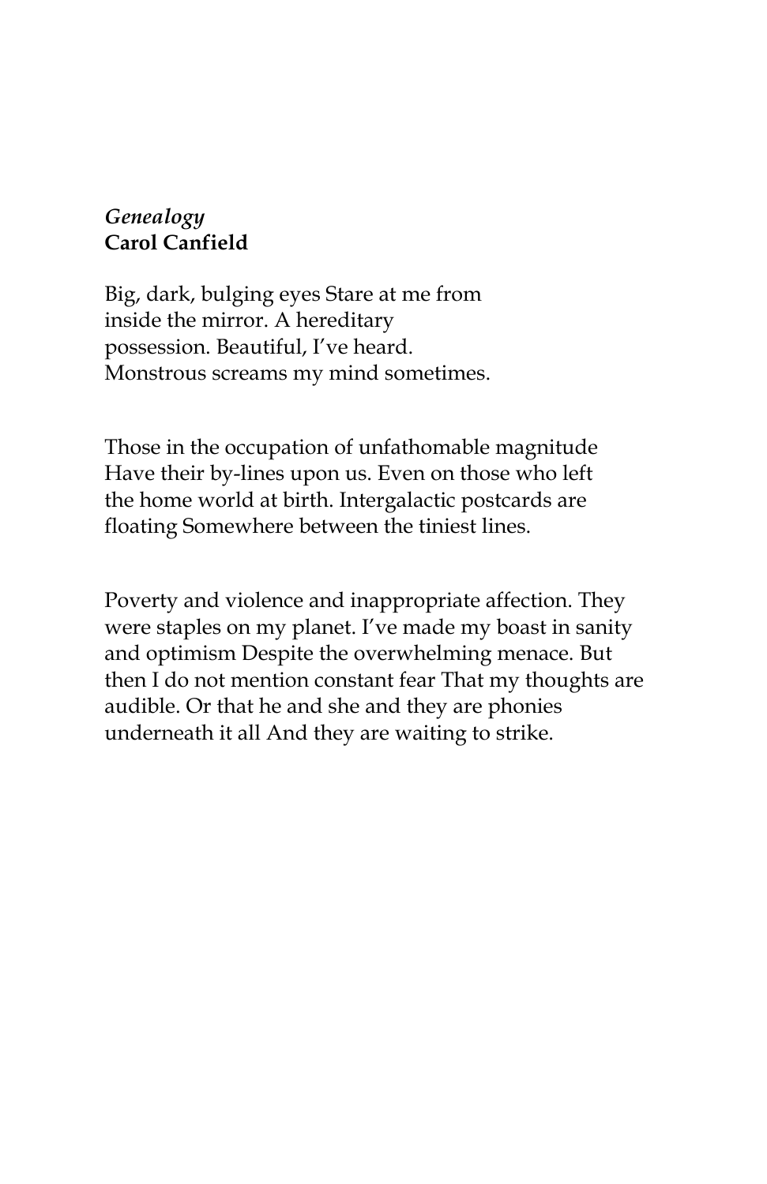*Genealogy*
**Carol Canfield**

Big, dark, bulging eyes Stare at me from
inside the mirror. A hereditary
possession. Beautiful, I've heard.
Monstrous screams my mind sometimes.

Those in the occupation of unfathomable magnitude
Have their by-lines upon us. Even on those who left
the home world at birth. Intergalactic postcards are
floating Somewhere between the tiniest lines.

Poverty and violence and inappropriate affection. They
were staples on my planet. I've made my boast in sanity
and optimism Despite the overwhelming menace. But
then I do not mention constant fear That my thoughts are
audible. Or that he and she and they are phonies
underneath it all And they are waiting to strike.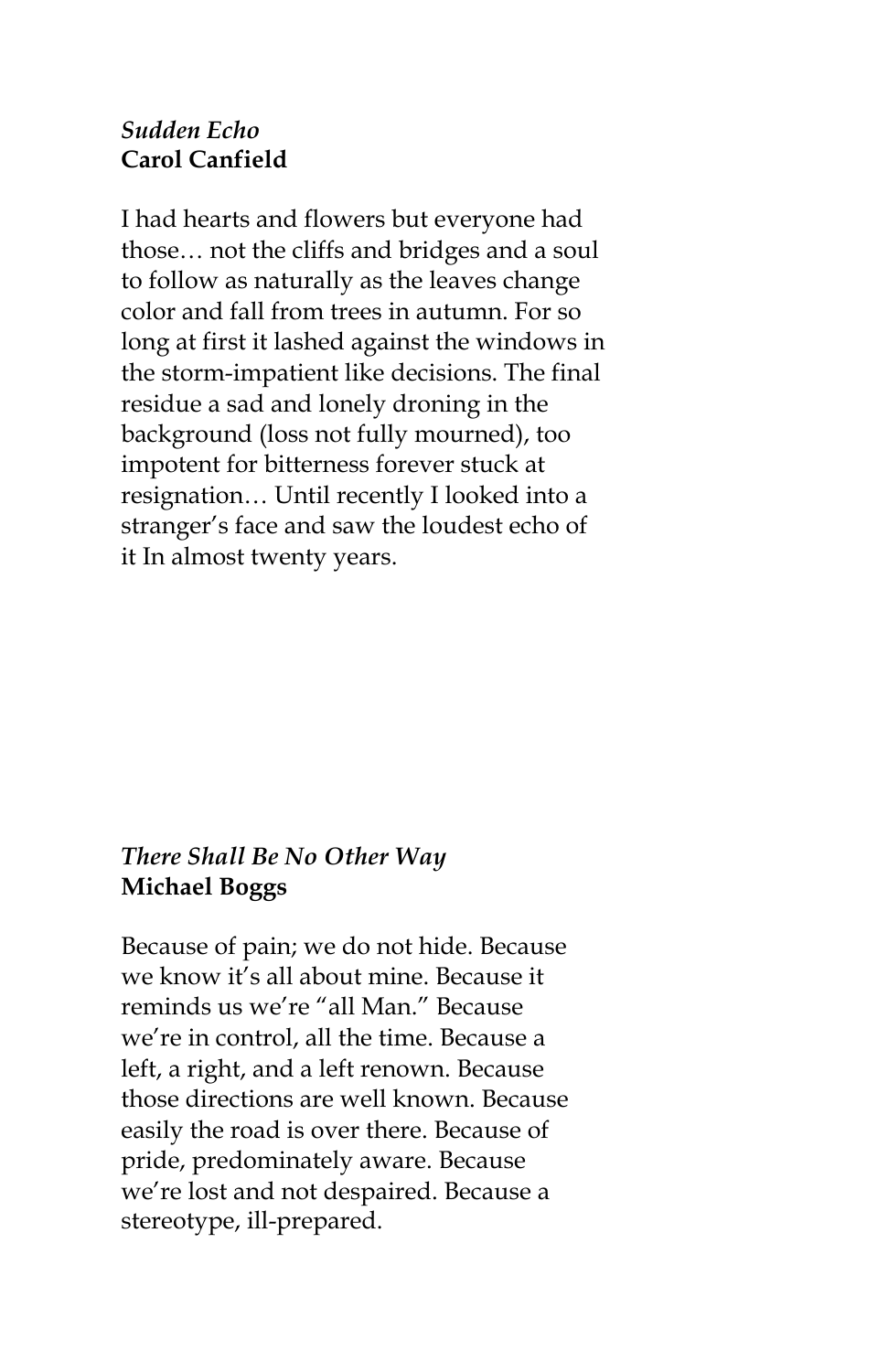*Sudden Echo*
**Carol Canfield**

I had hearts and flowers but everyone had those… not the cliffs and bridges and a soul to follow as naturally as the leaves change color and fall from trees in autumn. For so long at first it lashed against the windows in the storm-impatient like decisions. The final residue a sad and lonely droning in the background (loss not fully mourned), too impotent for bitterness forever stuck at resignation… Until recently I looked into a stranger's face and saw the loudest echo of it In almost twenty years.

*There Shall Be No Other Way*
**Michael Boggs**

Because of pain; we do not hide. Because we know it's all about mine. Because it reminds us we're "all Man." Because we're in control, all the time. Because a left, a right, and a left renown. Because those directions are well known. Because easily the road is over there. Because of pride, predominately aware. Because we're lost and not despaired. Because a stereotype, ill-prepared.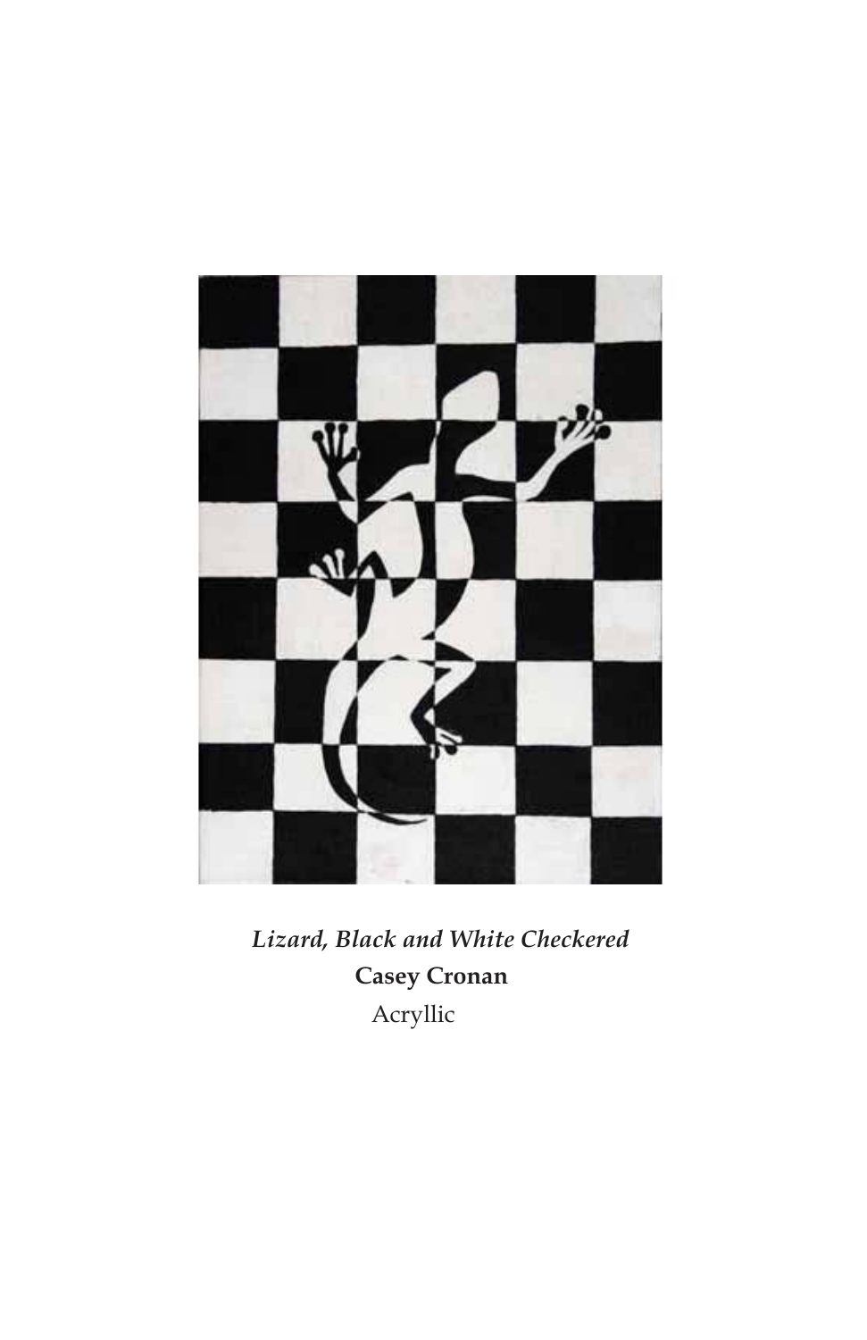*Lizard, Black and White Checkered*

**Casey Cronan**

Acryllic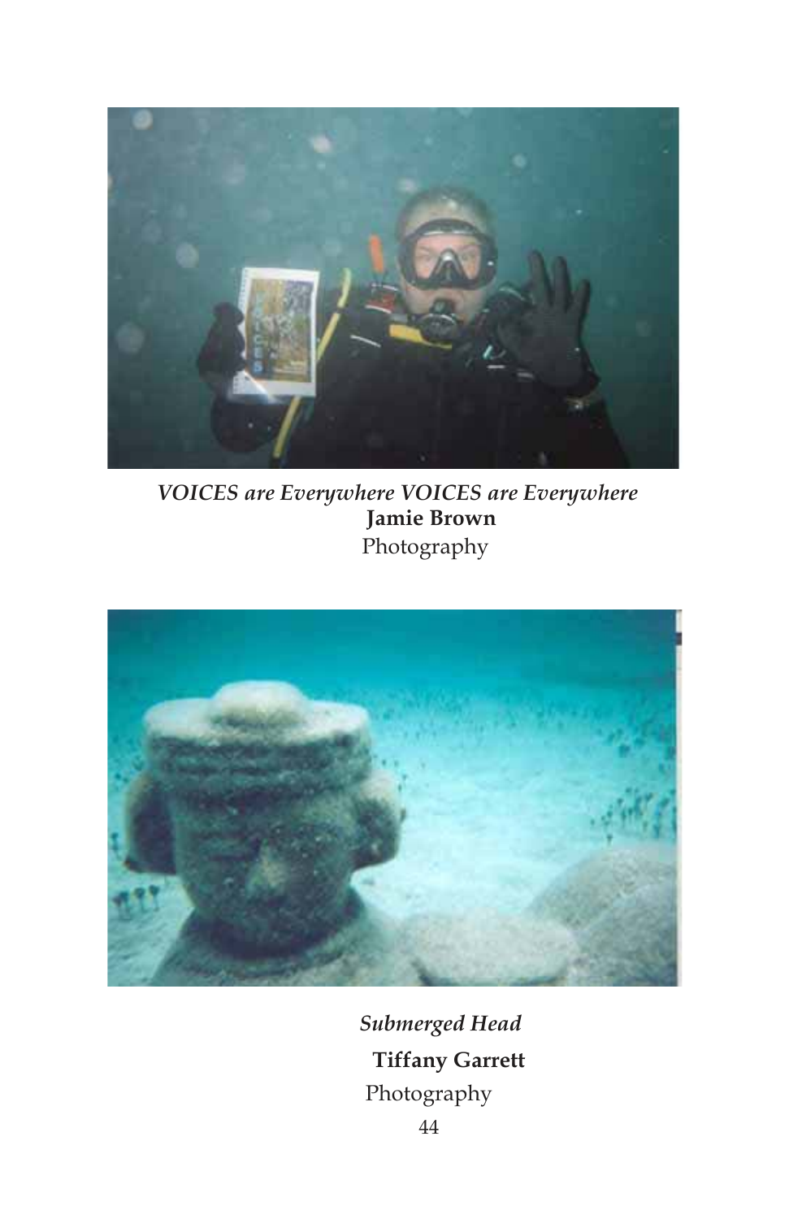*VOICES are Everywhere VOICES are Everywhere*
**Jamie Brown**
Photography

*Submerged Head*
**Tiffany Garrett**
Photography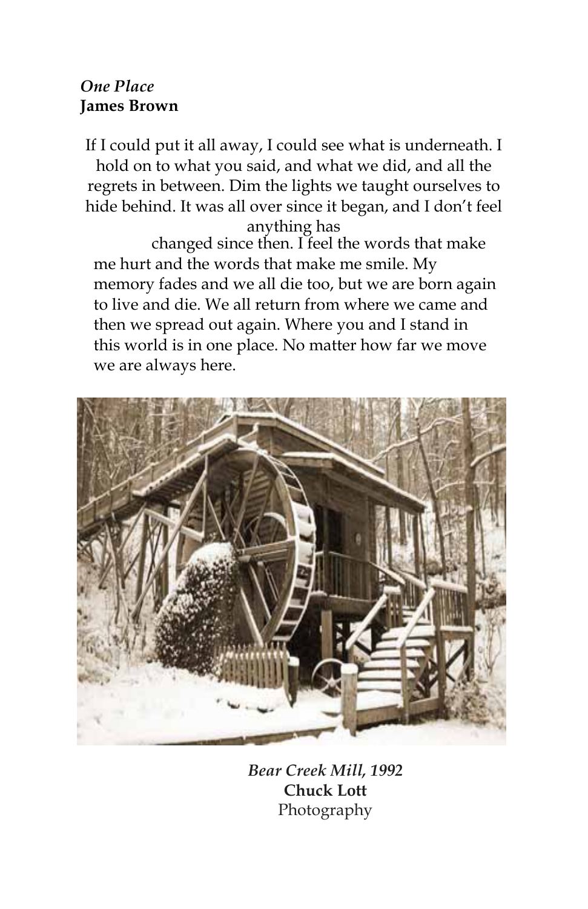*One Place*
**James Brown**

If I could put it all away, I could see what is underneath. I hold on to what you said, and what we did, and all the regrets in between. Dim the lights we taught ourselves to hide behind. It was all over since it began, and I don't feel anything has changed since then. I feel the words that make me hurt and the words that make me smile. My memory fades and we all die too, but we are born again to live and die. We all return from where we came and then we spread out again. Where you and I stand in this world is in one place. No matter how far we move we are always here.

*Bear Creek Mill, 1992*
**Chuck Lott**
Photography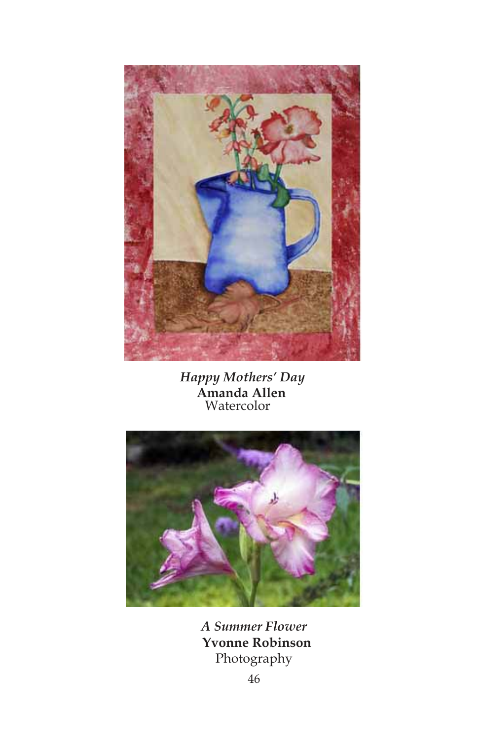*Happy Mothers' Day*
**Amanda Allen**
Watercolor

*A Summer Flower*
**Yvonne Robinson**
Photography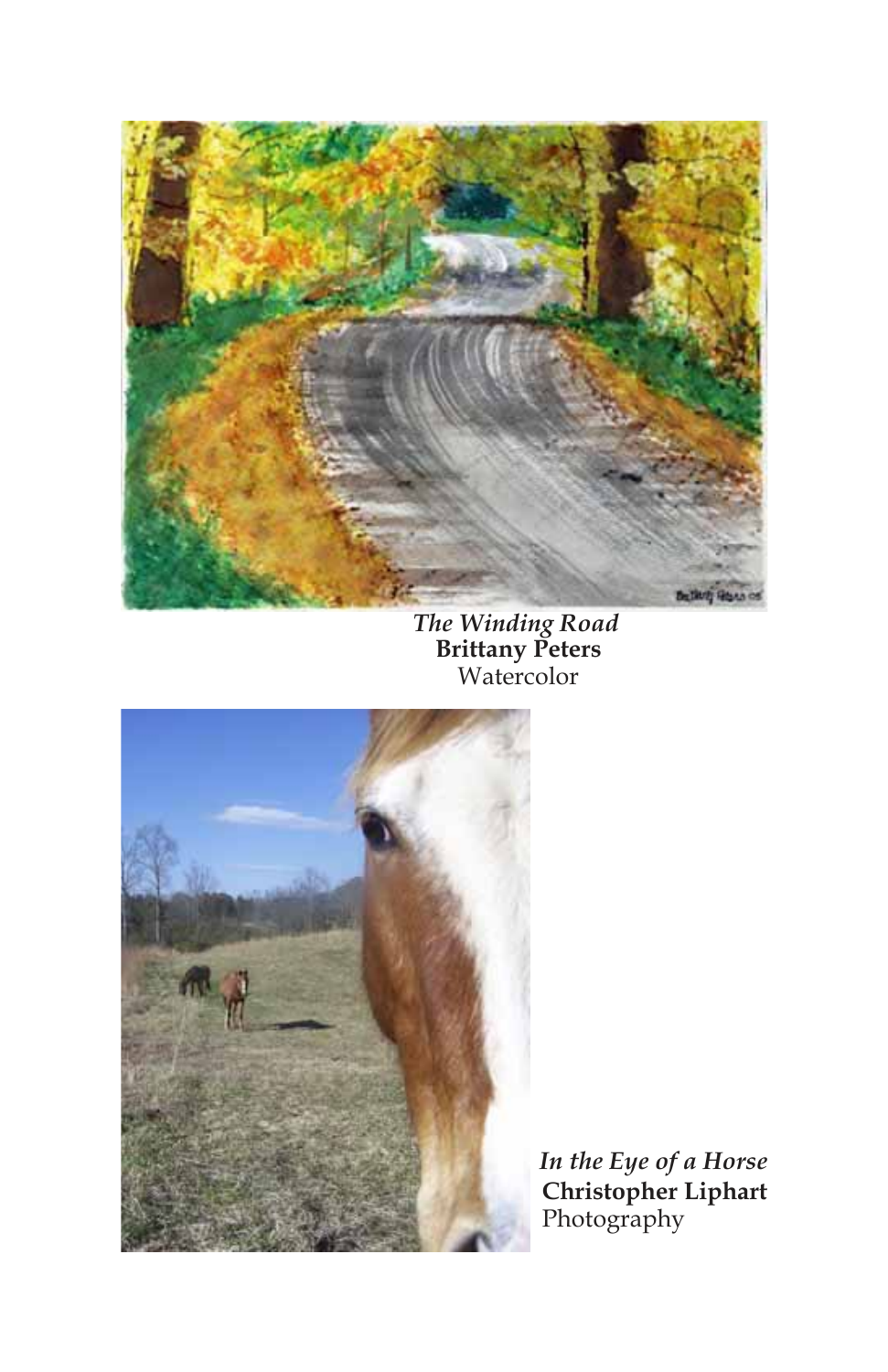*The Winding Road*
**Brittany Peters**
Watercolor

*In the Eye of a Horse*
**Christopher Liphart**
Photography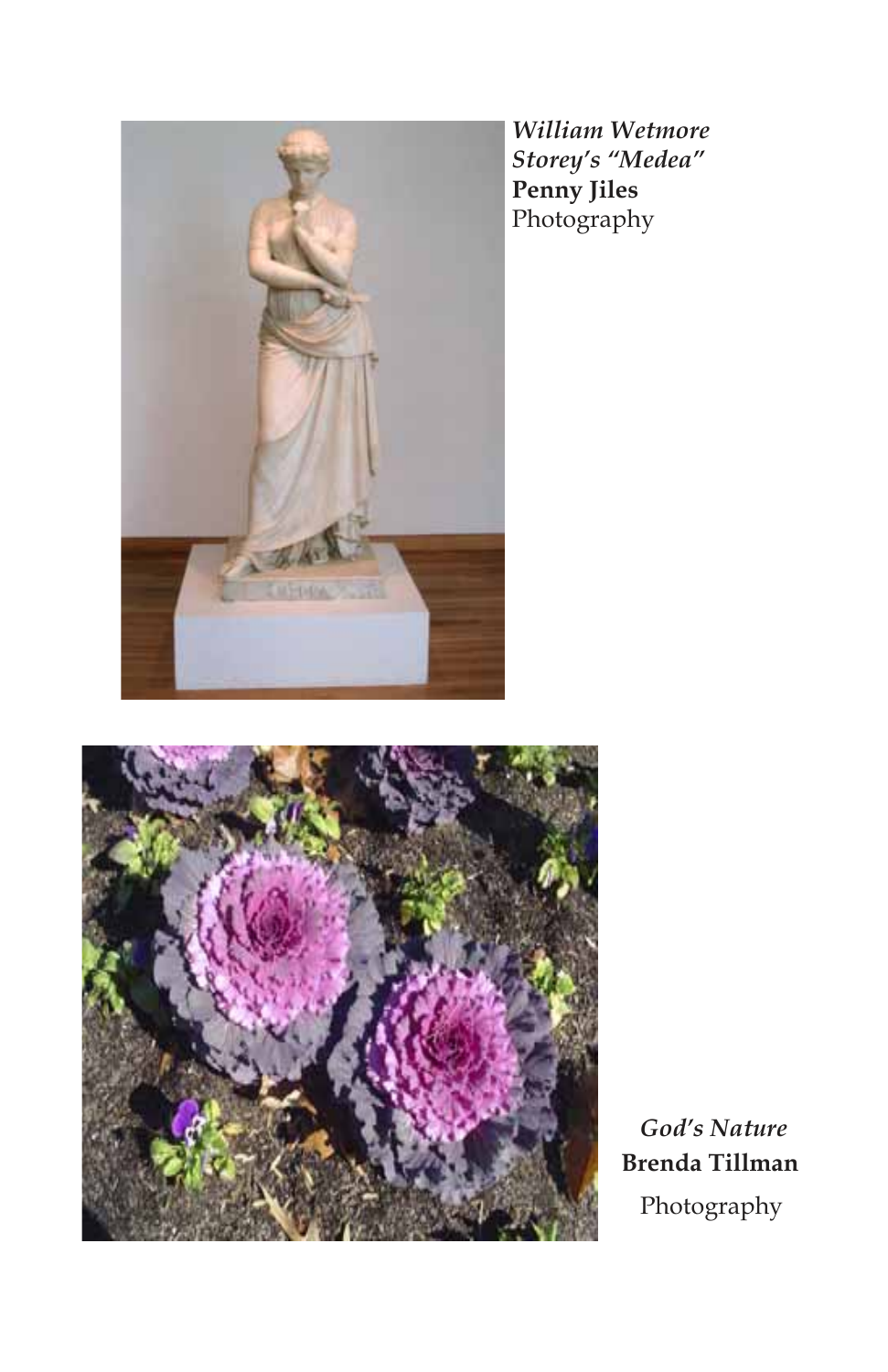*William Wetmore Storey's "Medea"*
**Penny Jiles**
Photography

*God's Nature*
**Brenda Tillman**
Photography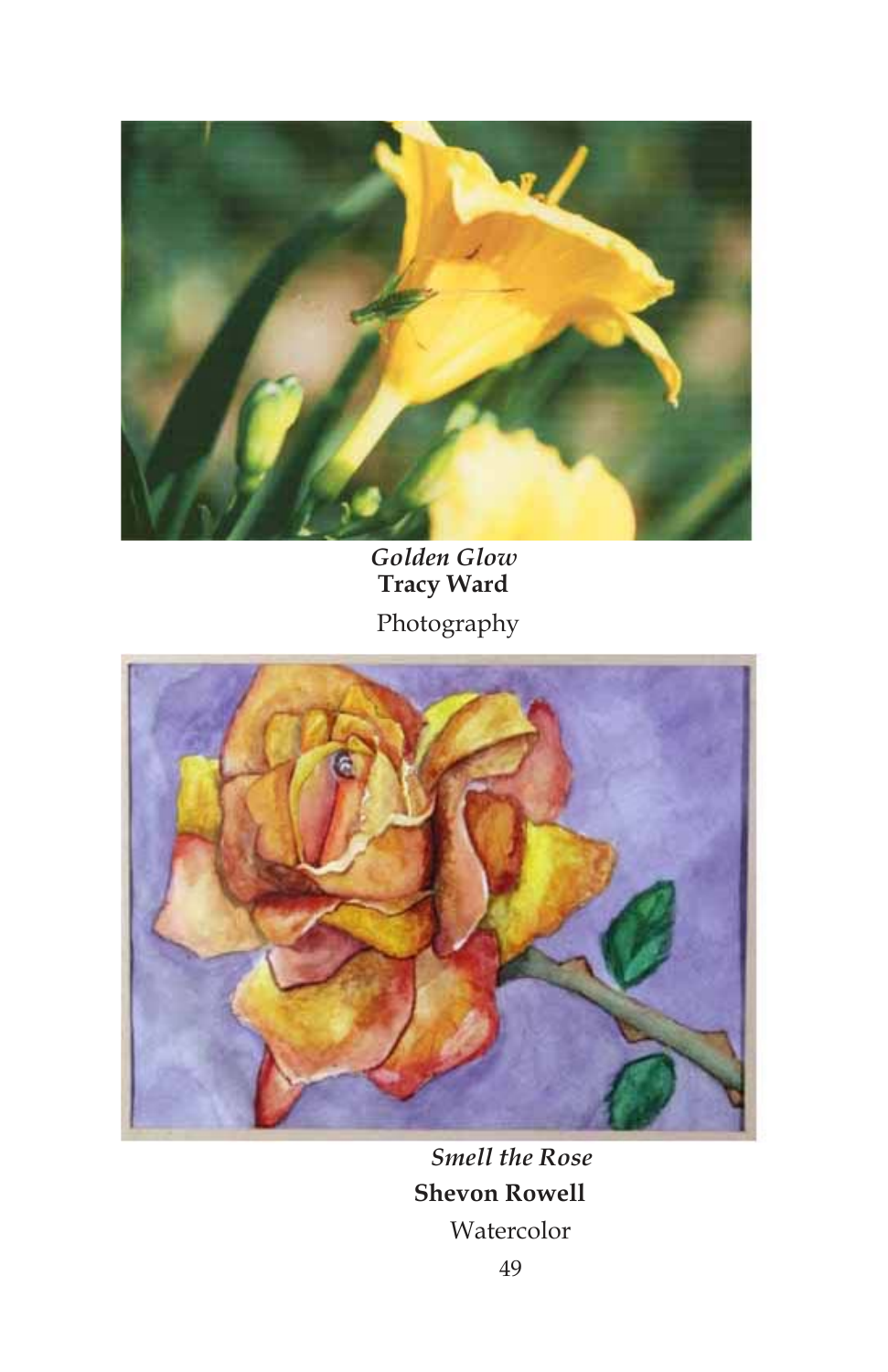*Golden Glow*
**Tracy Ward**
Photography

*Smell the Rose*
**Shevon Rowell**
Watercolor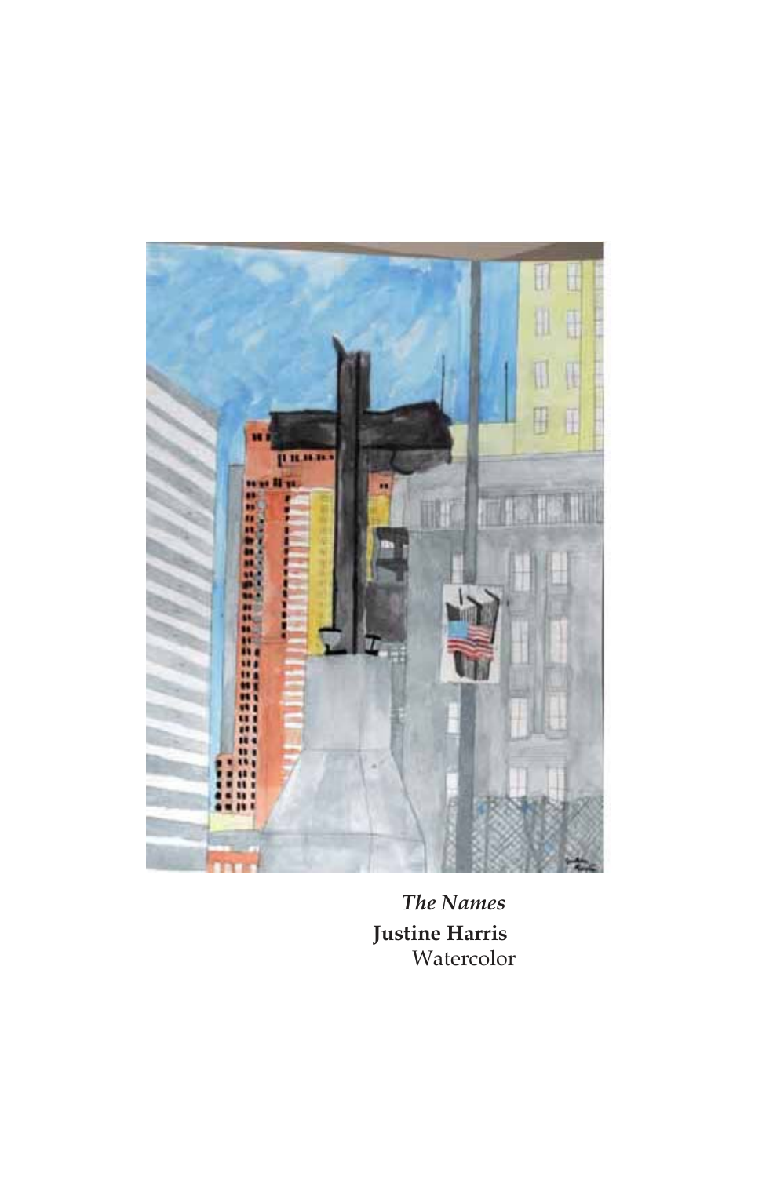*The Names*

**Justine Harris**

Watercolor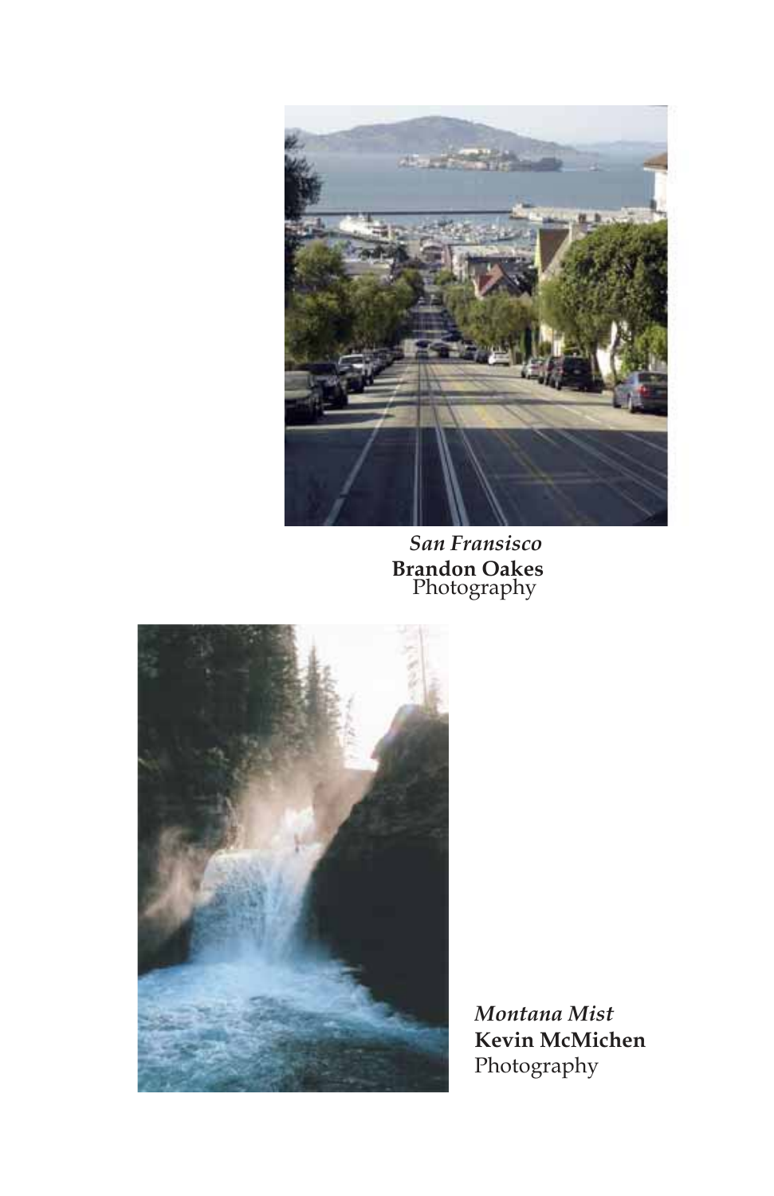*San Fransisco*
**Brandon Oakes**
Photography

*Montana Mist*
**Kevin McMichen**
Photography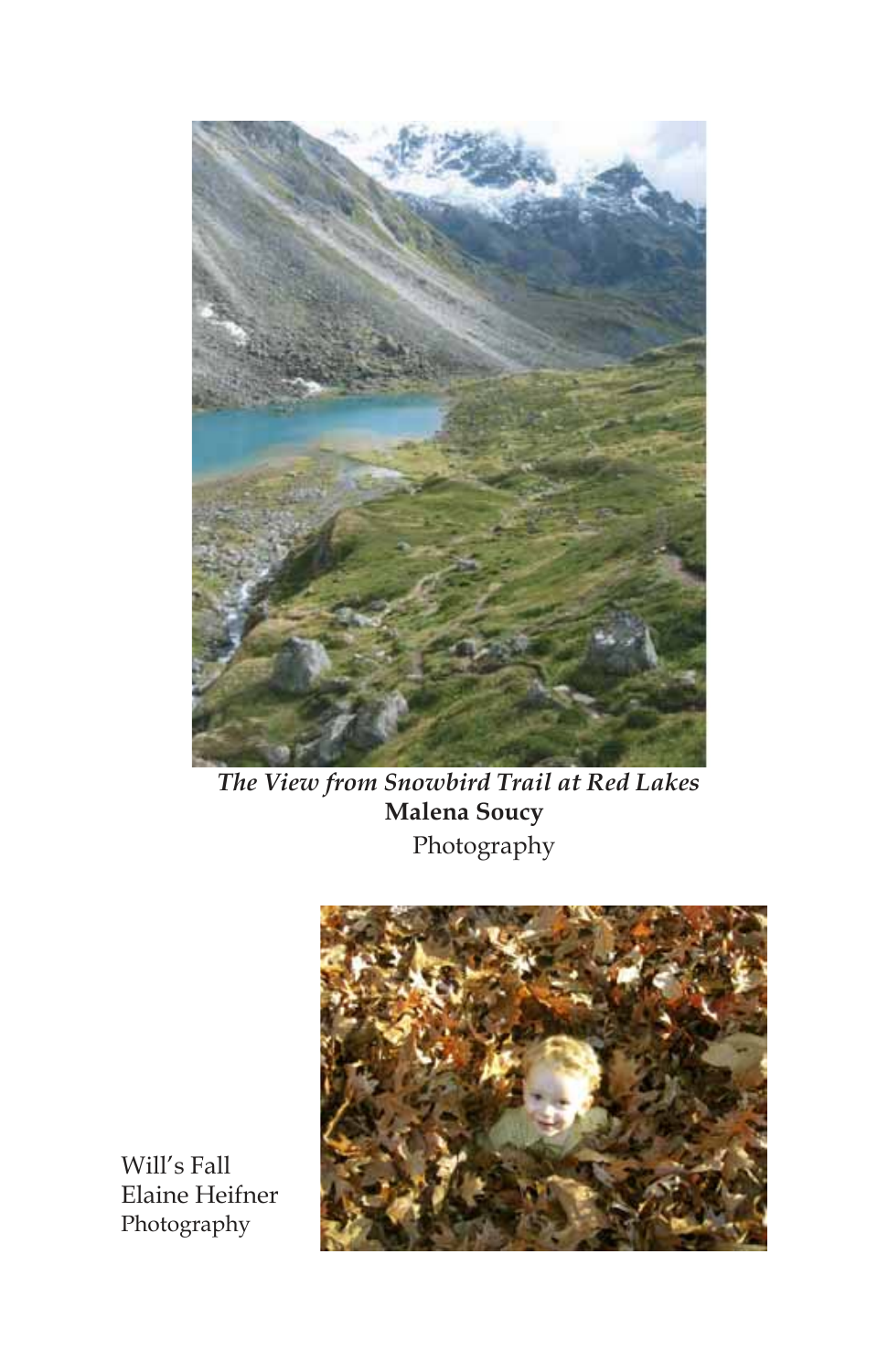*The View from Snowbird Trail at Red Lakes*
**Malena Soucy**
Photography

Will's Fall
Elaine Heifner
Photography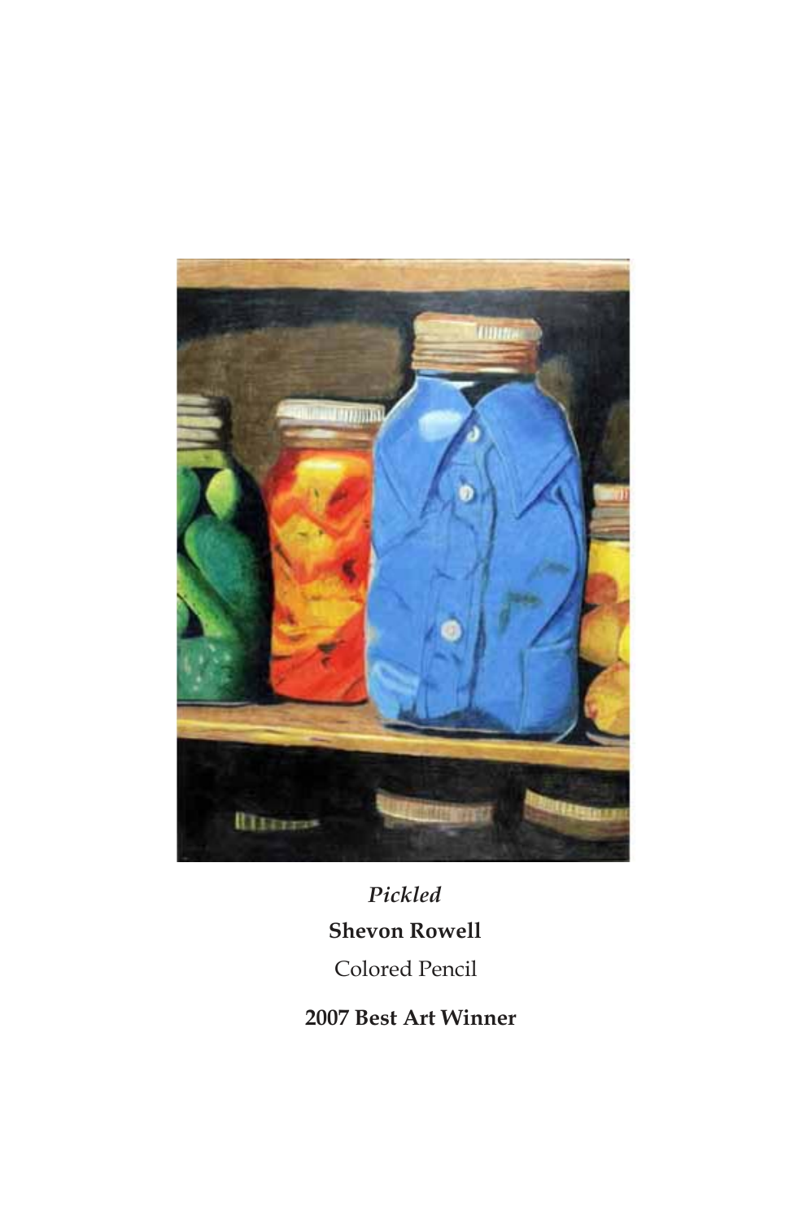*Pickled*

**Shevon Rowell**

Colored Pencil

**2007 Best Art Winner**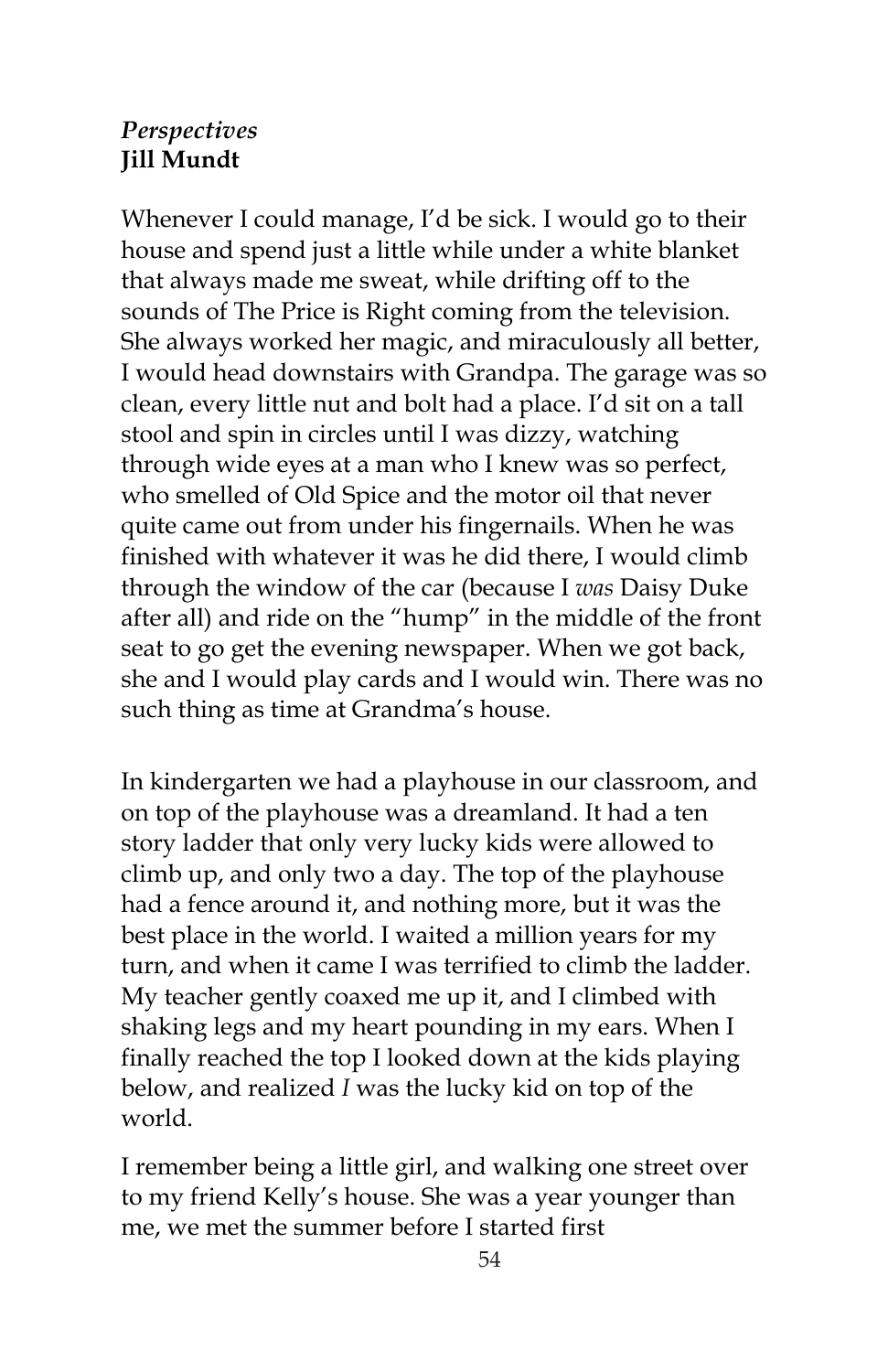*Perspectives*
**Jill Mundt**

Whenever I could manage, I'd be sick. I would go to their house and spend just a little while under a white blanket that always made me sweat, while drifting off to the sounds of The Price is Right coming from the television. She always worked her magic, and miraculously all better, I would head downstairs with Grandpa. The garage was so clean, every little nut and bolt had a place. I'd sit on a tall stool and spin in circles until I was dizzy, watching through wide eyes at a man who I knew was so perfect, who smelled of Old Spice and the motor oil that never quite came out from under his fingernails. When he was finished with whatever it was he did there, I would climb through the window of the car (because I *was* Daisy Duke after all) and ride on the "hump" in the middle of the front seat to go get the evening newspaper. When we got back, she and I would play cards and I would win. There was no such thing as time at Grandma's house.

In kindergarten we had a playhouse in our classroom, and on top of the playhouse was a dreamland. It had a ten story ladder that only very lucky kids were allowed to climb up, and only two a day. The top of the playhouse had a fence around it, and nothing more, but it was the best place in the world. I waited a million years for my turn, and when it came I was terrified to climb the ladder. My teacher gently coaxed me up it, and I climbed with shaking legs and my heart pounding in my ears. When I finally reached the top I looked down at the kids playing below, and realized *I* was the lucky kid on top of the world.

I remember being a little girl, and walking one street over to my friend Kelly's house. She was a year younger than me, we met the summer before I started first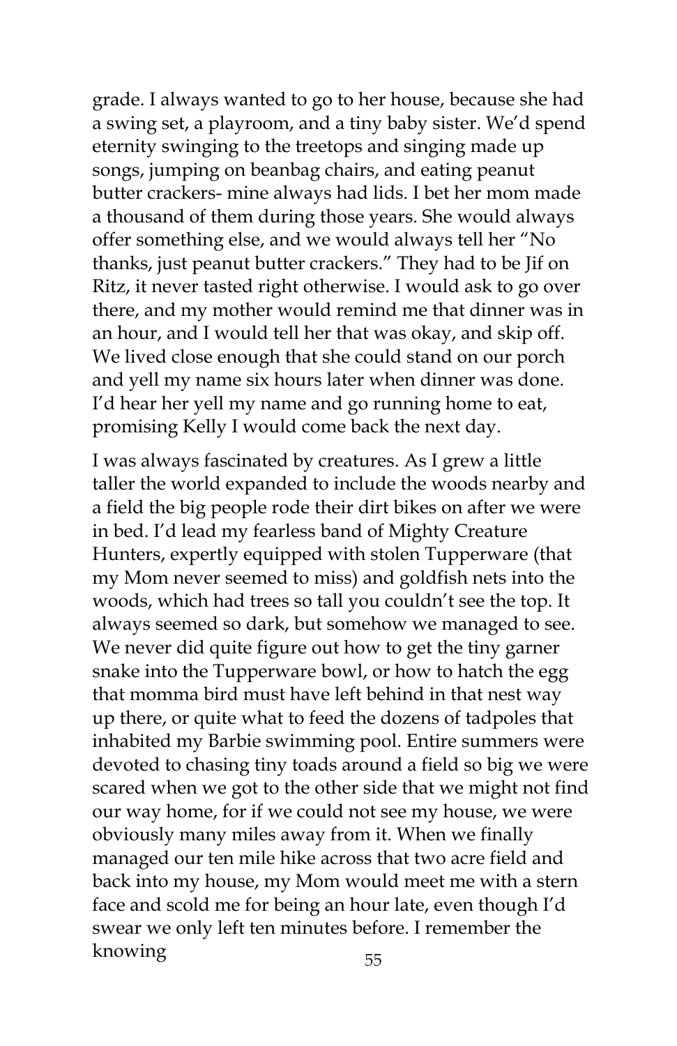grade. I always wanted to go to her house, because she had a swing set, a playroom, and a tiny baby sister. We'd spend eternity swinging to the treetops and singing made up songs, jumping on beanbag chairs, and eating peanut butter crackers- mine always had lids. I bet her mom made a thousand of them during those years. She would always offer something else, and we would always tell her "No thanks, just peanut butter crackers." They had to be Jif on Ritz, it never tasted right otherwise. I would ask to go over there, and my mother would remind me that dinner was in an hour, and I would tell her that was okay, and skip off. We lived close enough that she could stand on our porch and yell my name six hours later when dinner was done. I'd hear her yell my name and go running home to eat, promising Kelly I would come back the next day.

I was always fascinated by creatures. As I grew a little taller the world expanded to include the woods nearby and a field the big people rode their dirt bikes on after we were in bed. I'd lead my fearless band of Mighty Creature Hunters, expertly equipped with stolen Tupperware (that my Mom never seemed to miss) and goldfish nets into the woods, which had trees so tall you couldn't see the top. It always seemed so dark, but somehow we managed to see. We never did quite figure out how to get the tiny garner snake into the Tupperware bowl, or how to hatch the egg that momma bird must have left behind in that nest way up there, or quite what to feed the dozens of tadpoles that inhabited my Barbie swimming pool. Entire summers were devoted to chasing tiny toads around a field so big we were scared when we got to the other side that we might not find our way home, for if we could not see my house, we were obviously many miles away from it. When we finally managed our ten mile hike across that two acre field and back into my house, my Mom would meet me with a stern face and scold me for being an hour late, even though I'd swear we only left ten minutes before. I remember the knowing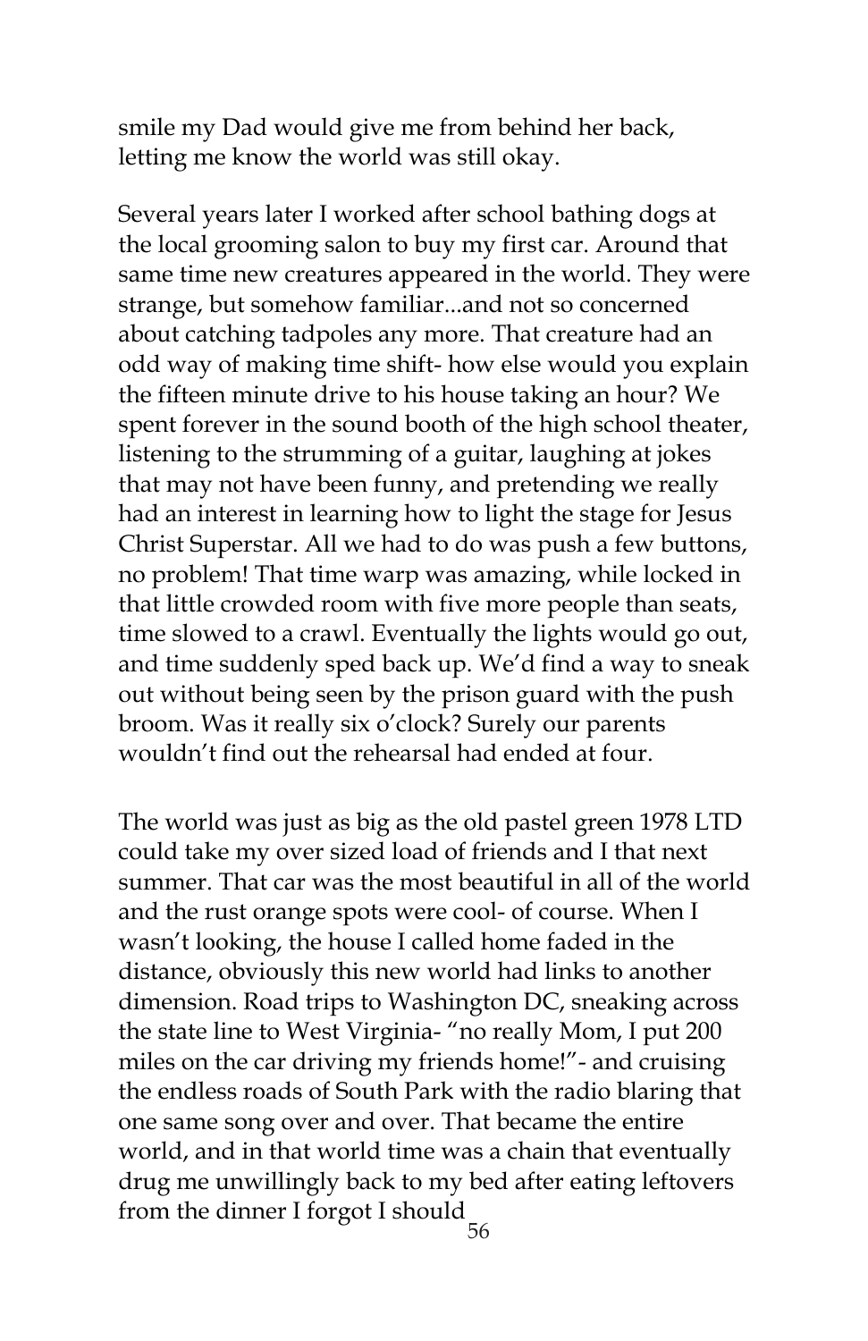smile my Dad would give me from behind her back, letting me know the world was still okay.

Several years later I worked after school bathing dogs at the local grooming salon to buy my first car. Around that same time new creatures appeared in the world. They were strange, but somehow familiar...and not so concerned about catching tadpoles any more. That creature had an odd way of making time shift- how else would you explain the fifteen minute drive to his house taking an hour? We spent forever in the sound booth of the high school theater, listening to the strumming of a guitar, laughing at jokes that may not have been funny, and pretending we really had an interest in learning how to light the stage for Jesus Christ Superstar. All we had to do was push a few buttons, no problem! That time warp was amazing, while locked in that little crowded room with five more people than seats, time slowed to a crawl. Eventually the lights would go out, and time suddenly sped back up. We'd find a way to sneak out without being seen by the prison guard with the push broom. Was it really six o'clock? Surely our parents wouldn't find out the rehearsal had ended at four.

The world was just as big as the old pastel green 1978 LTD could take my over sized load of friends and I that next summer. That car was the most beautiful in all of the world and the rust orange spots were cool- of course. When I wasn't looking, the house I called home faded in the distance, obviously this new world had links to another dimension. Road trips to Washington DC, sneaking across the state line to West Virginia- "no really Mom, I put 200 miles on the car driving my friends home!"- and cruising the endless roads of South Park with the radio blaring that one same song over and over. That became the entire world, and in that world time was a chain that eventually drug me unwillingly back to my bed after eating leftovers from the dinner I forgot I should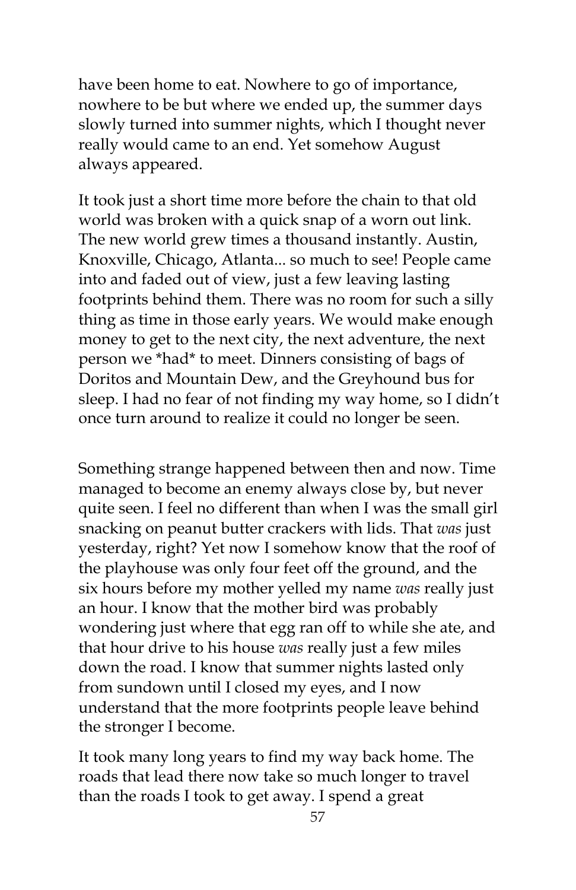have been home to eat. Nowhere to go of importance, nowhere to be but where we ended up, the summer days slowly turned into summer nights, which I thought never really would came to an end. Yet somehow August always appeared.

It took just a short time more before the chain to that old world was broken with a quick snap of a worn out link. The new world grew times a thousand instantly. Austin, Knoxville, Chicago, Atlanta... so much to see! People came into and faded out of view, just a few leaving lasting footprints behind them. There was no room for such a silly thing as time in those early years. We would make enough money to get to the next city, the next adventure, the next person we *had* to meet. Dinners consisting of bags of Doritos and Mountain Dew, and the Greyhound bus for sleep. I had no fear of not finding my way home, so I didn't once turn around to realize it could no longer be seen.

Something strange happened between then and now. Time managed to become an enemy always close by, but never quite seen. I feel no different than when I was the small girl snacking on peanut butter crackers with lids. That *was* just yesterday, right? Yet now I somehow know that the roof of the playhouse was only four feet off the ground, and the six hours before my mother yelled my name *was* really just an hour. I know that the mother bird was probably wondering just where that egg ran off to while she ate, and that hour drive to his house *was* really just a few miles down the road. I know that summer nights lasted only from sundown until I closed my eyes, and I now understand that the more footprints people leave behind the stronger I become.

It took many long years to find my way back home. The roads that lead there now take so much longer to travel than the roads I took to get away. I spend a great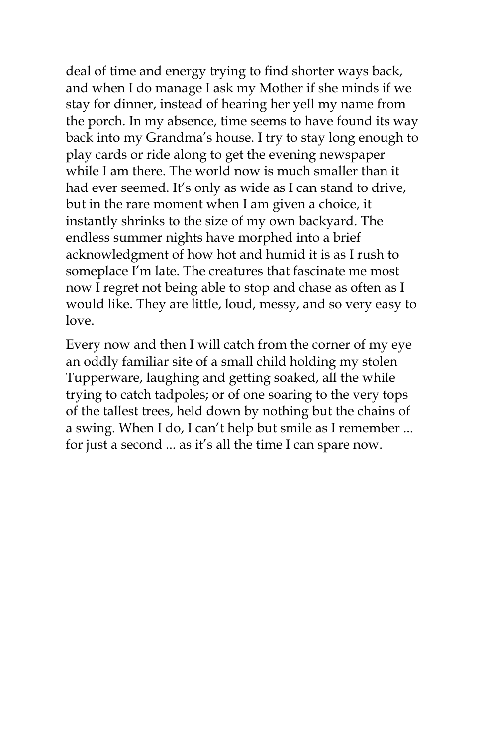deal of time and energy trying to find shorter ways back, and when I do manage I ask my Mother if she minds if we stay for dinner, instead of hearing her yell my name from the porch. In my absence, time seems to have found its way back into my Grandma's house. I try to stay long enough to play cards or ride along to get the evening newspaper while I am there. The world now is much smaller than it had ever seemed. It's only as wide as I can stand to drive, but in the rare moment when I am given a choice, it instantly shrinks to the size of my own backyard. The endless summer nights have morphed into a brief acknowledgment of how hot and humid it is as I rush to someplace I'm late. The creatures that fascinate me most now I regret not being able to stop and chase as often as I would like. They are little, loud, messy, and so very easy to love.

Every now and then I will catch from the corner of my eye an oddly familiar site of a small child holding my stolen Tupperware, laughing and getting soaked, all the while trying to catch tadpoles; or of one soaring to the very tops of the tallest trees, held down by nothing but the chains of a swing. When I do, I can't help but smile as I remember ... for just a second ... as it's all the time I can spare now.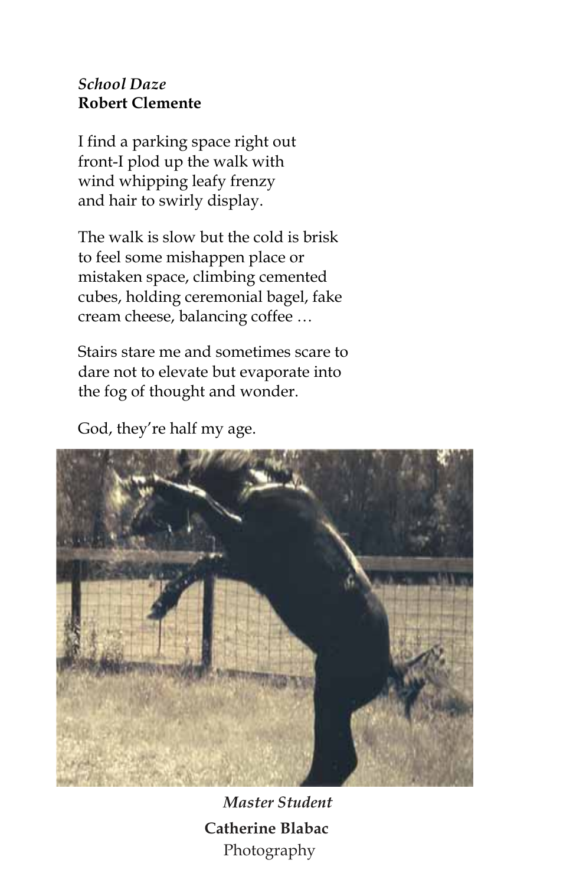*School Daze*
**Robert Clemente**

I find a parking space right out
front-I plod up the walk with
wind whipping leafy frenzy
and hair to swirly display.

The walk is slow but the cold is brisk
to feel some mishappen place or
mistaken space, climbing cemented
cubes, holding ceremonial bagel, fake
cream cheese, balancing coffee …

Stairs stare me and sometimes scare to
dare not to elevate but evaporate into
the fog of thought and wonder.

God, they're half my age.

*Master Student*
**Catherine Blabac**
Photography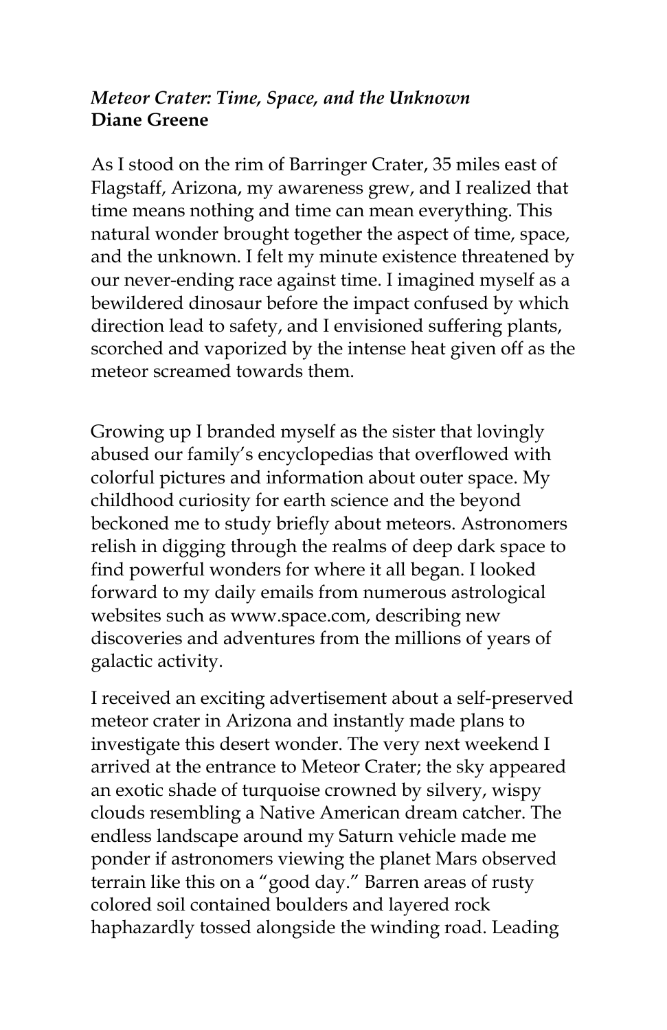***Meteor Crater: Time, Space, and the Unknown***
**Diane Greene**

As I stood on the rim of Barringer Crater, 35 miles east of Flagstaff, Arizona, my awareness grew, and I realized that time means nothing and time can mean everything. This natural wonder brought together the aspect of time, space, and the unknown. I felt my minute existence threatened by our never-ending race against time. I imagined myself as a bewildered dinosaur before the impact confused by which direction lead to safety, and I envisioned suffering plants, scorched and vaporized by the intense heat given off as the meteor screamed towards them.

Growing up I branded myself as the sister that lovingly abused our family's encyclopedias that overflowed with colorful pictures and information about outer space. My childhood curiosity for earth science and the beyond beckoned me to study briefly about meteors. Astronomers relish in digging through the realms of deep dark space to find powerful wonders for where it all began. I looked forward to my daily emails from numerous astrological websites such as www.space.com, describing new discoveries and adventures from the millions of years of galactic activity.

I received an exciting advertisement about a self-preserved meteor crater in Arizona and instantly made plans to investigate this desert wonder. The very next weekend I arrived at the entrance to Meteor Crater; the sky appeared an exotic shade of turquoise crowned by silvery, wispy clouds resembling a Native American dream catcher. The endless landscape around my Saturn vehicle made me ponder if astronomers viewing the planet Mars observed terrain like this on a "good day." Barren areas of rusty colored soil contained boulders and layered rock haphazardly tossed alongside the winding road. Leading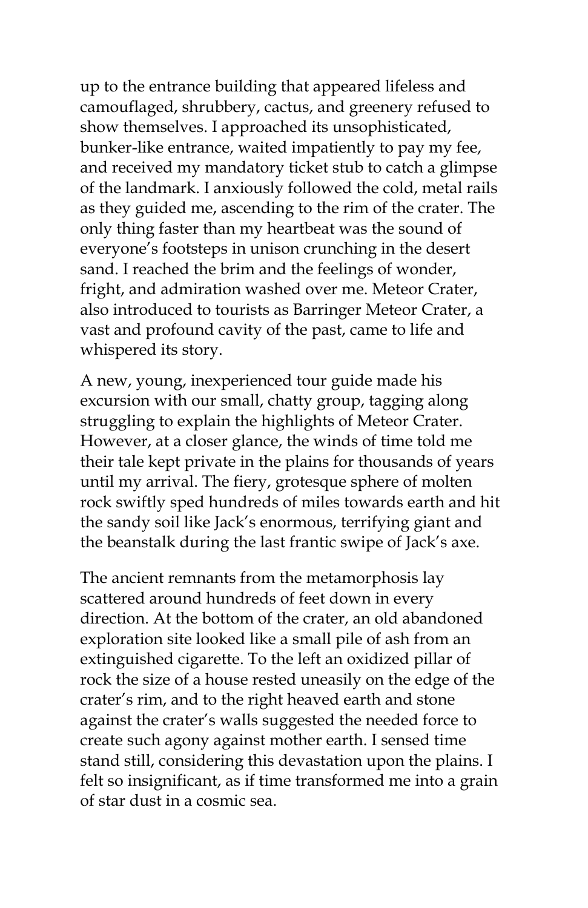up to the entrance building that appeared lifeless and camouflaged, shrubbery, cactus, and greenery refused to show themselves. I approached its unsophisticated, bunker-like entrance, waited impatiently to pay my fee, and received my mandatory ticket stub to catch a glimpse of the landmark. I anxiously followed the cold, metal rails as they guided me, ascending to the rim of the crater. The only thing faster than my heartbeat was the sound of everyone's footsteps in unison crunching in the desert sand. I reached the brim and the feelings of wonder, fright, and admiration washed over me. Meteor Crater, also introduced to tourists as Barringer Meteor Crater, a vast and profound cavity of the past, came to life and whispered its story.

A new, young, inexperienced tour guide made his excursion with our small, chatty group, tagging along struggling to explain the highlights of Meteor Crater. However, at a closer glance, the winds of time told me their tale kept private in the plains for thousands of years until my arrival. The fiery, grotesque sphere of molten rock swiftly sped hundreds of miles towards earth and hit the sandy soil like Jack's enormous, terrifying giant and the beanstalk during the last frantic swipe of Jack's axe.

The ancient remnants from the metamorphosis lay scattered around hundreds of feet down in every direction. At the bottom of the crater, an old abandoned exploration site looked like a small pile of ash from an extinguished cigarette. To the left an oxidized pillar of rock the size of a house rested uneasily on the edge of the crater's rim, and to the right heaved earth and stone against the crater's walls suggested the needed force to create such agony against mother earth. I sensed time stand still, considering this devastation upon the plains. I felt so insignificant, as if time transformed me into a grain of star dust in a cosmic sea.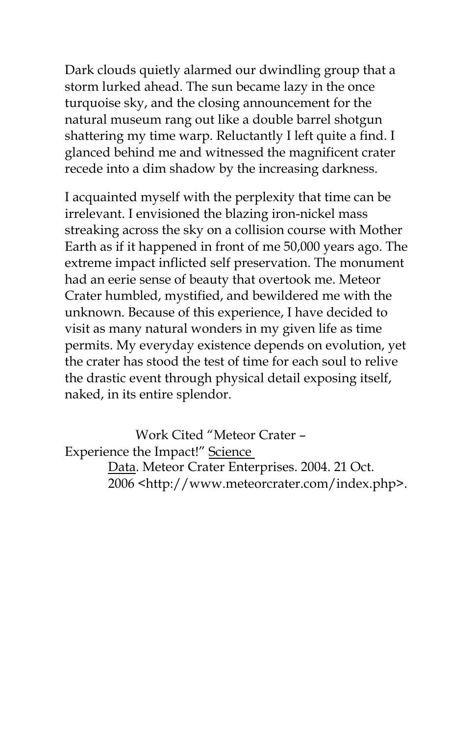Dark clouds quietly alarmed our dwindling group that a storm lurked ahead. The sun became lazy in the once turquoise sky, and the closing announcement for the natural museum rang out like a double barrel shotgun shattering my time warp. Reluctantly I left quite a find. I glanced behind me and witnessed the magnificent crater recede into a dim shadow by the increasing darkness.

I acquainted myself with the perplexity that time can be irrelevant. I envisioned the blazing iron-nickel mass streaking across the sky on a collision course with Mother Earth as if it happened in front of me 50,000 years ago. The extreme impact inflicted self preservation. The monument had an eerie sense of beauty that overtook me. Meteor Crater humbled, mystified, and bewildered me with the unknown. Because of this experience, I have decided to visit as many natural wonders in my given life as time permits. My everyday existence depends on evolution, yet the crater has stood the test of time for each soul to relive the drastic event through physical detail exposing itself, naked, in its entire splendor.

Work Cited "Meteor Crater – Experience the Impact!" Science Data. Meteor Crater Enterprises. 2004. 21 Oct. 2006 <http://www.meteorcrater.com/index.php>.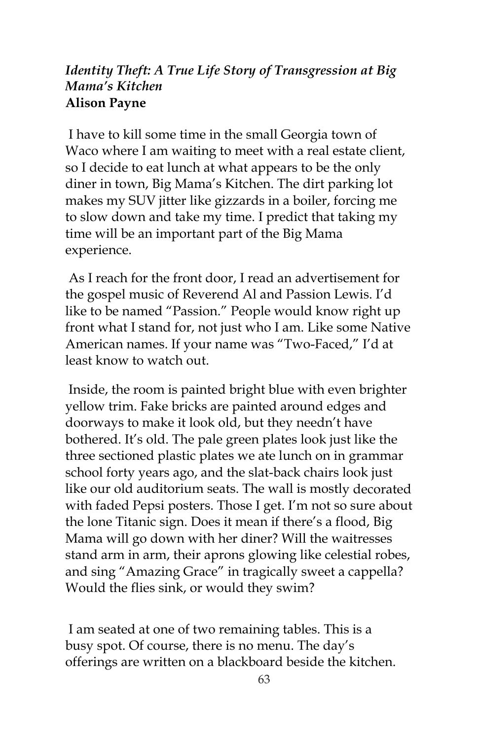### *Identity Theft: A True Life Story of Transgression at Big Mama's Kitchen*
**Alison Payne**

I have to kill some time in the small Georgia town of Waco where I am waiting to meet with a real estate client, so I decide to eat lunch at what appears to be the only diner in town, Big Mama's Kitchen. The dirt parking lot makes my SUV jitter like gizzards in a boiler, forcing me to slow down and take my time. I predict that taking my time will be an important part of the Big Mama experience.

As I reach for the front door, I read an advertisement for the gospel music of Reverend Al and Passion Lewis. I'd like to be named "Passion." People would know right up front what I stand for, not just who I am. Like some Native American names. If your name was "Two-Faced," I'd at least know to watch out.

Inside, the room is painted bright blue with even brighter yellow trim. Fake bricks are painted around edges and doorways to make it look old, but they needn't have bothered. It's old. The pale green plates look just like the three sectioned plastic plates we ate lunch on in grammar school forty years ago, and the slat-back chairs look just like our old auditorium seats. The wall is mostly decorated with faded Pepsi posters. Those I get. I'm not so sure about the lone Titanic sign. Does it mean if there's a flood, Big Mama will go down with her diner? Will the waitresses stand arm in arm, their aprons glowing like celestial robes, and sing "Amazing Grace" in tragically sweet a cappella? Would the flies sink, or would they swim?

I am seated at one of two remaining tables. This is a busy spot. Of course, there is no menu. The day's offerings are written on a blackboard beside the kitchen.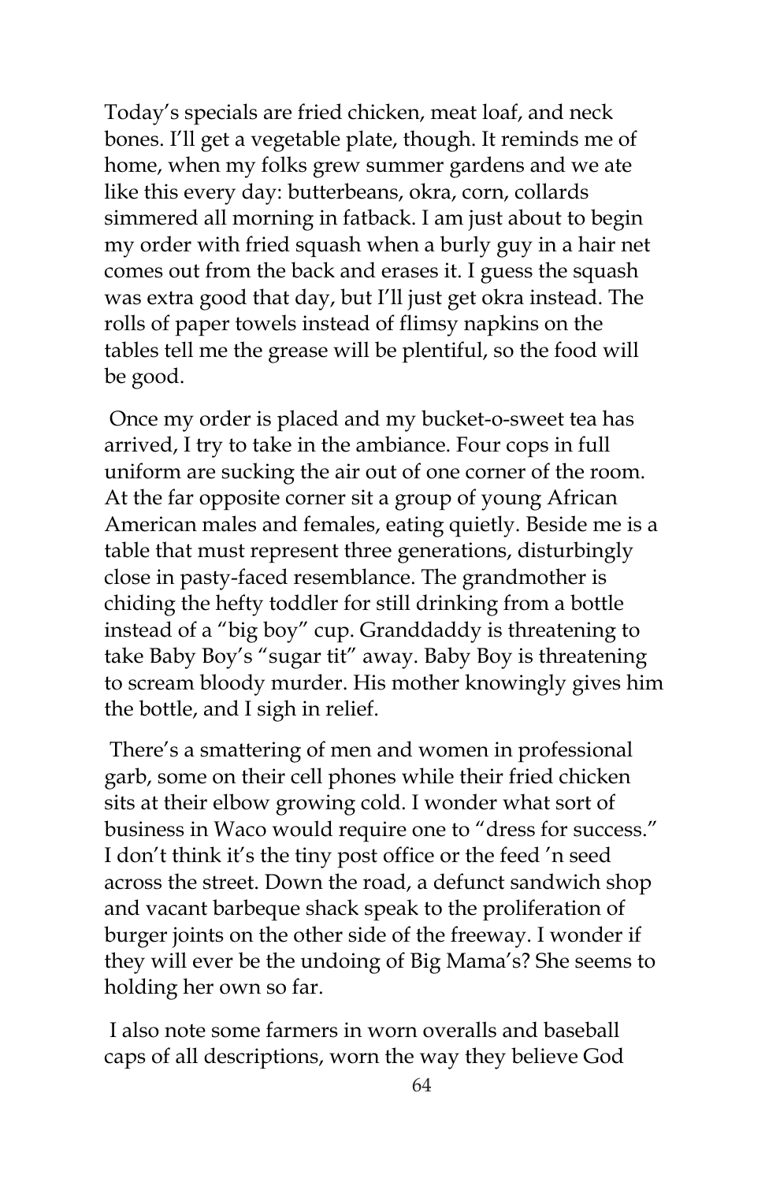Today's specials are fried chicken, meat loaf, and neck bones. I'll get a vegetable plate, though. It reminds me of home, when my folks grew summer gardens and we ate like this every day: butterbeans, okra, corn, collards simmered all morning in fatback. I am just about to begin my order with fried squash when a burly guy in a hair net comes out from the back and erases it. I guess the squash was extra good that day, but I'll just get okra instead. The rolls of paper towels instead of flimsy napkins on the tables tell me the grease will be plentiful, so the food will be good.

Once my order is placed and my bucket-o-sweet tea has arrived, I try to take in the ambiance. Four cops in full uniform are sucking the air out of one corner of the room. At the far opposite corner sit a group of young African American males and females, eating quietly. Beside me is a table that must represent three generations, disturbingly close in pasty-faced resemblance. The grandmother is chiding the hefty toddler for still drinking from a bottle instead of a "big boy" cup. Granddaddy is threatening to take Baby Boy's "sugar tit" away. Baby Boy is threatening to scream bloody murder. His mother knowingly gives him the bottle, and I sigh in relief.

There's a smattering of men and women in professional garb, some on their cell phones while their fried chicken sits at their elbow growing cold. I wonder what sort of business in Waco would require one to "dress for success." I don't think it's the tiny post office or the feed 'n seed across the street. Down the road, a defunct sandwich shop and vacant barbeque shack speak to the proliferation of burger joints on the other side of the freeway. I wonder if they will ever be the undoing of Big Mama's? She seems to holding her own so far.

I also note some farmers in worn overalls and baseball caps of all descriptions, worn the way they believe God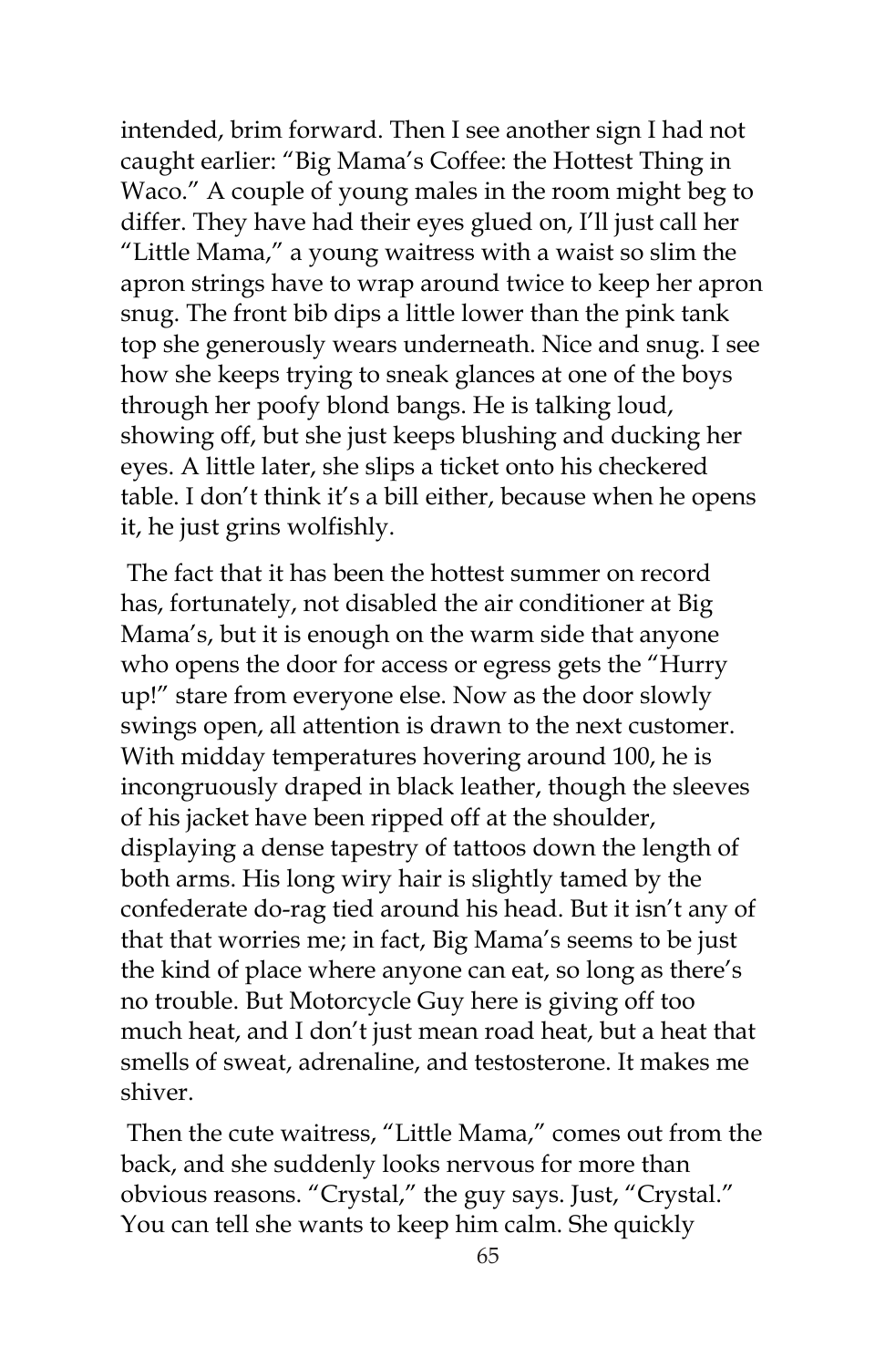intended, brim forward. Then I see another sign I had not caught earlier: "Big Mama's Coffee: the Hottest Thing in Waco." A couple of young males in the room might beg to differ. They have had their eyes glued on, I'll just call her "Little Mama," a young waitress with a waist so slim the apron strings have to wrap around twice to keep her apron snug. The front bib dips a little lower than the pink tank top she generously wears underneath. Nice and snug. I see how she keeps trying to sneak glances at one of the boys through her poofy blond bangs. He is talking loud, showing off, but she just keeps blushing and ducking her eyes. A little later, she slips a ticket onto his checkered table. I don't think it's a bill either, because when he opens it, he just grins wolfishly.

The fact that it has been the hottest summer on record has, fortunately, not disabled the air conditioner at Big Mama's, but it is enough on the warm side that anyone who opens the door for access or egress gets the "Hurry up!" stare from everyone else. Now as the door slowly swings open, all attention is drawn to the next customer. With midday temperatures hovering around 100, he is incongruously draped in black leather, though the sleeves of his jacket have been ripped off at the shoulder, displaying a dense tapestry of tattoos down the length of both arms. His long wiry hair is slightly tamed by the confederate do-rag tied around his head. But it isn't any of that that worries me; in fact, Big Mama's seems to be just the kind of place where anyone can eat, so long as there's no trouble. But Motorcycle Guy here is giving off too much heat, and I don't just mean road heat, but a heat that smells of sweat, adrenaline, and testosterone. It makes me shiver.

Then the cute waitress, "Little Mama," comes out from the back, and she suddenly looks nervous for more than obvious reasons. "Crystal," the guy says. Just, "Crystal." You can tell she wants to keep him calm. She quickly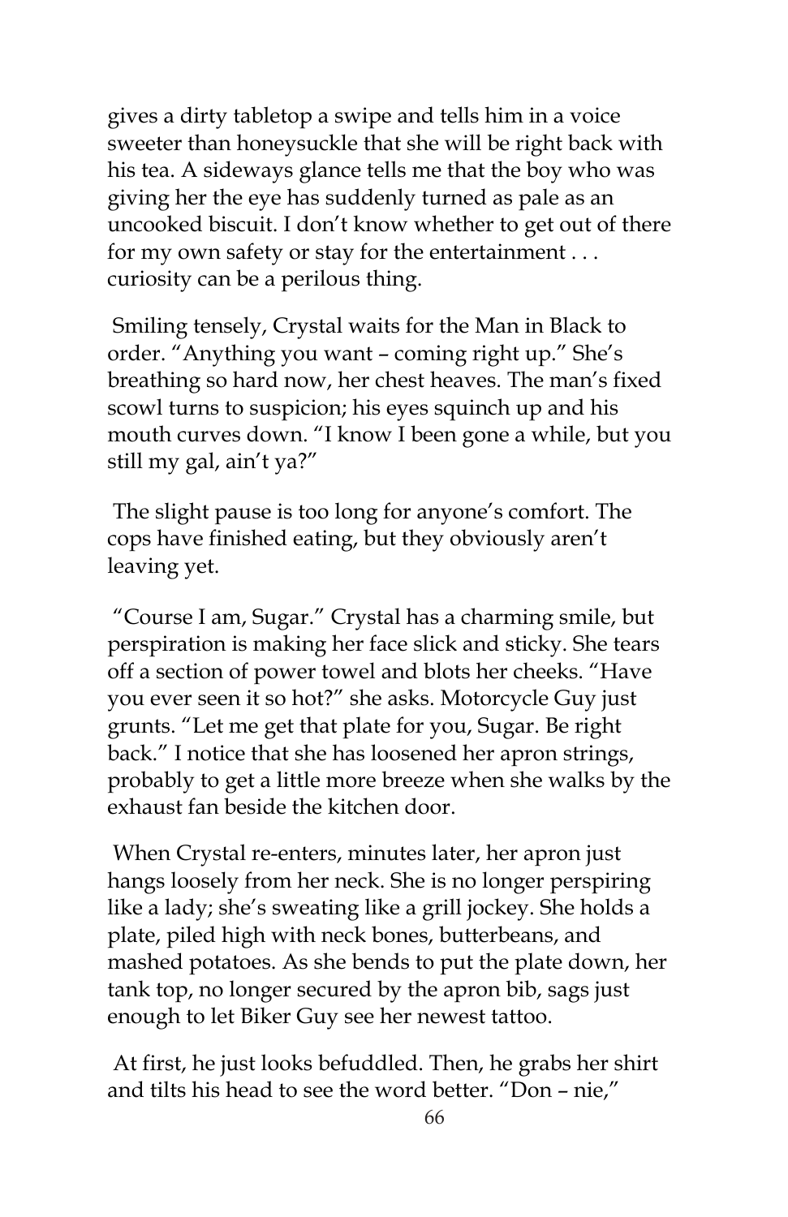gives a dirty tabletop a swipe and tells him in a voice sweeter than honeysuckle that she will be right back with his tea. A sideways glance tells me that the boy who was giving her the eye has suddenly turned as pale as an uncooked biscuit. I don't know whether to get out of there for my own safety or stay for the entertainment . . . curiosity can be a perilous thing.

Smiling tensely, Crystal waits for the Man in Black to order. "Anything you want – coming right up." She's breathing so hard now, her chest heaves. The man's fixed scowl turns to suspicion; his eyes squinch up and his mouth curves down. "I know I been gone a while, but you still my gal, ain't ya?"

The slight pause is too long for anyone's comfort. The cops have finished eating, but they obviously aren't leaving yet.

"Course I am, Sugar." Crystal has a charming smile, but perspiration is making her face slick and sticky. She tears off a section of power towel and blots her cheeks. "Have you ever seen it so hot?" she asks. Motorcycle Guy just grunts. "Let me get that plate for you, Sugar. Be right back." I notice that she has loosened her apron strings, probably to get a little more breeze when she walks by the exhaust fan beside the kitchen door.

When Crystal re-enters, minutes later, her apron just hangs loosely from her neck. She is no longer perspiring like a lady; she's sweating like a grill jockey. She holds a plate, piled high with neck bones, butterbeans, and mashed potatoes. As she bends to put the plate down, her tank top, no longer secured by the apron bib, sags just enough to let Biker Guy see her newest tattoo.

At first, he just looks befuddled. Then, he grabs her shirt and tilts his head to see the word better. "Don – nie,"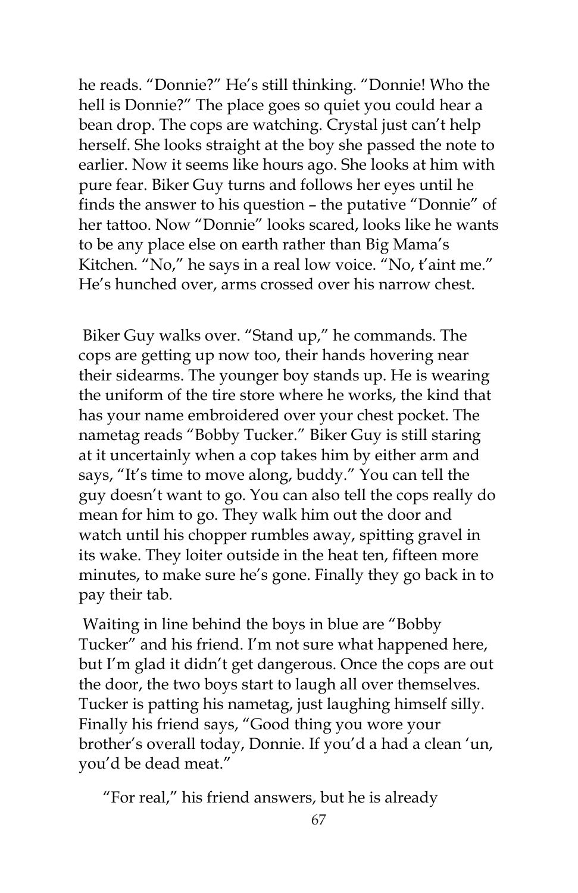he reads. "Donnie?" He's still thinking. "Donnie! Who the hell is Donnie?" The place goes so quiet you could hear a bean drop. The cops are watching. Crystal just can't help herself. She looks straight at the boy she passed the note to earlier. Now it seems like hours ago. She looks at him with pure fear. Biker Guy turns and follows her eyes until he finds the answer to his question – the putative "Donnie" of her tattoo. Now "Donnie" looks scared, looks like he wants to be any place else on earth rather than Big Mama's Kitchen. "No," he says in a real low voice. "No, t'aint me." He's hunched over, arms crossed over his narrow chest.

Biker Guy walks over. "Stand up," he commands. The cops are getting up now too, their hands hovering near their sidearms. The younger boy stands up. He is wearing the uniform of the tire store where he works, the kind that has your name embroidered over your chest pocket. The nametag reads "Bobby Tucker." Biker Guy is still staring at it uncertainly when a cop takes him by either arm and says, "It's time to move along, buddy." You can tell the guy doesn't want to go. You can also tell the cops really do mean for him to go. They walk him out the door and watch until his chopper rumbles away, spitting gravel in its wake. They loiter outside in the heat ten, fifteen more minutes, to make sure he's gone. Finally they go back in to pay their tab.

Waiting in line behind the boys in blue are "Bobby Tucker" and his friend. I'm not sure what happened here, but I'm glad it didn't get dangerous. Once the cops are out the door, the two boys start to laugh all over themselves. Tucker is patting his nametag, just laughing himself silly. Finally his friend says, "Good thing you wore your brother's overall today, Donnie. If you'd a had a clean 'un, you'd be dead meat."

"For real," his friend answers, but he is already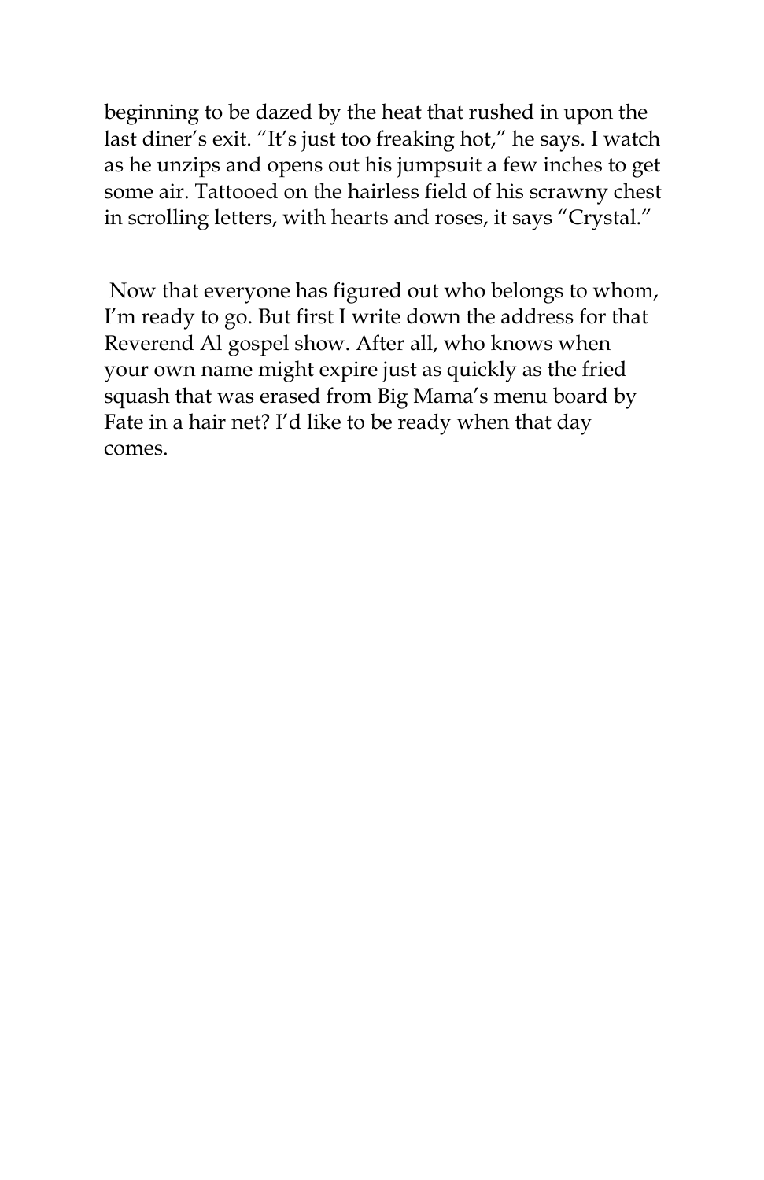beginning to be dazed by the heat that rushed in upon the last diner's exit. "It's just too freaking hot," he says. I watch as he unzips and opens out his jumpsuit a few inches to get some air. Tattooed on the hairless field of his scrawny chest in scrolling letters, with hearts and roses, it says "Crystal."

Now that everyone has figured out who belongs to whom, I'm ready to go. But first I write down the address for that Reverend Al gospel show. After all, who knows when your own name might expire just as quickly as the fried squash that was erased from Big Mama's menu board by Fate in a hair net? I'd like to be ready when that day comes.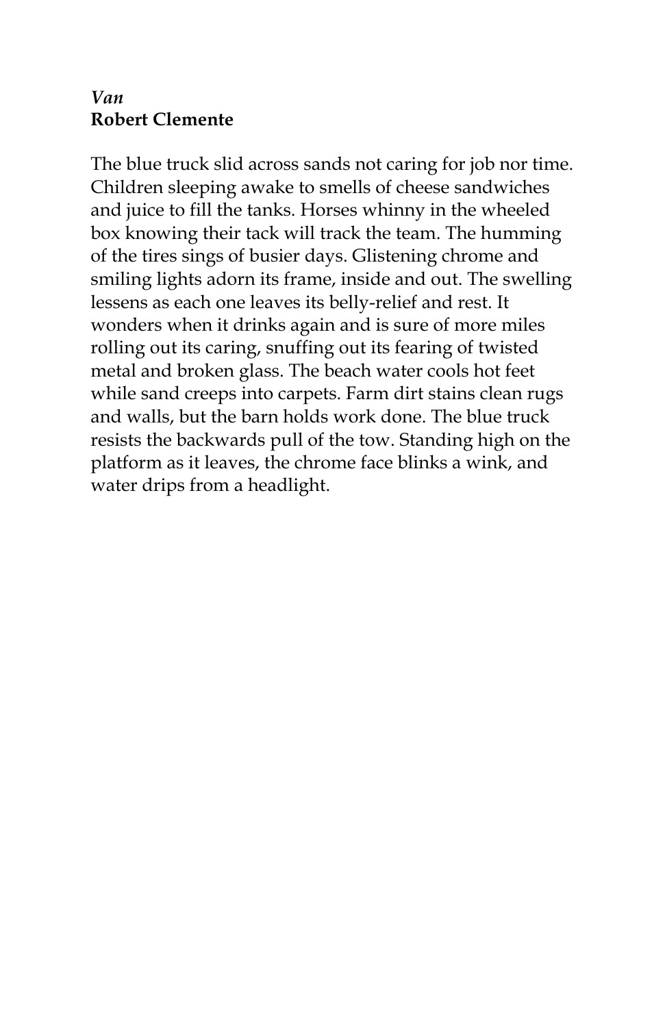*Van*
**Robert Clemente**

The blue truck slid across sands not caring for job nor time. Children sleeping awake to smells of cheese sandwiches and juice to fill the tanks. Horses whinny in the wheeled box knowing their tack will track the team. The humming of the tires sings of busier days. Glistening chrome and smiling lights adorn its frame, inside and out. The swelling lessens as each one leaves its belly-relief and rest. It wonders when it drinks again and is sure of more miles rolling out its caring, snuffing out its fearing of twisted metal and broken glass. The beach water cools hot feet while sand creeps into carpets. Farm dirt stains clean rugs and walls, but the barn holds work done. The blue truck resists the backwards pull of the tow. Standing high on the platform as it leaves, the chrome face blinks a wink, and water drips from a headlight.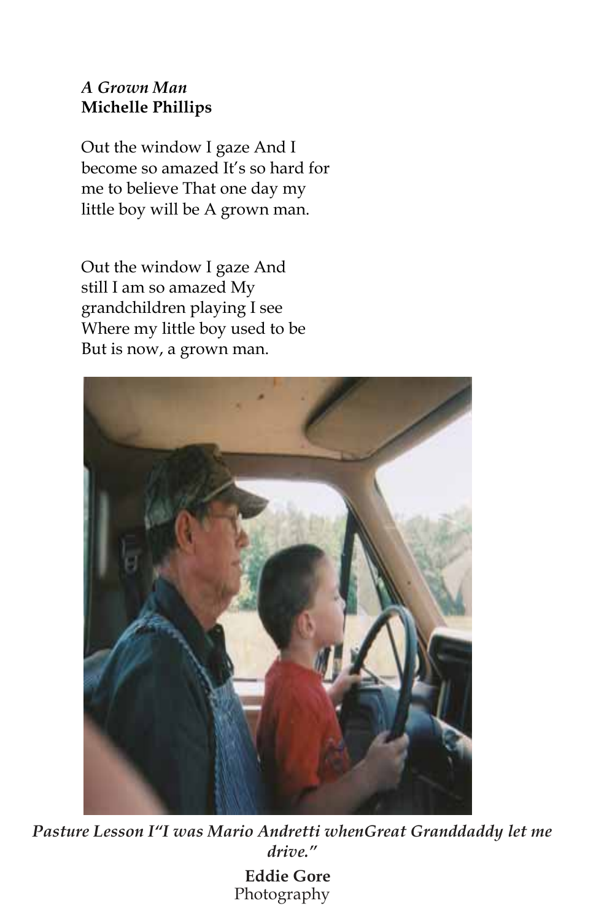*A Grown Man*
**Michelle Phillips**

Out the window I gaze And I become so amazed It's so hard for me to believe That one day my little boy will be A grown man.

Out the window I gaze And still I am so amazed My grandchildren playing I see Where my little boy used to be But is now, a grown man.

***Pasture Lesson I"I was Mario Andretti whenGreat Granddaddy let me drive."***

**Eddie Gore**
Photography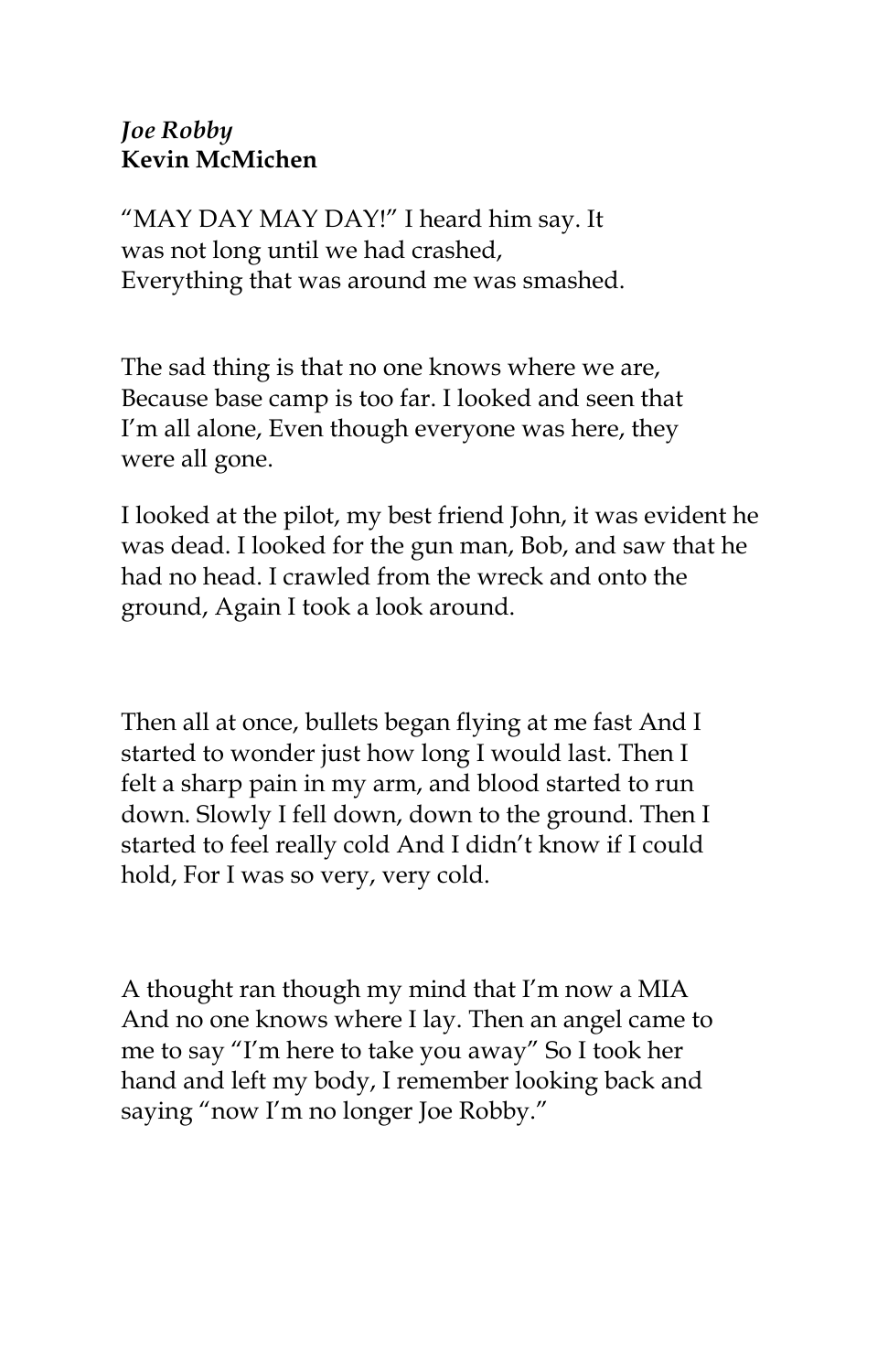*Joe Robby*
**Kevin McMichen**

“MAY DAY MAY DAY!” I heard him say. It
was not long until we had crashed,
Everything that was around me was smashed.

The sad thing is that no one knows where we are,
Because base camp is too far. I looked and seen that
I’m all alone, Even though everyone was here, they
were all gone.

I looked at the pilot, my best friend John, it was evident he
was dead. I looked for the gun man, Bob, and saw that he
had no head. I crawled from the wreck and onto the
ground, Again I took a look around.

Then all at once, bullets began flying at me fast And I
started to wonder just how long I would last. Then I
felt a sharp pain in my arm, and blood started to run
down. Slowly I fell down, down to the ground. Then I
started to feel really cold And I didn’t know if I could
hold, For I was so very, very cold.

A thought ran though my mind that I’m now a MIA
And no one knows where I lay. Then an angel came to
me to say “I’m here to take you away” So I took her
hand and left my body, I remember looking back and
saying “now I’m no longer Joe Robby.”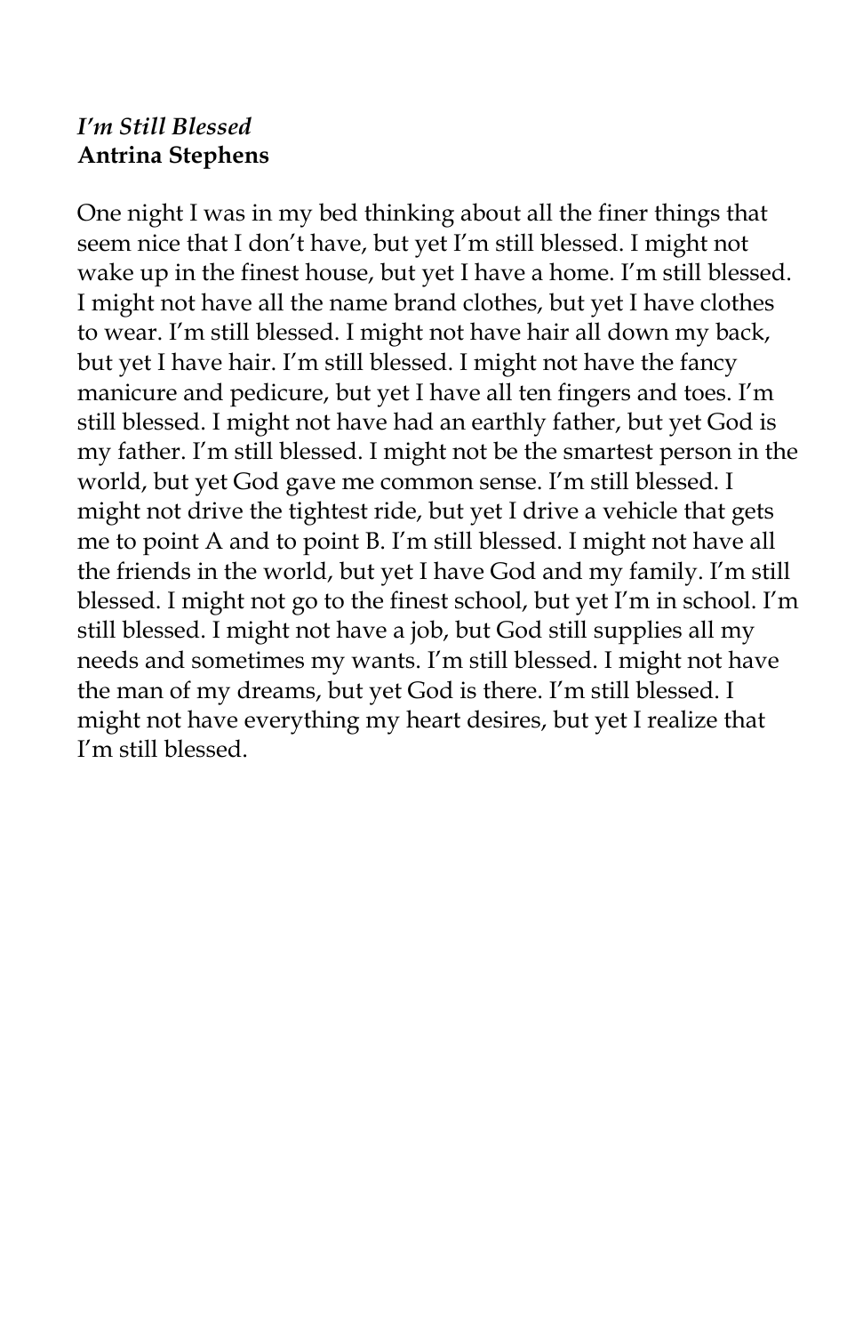*I'm Still Blessed*
**Antrina Stephens**

One night I was in my bed thinking about all the finer things that seem nice that I don't have, but yet I'm still blessed. I might not wake up in the finest house, but yet I have a home. I'm still blessed. I might not have all the name brand clothes, but yet I have clothes to wear. I'm still blessed. I might not have hair all down my back, but yet I have hair. I'm still blessed. I might not have the fancy manicure and pedicure, but yet I have all ten fingers and toes. I'm still blessed. I might not have had an earthly father, but yet God is my father. I'm still blessed. I might not be the smartest person in the world, but yet God gave me common sense. I'm still blessed. I might not drive the tightest ride, but yet I drive a vehicle that gets me to point A and to point B. I'm still blessed. I might not have all the friends in the world, but yet I have God and my family. I'm still blessed. I might not go to the finest school, but yet I'm in school. I'm still blessed. I might not have a job, but God still supplies all my needs and sometimes my wants. I'm still blessed. I might not have the man of my dreams, but yet God is there. I'm still blessed. I might not have everything my heart desires, but yet I realize that I'm still blessed.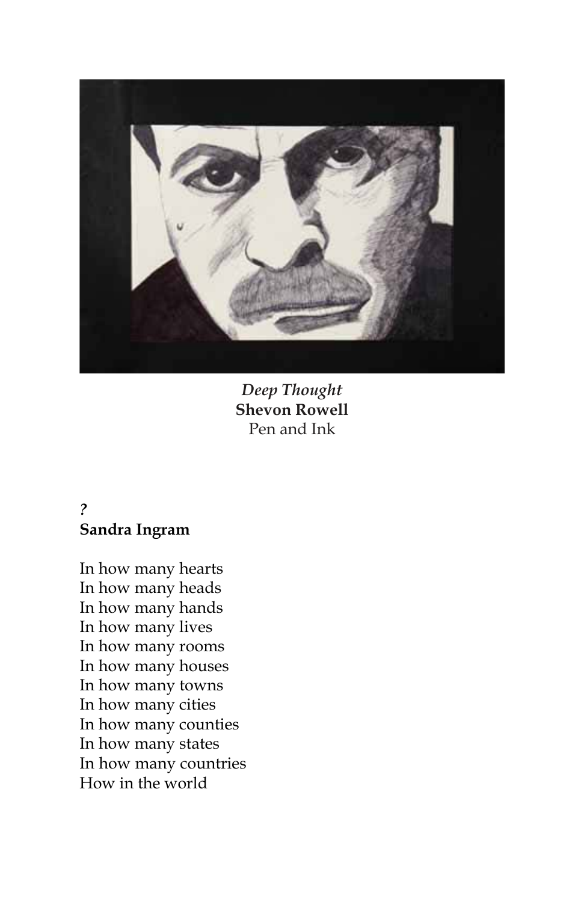*Deep Thought*
**Shevon Rowell**
Pen and Ink

*?*
**Sandra Ingram**

In how many hearts
In how many heads
In how many hands
In how many lives
In how many rooms
In how many houses
In how many towns
In how many cities
In how many counties
In how many states
In how many countries
How in the world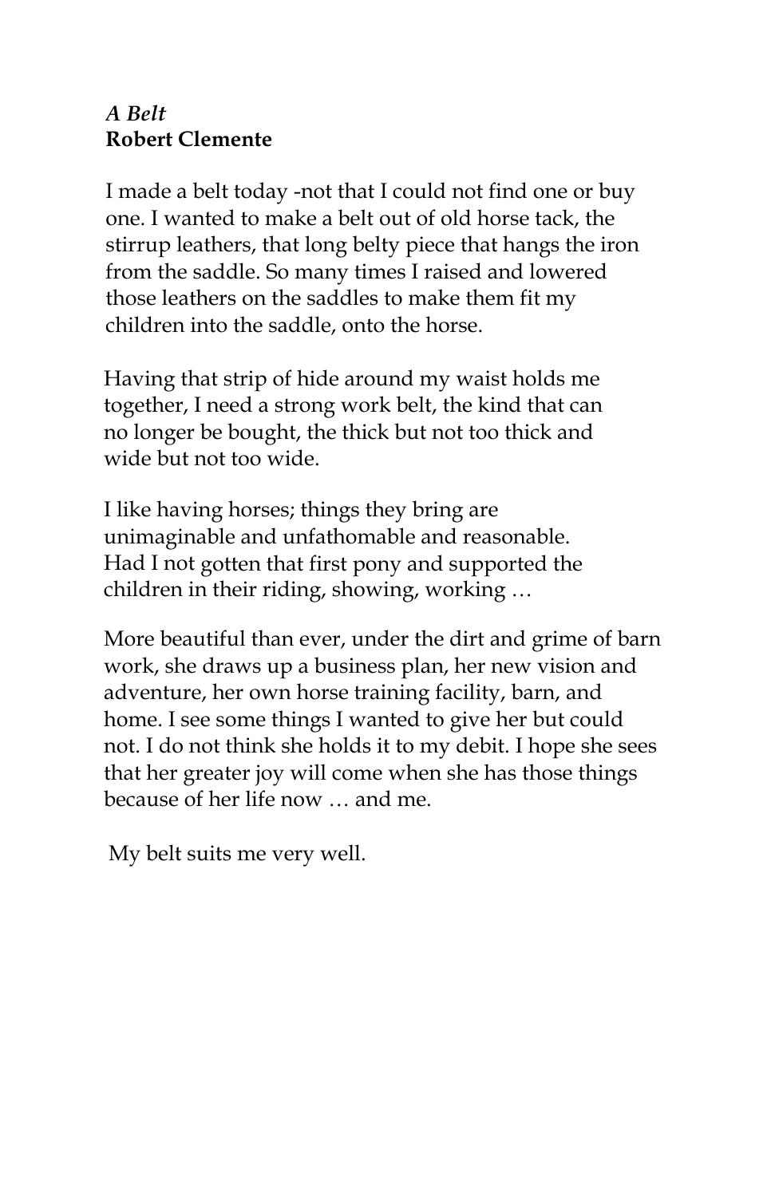*A Belt*
**Robert Clemente**

I made a belt today -not that I could not find one or buy one. I wanted to make a belt out of old horse tack, the stirrup leathers, that long belty piece that hangs the iron from the saddle. So many times I raised and lowered those leathers on the saddles to make them fit my children into the saddle, onto the horse.

Having that strip of hide around my waist holds me together, I need a strong work belt, the kind that can no longer be bought, the thick but not too thick and wide but not too wide.

I like having horses; things they bring are unimaginable and unfathomable and reasonable. Had I not gotten that first pony and supported the children in their riding, showing, working …

More beautiful than ever, under the dirt and grime of barn work, she draws up a business plan, her new vision and adventure, her own horse training facility, barn, and home. I see some things I wanted to give her but could not. I do not think she holds it to my debit. I hope she sees that her greater joy will come when she has those things because of her life now … and me.

My belt suits me very well.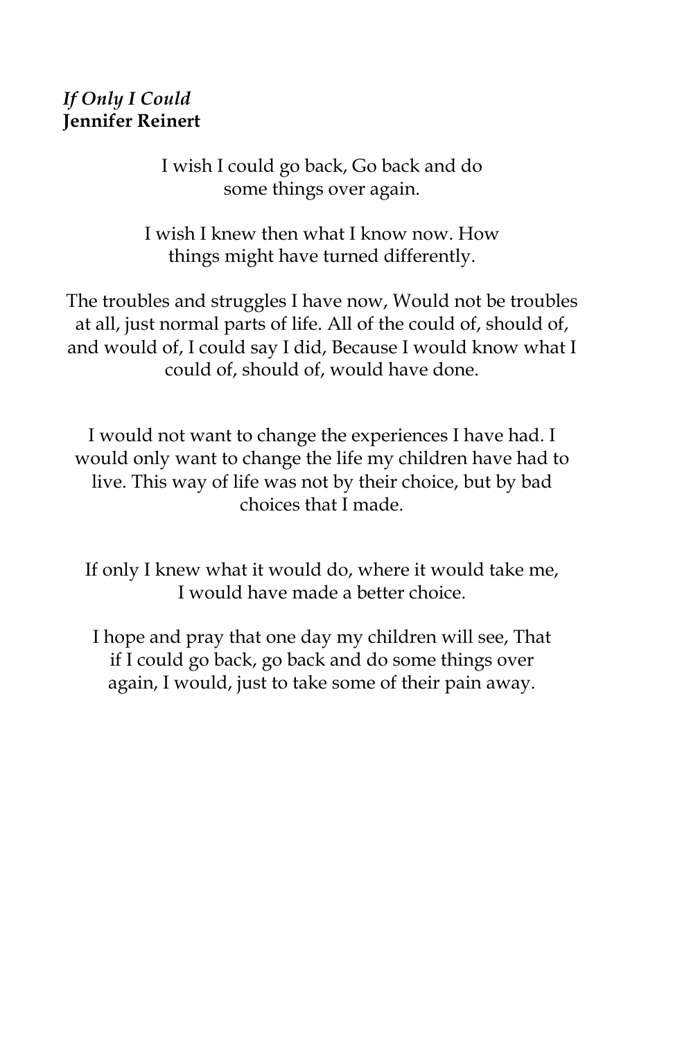*If Only I Could*
**Jennifer Reinert**

I wish I could go back, Go back and do some things over again.

I wish I knew then what I know now. How things might have turned differently.

The troubles and struggles I have now, Would not be troubles at all, just normal parts of life. All of the could of, should of, and would of, I could say I did, Because I would know what I could of, should of, would have done.

I would not want to change the experiences I have had. I would only want to change the life my children have had to live. This way of life was not by their choice, but by bad choices that I made.

If only I knew what it would do, where it would take me, I would have made a better choice.

I hope and pray that one day my children will see, That if I could go back, go back and do some things over again, I would, just to take some of their pain away.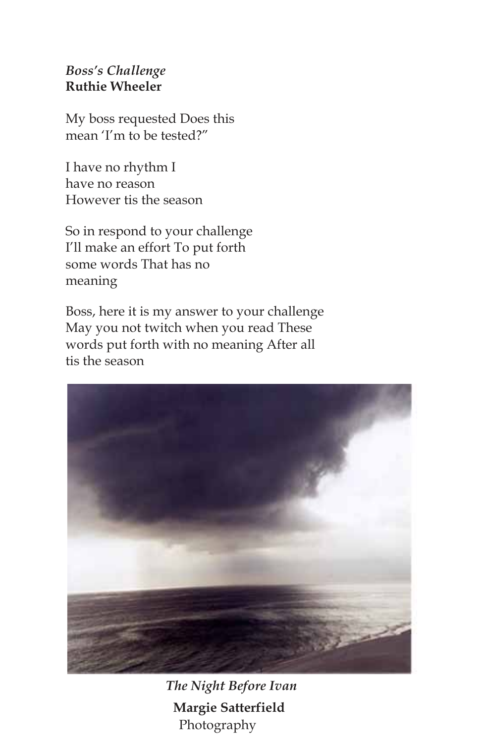*Boss's Challenge*
**Ruthie Wheeler**

My boss requested Does this
mean 'I'm to be tested?"

I have no rhythm I
have no reason
However tis the season

So in respond to your challenge
I'll make an effort To put forth
some words That has no
meaning

Boss, here it is my answer to your challenge
May you not twitch when you read These
words put forth with no meaning After all
tis the season

*The Night Before Ivan*
**Margie Satterfield**
Photography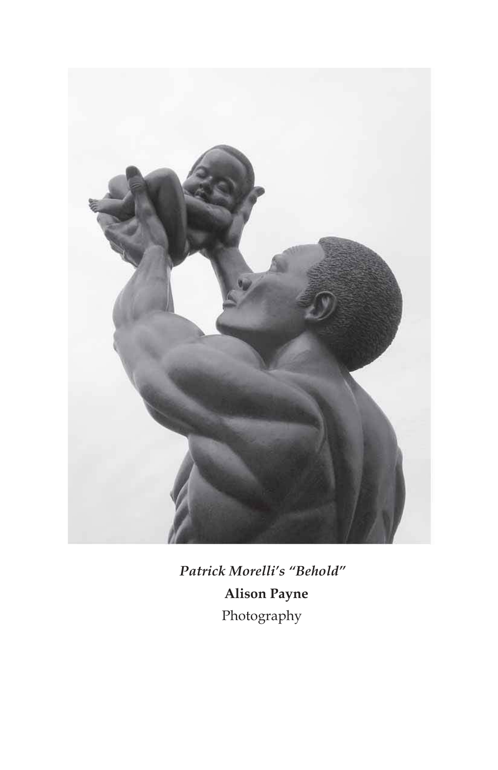***Patrick Morelli's "Behold"***

**Alison Payne**

Photography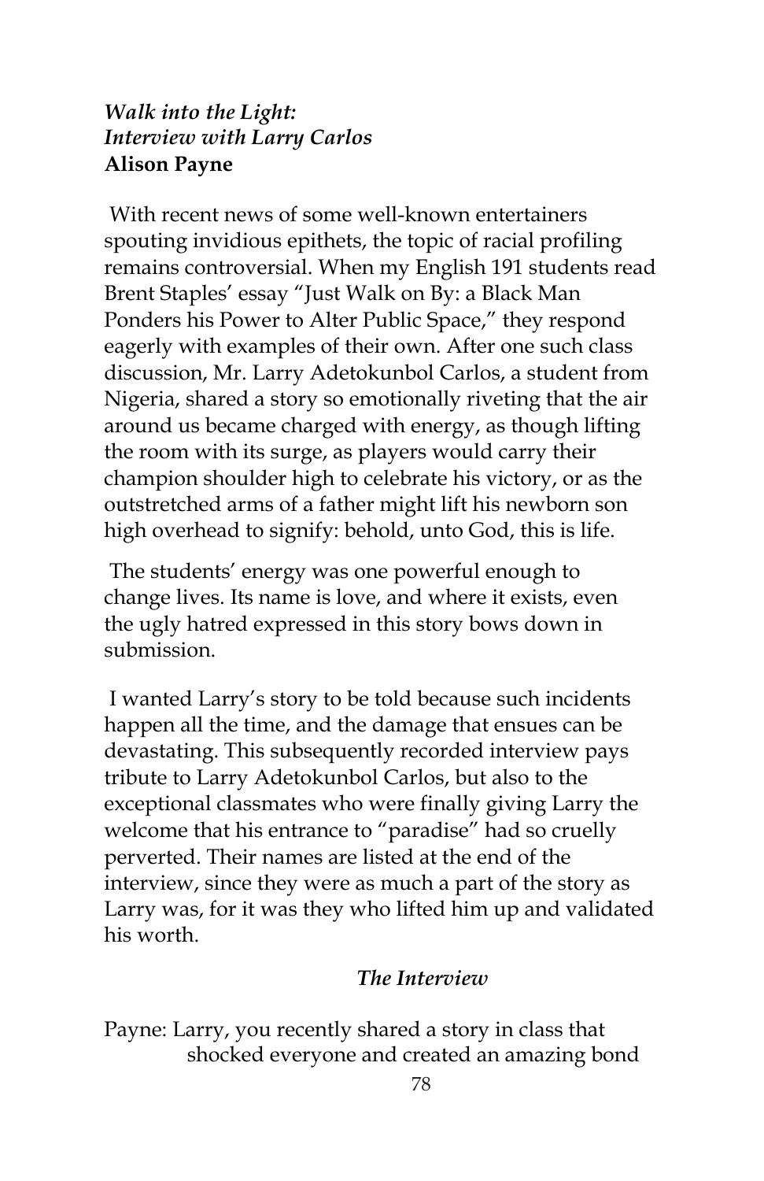### *Walk into the Light: Interview with Larry Carlos*
**Alison Payne**

With recent news of some well-known entertainers spouting invidious epithets, the topic of racial profiling remains controversial. When my English 191 students read Brent Staples' essay "Just Walk on By: a Black Man Ponders his Power to Alter Public Space," they respond eagerly with examples of their own. After one such class discussion, Mr. Larry Adetokunbol Carlos, a student from Nigeria, shared a story so emotionally riveting that the air around us became charged with energy, as though lifting the room with its surge, as players would carry their champion shoulder high to celebrate his victory, or as the outstretched arms of a father might lift his newborn son high overhead to signify: behold, unto God, this is life.

The students' energy was one powerful enough to change lives. Its name is love, and where it exists, even the ugly hatred expressed in this story bows down in submission.

I wanted Larry's story to be told because such incidents happen all the time, and the damage that ensues can be devastating. This subsequently recorded interview pays tribute to Larry Adetokunbol Carlos, but also to the exceptional classmates who were finally giving Larry the welcome that his entrance to "paradise" had so cruelly perverted. Their names are listed at the end of the interview, since they were as much a part of the story as Larry was, for it was they who lifted him up and validated his worth.

*The Interview*

Payne: Larry, you recently shared a story in class that shocked everyone and created an amazing bond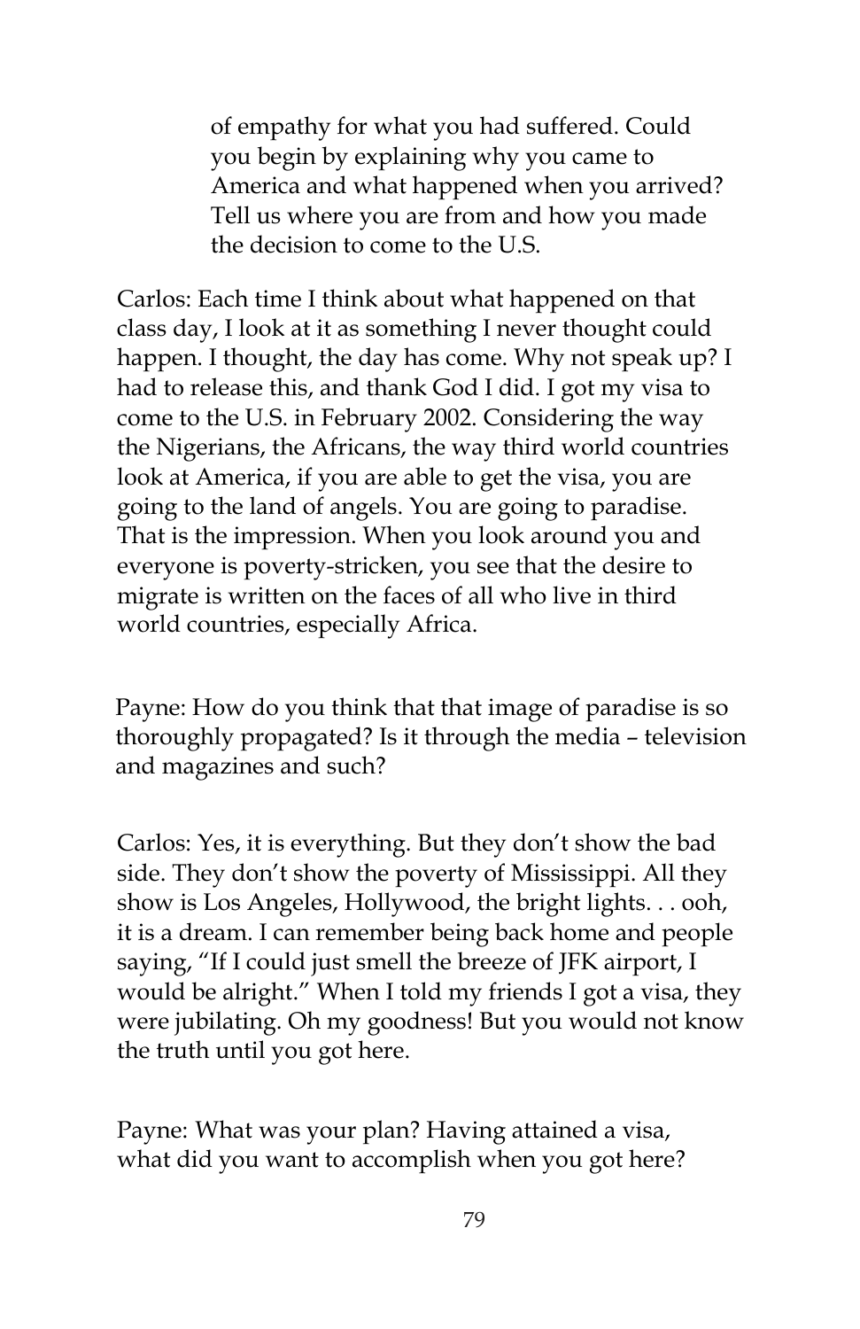of empathy for what you had suffered. Could you begin by explaining why you came to America and what happened when you arrived? Tell us where you are from and how you made the decision to come to the U.S.

Carlos: Each time I think about what happened on that class day, I look at it as something I never thought could happen. I thought, the day has come. Why not speak up? I had to release this, and thank God I did. I got my visa to come to the U.S. in February 2002. Considering the way the Nigerians, the Africans, the way third world countries look at America, if you are able to get the visa, you are going to the land of angels. You are going to paradise. That is the impression. When you look around you and everyone is poverty-stricken, you see that the desire to migrate is written on the faces of all who live in third world countries, especially Africa.

Payne: How do you think that that image of paradise is so thoroughly propagated? Is it through the media – television and magazines and such?

Carlos: Yes, it is everything. But they don't show the bad side. They don't show the poverty of Mississippi. All they show is Los Angeles, Hollywood, the bright lights. . . ooh, it is a dream. I can remember being back home and people saying, "If I could just smell the breeze of JFK airport, I would be alright." When I told my friends I got a visa, they were jubilating. Oh my goodness! But you would not know the truth until you got here.

Payne: What was your plan? Having attained a visa, what did you want to accomplish when you got here?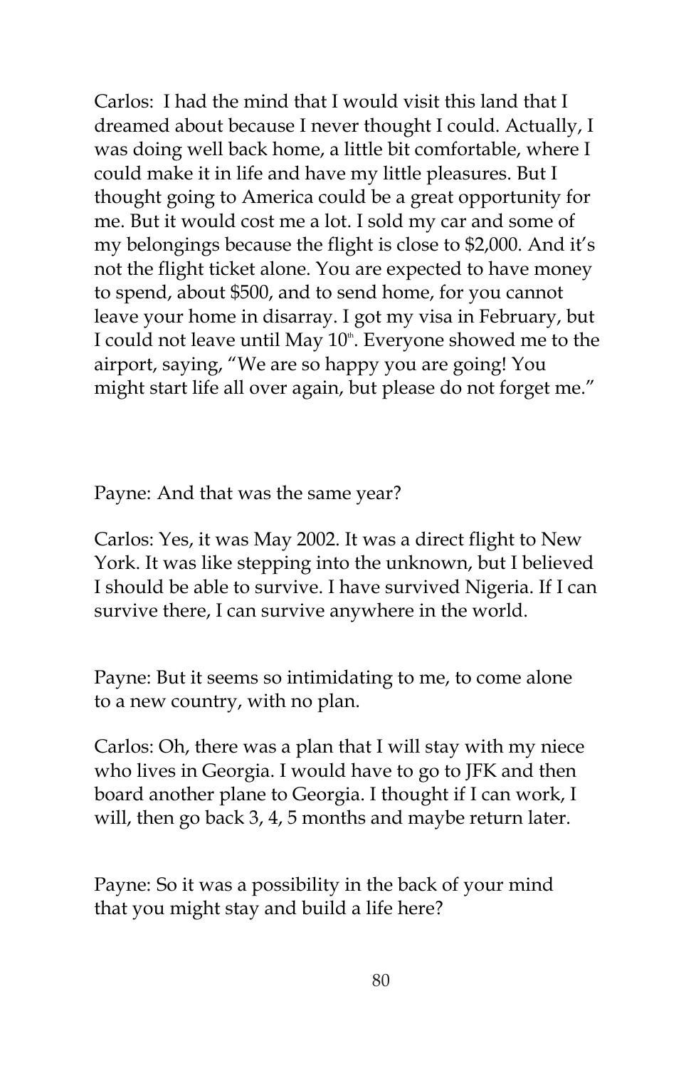Carlos: I had the mind that I would visit this land that I dreamed about because I never thought I could. Actually, I was doing well back home, a little bit comfortable, where I could make it in life and have my little pleasures. But I thought going to America could be a great opportunity for me. But it would cost me a lot. I sold my car and some of my belongings because the flight is close to $2,000. And it's not the flight ticket alone. You are expected to have money to spend, about $500, and to send home, for you cannot leave your home in disarray. I got my visa in February, but I could not leave until May 10th. Everyone showed me to the airport, saying, "We are so happy you are going! You might start life all over again, but please do not forget me."

Payne: And that was the same year?

Carlos: Yes, it was May 2002. It was a direct flight to New York. It was like stepping into the unknown, but I believed I should be able to survive. I have survived Nigeria. If I can survive there, I can survive anywhere in the world.

Payne: But it seems so intimidating to me, to come alone to a new country, with no plan.

Carlos: Oh, there was a plan that I will stay with my niece who lives in Georgia. I would have to go to JFK and then board another plane to Georgia. I thought if I can work, I will, then go back 3, 4, 5 months and maybe return later.

Payne: So it was a possibility in the back of your mind that you might stay and build a life here?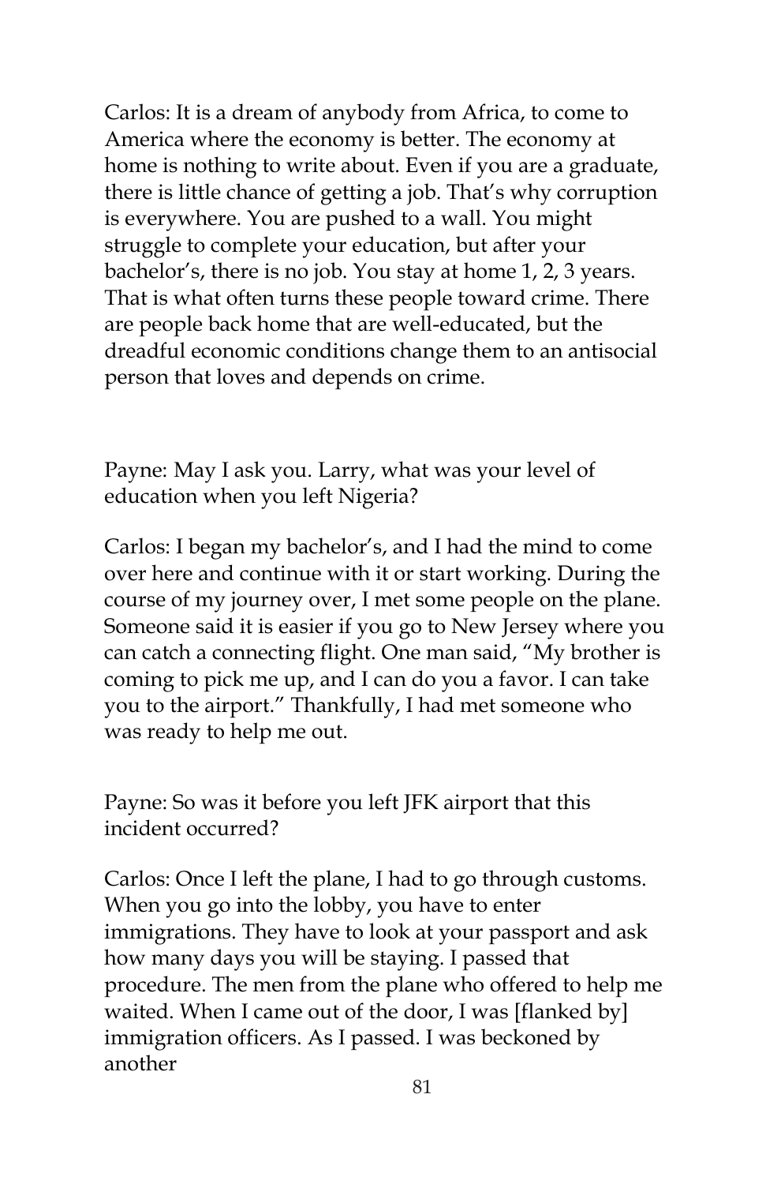Carlos: It is a dream of anybody from Africa, to come to America where the economy is better. The economy at home is nothing to write about. Even if you are a graduate, there is little chance of getting a job. That's why corruption is everywhere. You are pushed to a wall. You might struggle to complete your education, but after your bachelor's, there is no job. You stay at home 1, 2, 3 years. That is what often turns these people toward crime. There are people back home that are well-educated, but the dreadful economic conditions change them to an antisocial person that loves and depends on crime.

Payne: May I ask you. Larry, what was your level of education when you left Nigeria?

Carlos: I began my bachelor's, and I had the mind to come over here and continue with it or start working. During the course of my journey over, I met some people on the plane. Someone said it is easier if you go to New Jersey where you can catch a connecting flight. One man said, "My brother is coming to pick me up, and I can do you a favor. I can take you to the airport." Thankfully, I had met someone who was ready to help me out.

Payne: So was it before you left JFK airport that this incident occurred?

Carlos: Once I left the plane, I had to go through customs. When you go into the lobby, you have to enter immigrations. They have to look at your passport and ask how many days you will be staying. I passed that procedure. The men from the plane who offered to help me waited. When I came out of the door, I was [flanked by] immigration officers. As I passed. I was beckoned by another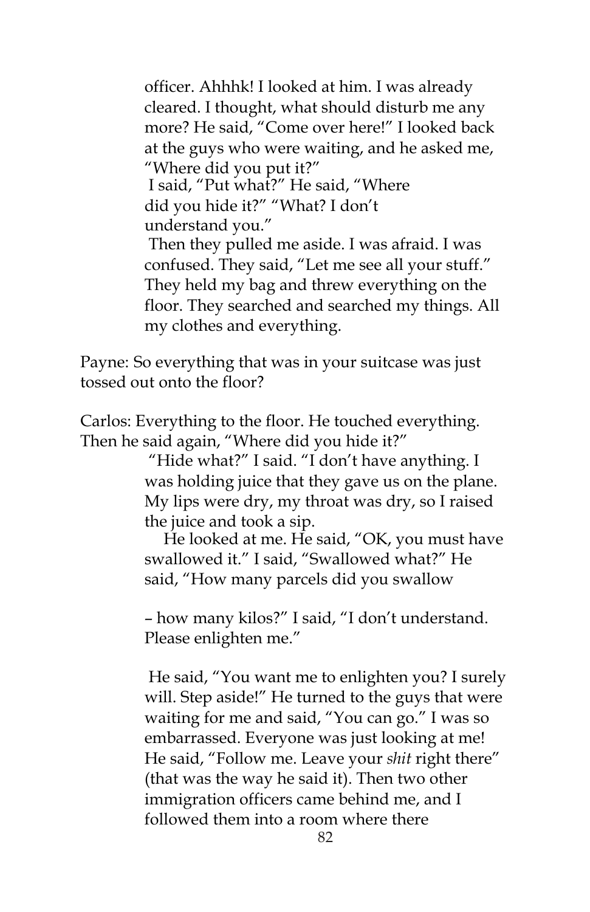officer. Ahhhk! I looked at him. I was already cleared. I thought, what should disturb me any more? He said, "Come over here!" I looked back at the guys who were waiting, and he asked me, "Where did you put it?"

I said, "Put what?" He said, "Where did you hide it?" "What? I don't understand you."

Then they pulled me aside. I was afraid. I was confused. They said, "Let me see all your stuff." They held my bag and threw everything on the floor. They searched and searched my things. All my clothes and everything.

Payne: So everything that was in your suitcase was just tossed out onto the floor?

Carlos: Everything to the floor. He touched everything. Then he said again, "Where did you hide it?"

"Hide what?" I said. "I don't have anything. I was holding juice that they gave us on the plane. My lips were dry, my throat was dry, so I raised the juice and took a sip.

He looked at me. He said, "OK, you must have swallowed it." I said, "Swallowed what?" He said, "How many parcels did you swallow – how many kilos?" I said, "I don't understand. Please enlighten me."

He said, "You want me to enlighten you? I surely will. Step aside!" He turned to the guys that were waiting for me and said, "You can go." I was so embarrassed. Everyone was just looking at me! He said, "Follow me. Leave your *shit* right there" (that was the way he said it). Then two other immigration officers came behind me, and I followed them into a room where there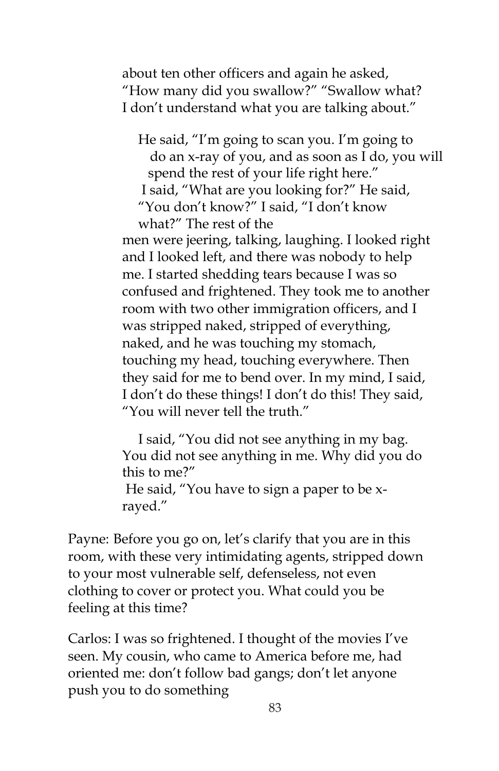about ten other officers and again he asked, "How many did you swallow?" "Swallow what? I don't understand what you are talking about."

He said, "I'm going to scan you. I'm going to do an x-ray of you, and as soon as I do, you will spend the rest of your life right here." I said, "What are you looking for?" He said, "You don't know?" I said, "I don't know what?" The rest of the men were jeering, talking, laughing. I looked right and I looked left, and there was nobody to help me. I started shedding tears because I was so confused and frightened. They took me to another room with two other immigration officers, and I was stripped naked, stripped of everything, naked, and he was touching my stomach, touching my head, touching everywhere. Then they said for me to bend over. In my mind, I said, I don't do these things! I don't do this! They said, "You will never tell the truth."

I said, "You did not see anything in my bag. You did not see anything in me. Why did you do this to me?" He said, "You have to sign a paper to be x-rayed."

Payne: Before you go on, let's clarify that you are in this room, with these very intimidating agents, stripped down to your most vulnerable self, defenseless, not even clothing to cover or protect you. What could you be feeling at this time?

Carlos: I was so frightened. I thought of the movies I've seen. My cousin, who came to America before me, had oriented me: don't follow bad gangs; don't let anyone push you to do something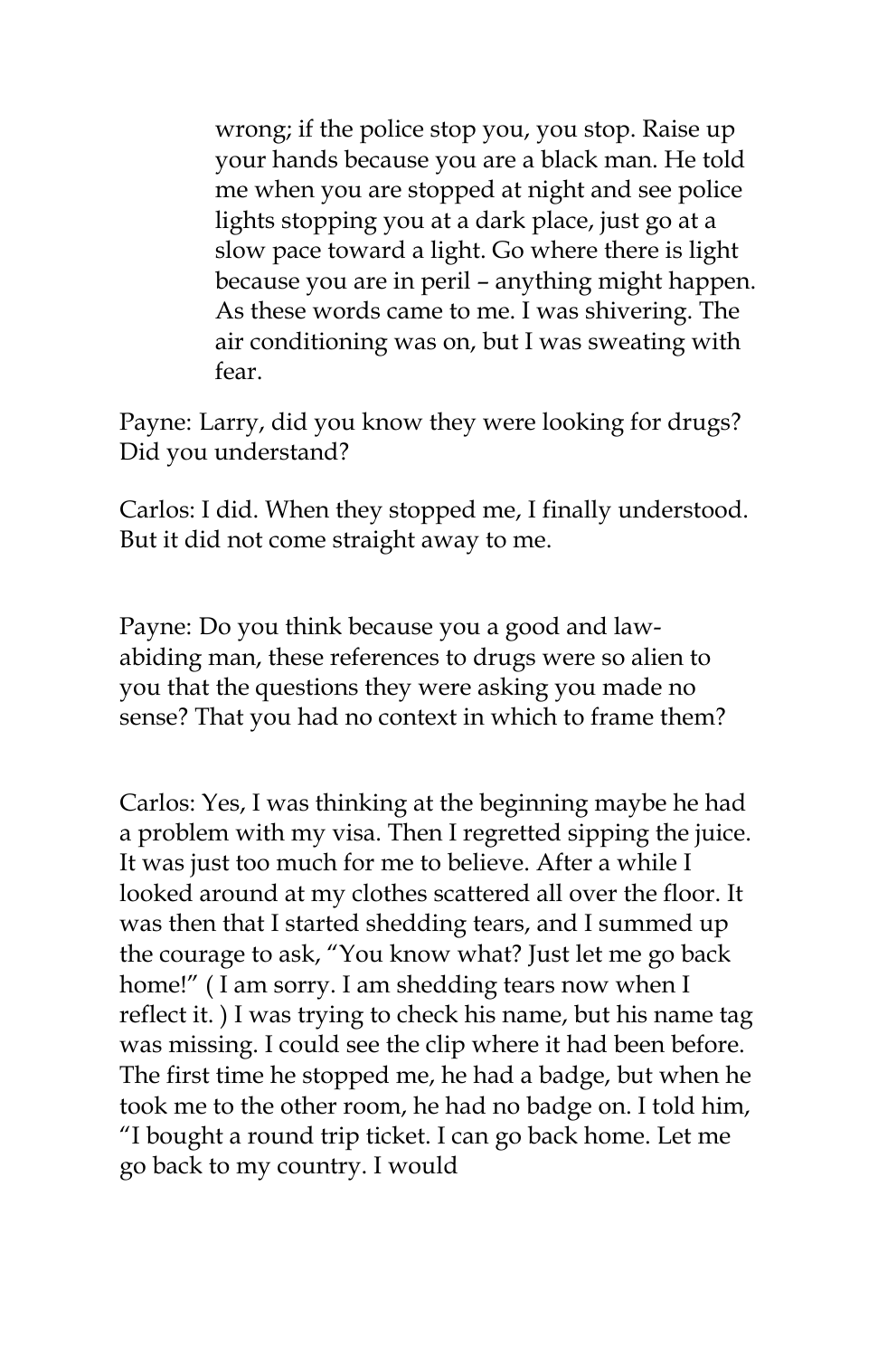> wrong; if the police stop you, you stop. Raise up your hands because you are a black man. He told me when you are stopped at night and see police lights stopping you at a dark place, just go at a slow pace toward a light. Go where there is light because you are in peril – anything might happen. As these words came to me. I was shivering. The air conditioning was on, but I was sweating with fear.

Payne: Larry, did you know they were looking for drugs? Did you understand?

Carlos: I did. When they stopped me, I finally understood. But it did not come straight away to me.

Payne: Do you think because you a good and law-abiding man, these references to drugs were so alien to you that the questions they were asking you made no sense? That you had no context in which to frame them?

Carlos: Yes, I was thinking at the beginning maybe he had a problem with my visa. Then I regretted sipping the juice. It was just too much for me to believe. After a while I looked around at my clothes scattered all over the floor. It was then that I started shedding tears, and I summed up the courage to ask, "You know what? Just let me go back home!" ( I am sorry. I am shedding tears now when I reflect it. ) I was trying to check his name, but his name tag was missing. I could see the clip where it had been before. The first time he stopped me, he had a badge, but when he took me to the other room, he had no badge on. I told him, "I bought a round trip ticket. I can go back home. Let me go back to my country. I would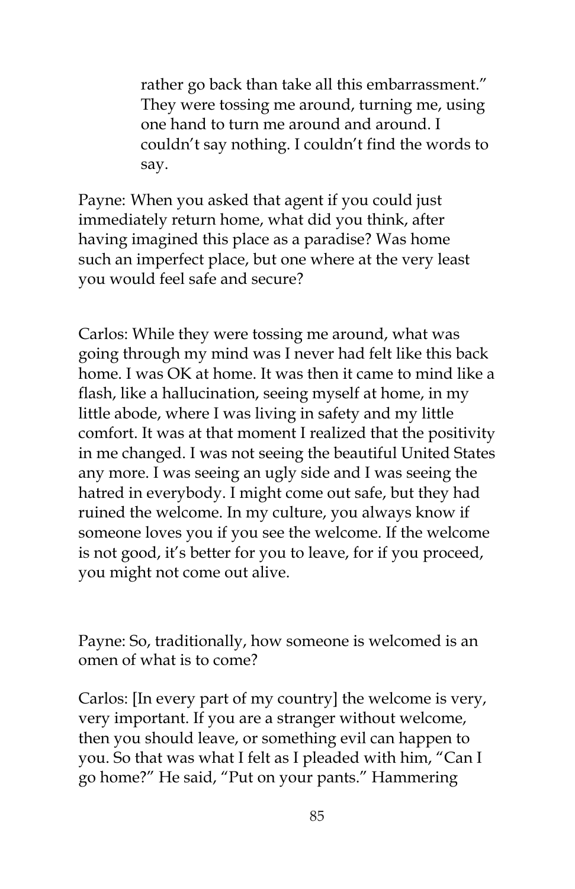> rather go back than take all this embarrassment." They were tossing me around, turning me, using one hand to turn me around and around. I couldn't say nothing. I couldn't find the words to say.

Payne: When you asked that agent if you could just immediately return home, what did you think, after having imagined this place as a paradise? Was home such an imperfect place, but one where at the very least you would feel safe and secure?

Carlos: While they were tossing me around, what was going through my mind was I never had felt like this back home. I was OK at home. It was then it came to mind like a flash, like a hallucination, seeing myself at home, in my little abode, where I was living in safety and my little comfort. It was at that moment I realized that the positivity in me changed. I was not seeing the beautiful United States any more. I was seeing an ugly side and I was seeing the hatred in everybody. I might come out safe, but they had ruined the welcome. In my culture, you always know if someone loves you if you see the welcome. If the welcome is not good, it's better for you to leave, for if you proceed, you might not come out alive.

Payne: So, traditionally, how someone is welcomed is an omen of what is to come?

Carlos: [In every part of my country] the welcome is very, very important. If you are a stranger without welcome, then you should leave, or something evil can happen to you. So that was what I felt as I pleaded with him, "Can I go home?" He said, "Put on your pants." Hammering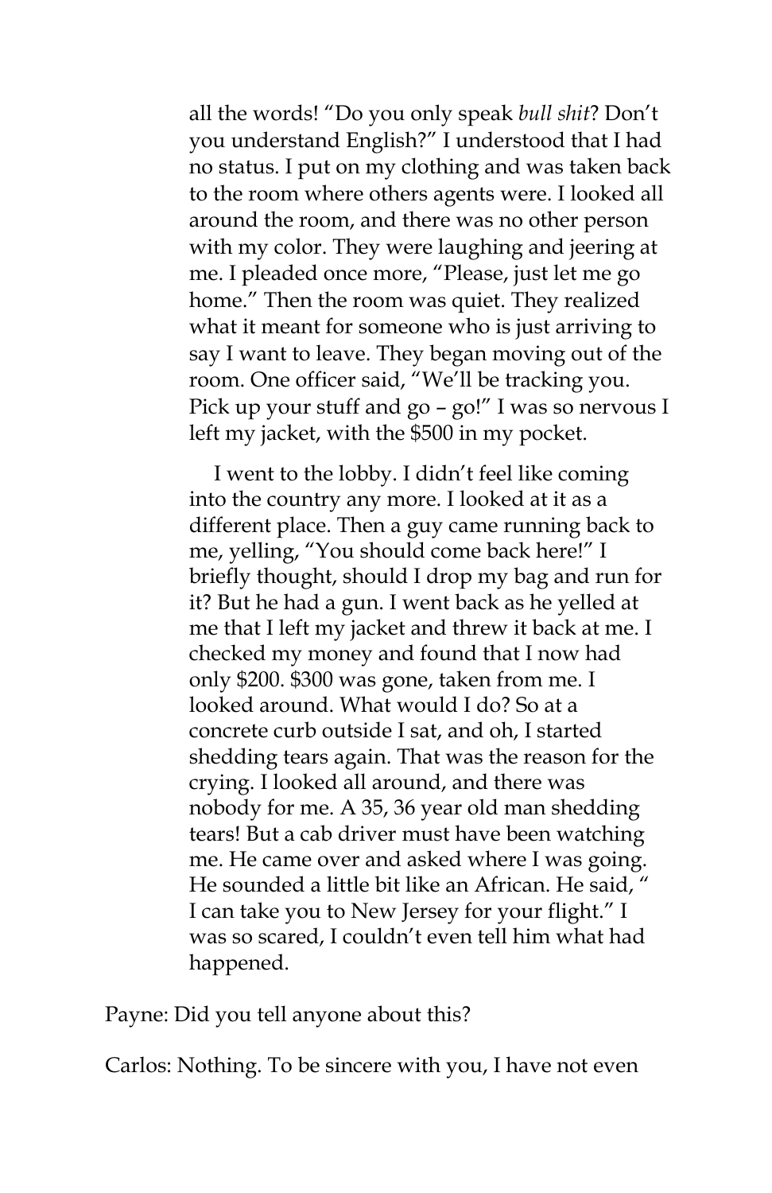all the words! "Do you only speak *bull shit*? Don't you understand English?" I understood that I had no status. I put on my clothing and was taken back to the room where others agents were. I looked all around the room, and there was no other person with my color. They were laughing and jeering at me. I pleaded once more, "Please, just let me go home." Then the room was quiet. They realized what it meant for someone who is just arriving to say I want to leave. They began moving out of the room. One officer said, "We'll be tracking you. Pick up your stuff and go – go!" I was so nervous I left my jacket, with the $500 in my pocket.

I went to the lobby. I didn't feel like coming into the country any more. I looked at it as a different place. Then a guy came running back to me, yelling, "You should come back here!" I briefly thought, should I drop my bag and run for it? But he had a gun. I went back as he yelled at me that I left my jacket and threw it back at me. I checked my money and found that I now had only $200. $300 was gone, taken from me. I looked around. What would I do? So at a concrete curb outside I sat, and oh, I started shedding tears again. That was the reason for the crying. I looked all around, and there was nobody for me. A 35, 36 year old man shedding tears! But a cab driver must have been watching me. He came over and asked where I was going. He sounded a little bit like an African. He said, " I can take you to New Jersey for your flight." I was so scared, I couldn't even tell him what had happened.

Payne: Did you tell anyone about this?

Carlos: Nothing. To be sincere with you, I have not even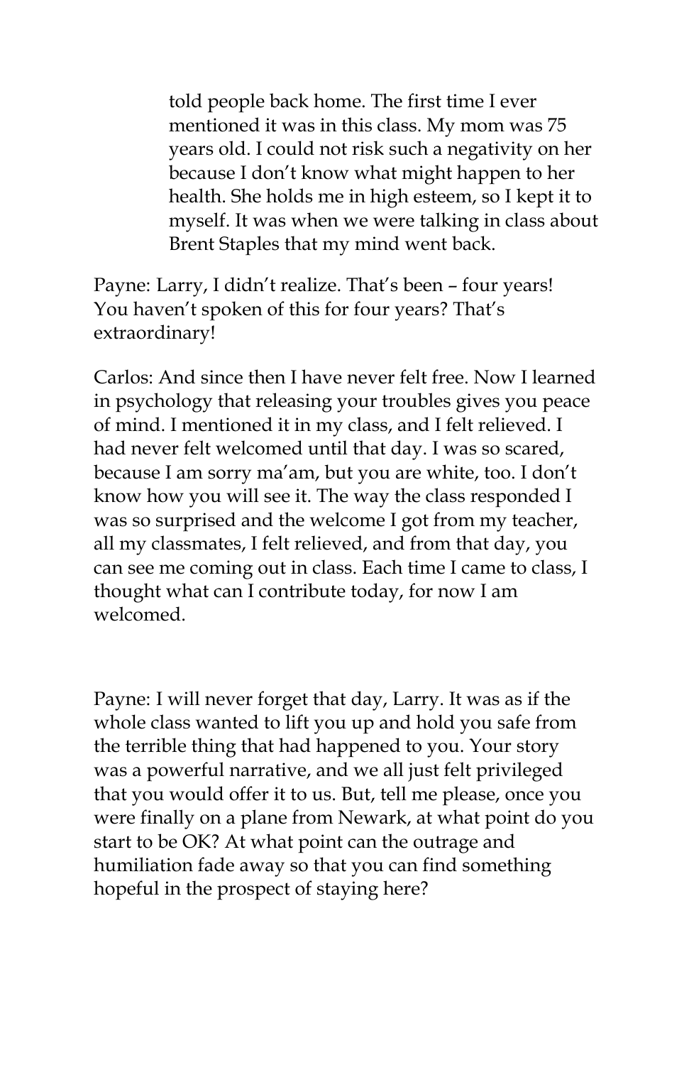> told people back home. The first time I ever mentioned it was in this class. My mom was 75 years old. I could not risk such a negativity on her because I don't know what might happen to her health. She holds me in high esteem, so I kept it to myself. It was when we were talking in class about Brent Staples that my mind went back.

Payne: Larry, I didn't realize. That's been – four years! You haven't spoken of this for four years? That's extraordinary!

Carlos: And since then I have never felt free. Now I learned in psychology that releasing your troubles gives you peace of mind. I mentioned it in my class, and I felt relieved. I had never felt welcomed until that day. I was so scared, because I am sorry ma'am, but you are white, too. I don't know how you will see it. The way the class responded I was so surprised and the welcome I got from my teacher, all my classmates, I felt relieved, and from that day, you can see me coming out in class. Each time I came to class, I thought what can I contribute today, for now I am welcomed.

Payne: I will never forget that day, Larry. It was as if the whole class wanted to lift you up and hold you safe from the terrible thing that had happened to you. Your story was a powerful narrative, and we all just felt privileged that you would offer it to us. But, tell me please, once you were finally on a plane from Newark, at what point do you start to be OK? At what point can the outrage and humiliation fade away so that you can find something hopeful in the prospect of staying here?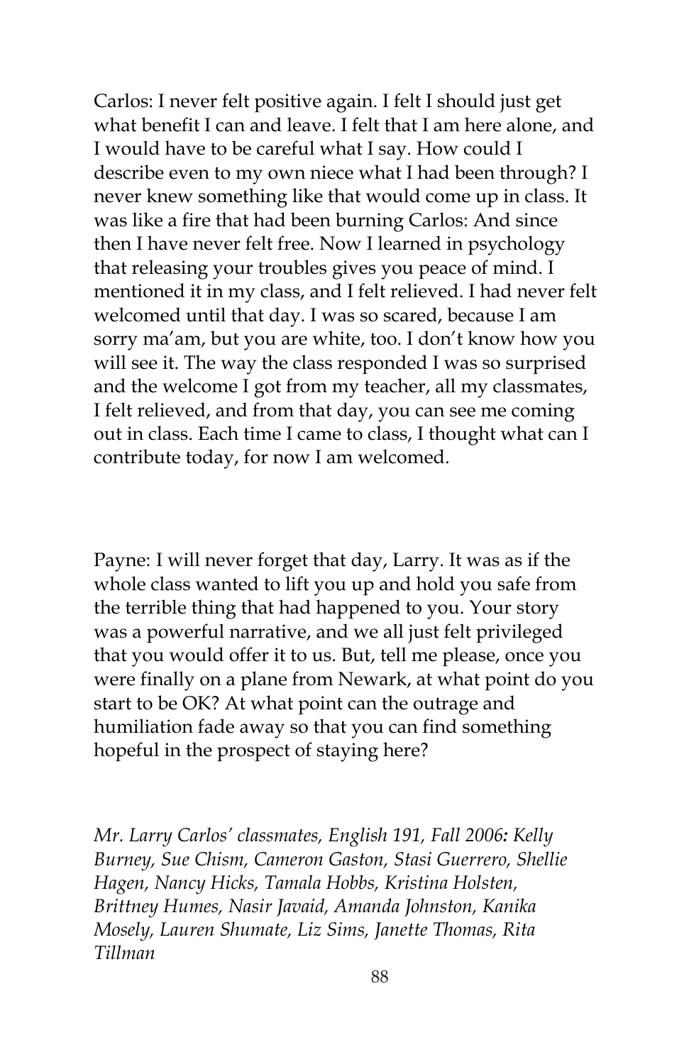Carlos: I never felt positive again. I felt I should just get what benefit I can and leave. I felt that I am here alone, and I would have to be careful what I say. How could I describe even to my own niece what I had been through? I never knew something like that would come up in class. It was like a fire that had been burning Carlos: And since then I have never felt free. Now I learned in psychology that releasing your troubles gives you peace of mind. I mentioned it in my class, and I felt relieved. I had never felt welcomed until that day. I was so scared, because I am sorry ma'am, but you are white, too. I don't know how you will see it. The way the class responded I was so surprised and the welcome I got from my teacher, all my classmates, I felt relieved, and from that day, you can see me coming out in class. Each time I came to class, I thought what can I contribute today, for now I am welcomed.

Payne: I will never forget that day, Larry. It was as if the whole class wanted to lift you up and hold you safe from the terrible thing that had happened to you. Your story was a powerful narrative, and we all just felt privileged that you would offer it to us. But, tell me please, once you were finally on a plane from Newark, at what point do you start to be OK? At what point can the outrage and humiliation fade away so that you can find something hopeful in the prospect of staying here?

*Mr. Larry Carlos' classmates, English 191, Fall 2006: Kelly Burney, Sue Chism, Cameron Gaston, Stasi Guerrero, Shellie Hagen, Nancy Hicks, Tamala Hobbs, Kristina Holsten, Brittney Humes, Nasir Javaid, Amanda Johnston, Kanika Mosely, Lauren Shumate, Liz Sims, Janette Thomas, Rita Tillman*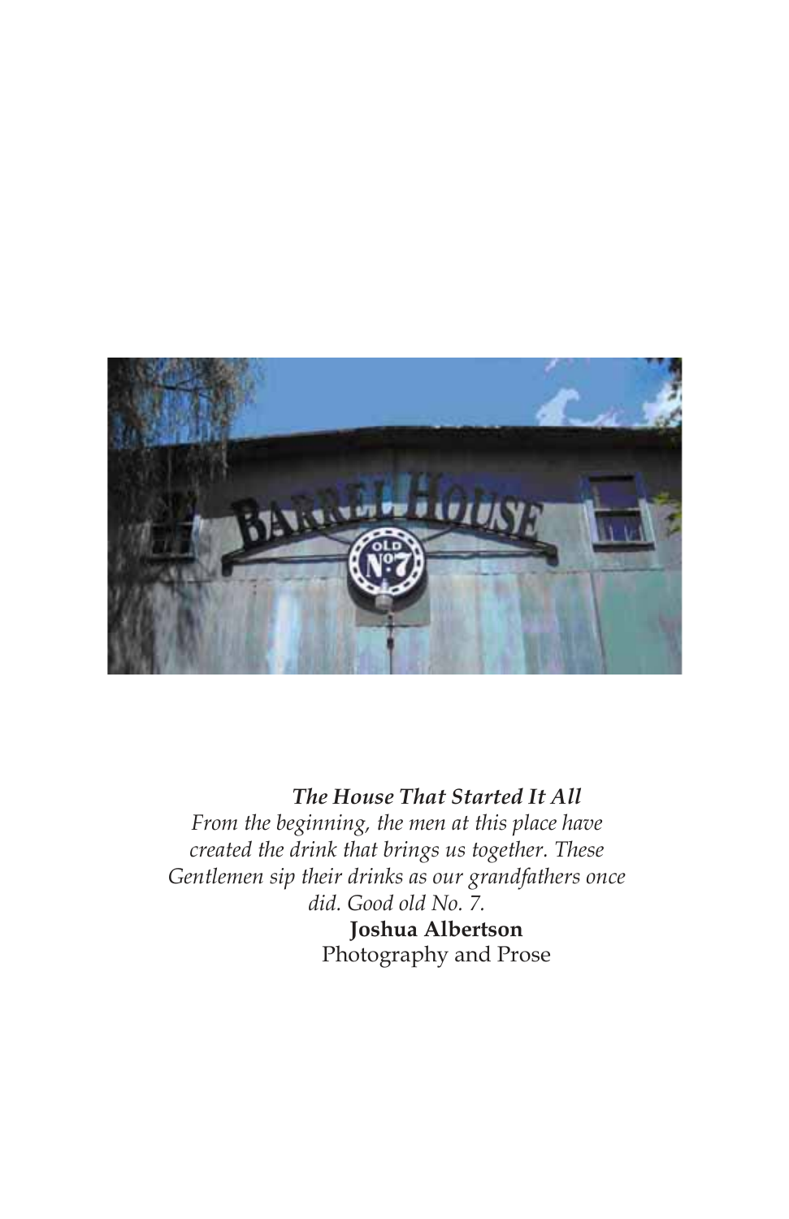***The House That Started It All***

*From the beginning, the men at this place have created the drink that brings us together. These Gentlemen sip their drinks as our grandfathers once did. Good old No. 7.*

**Joshua Albertson**

Photography and Prose